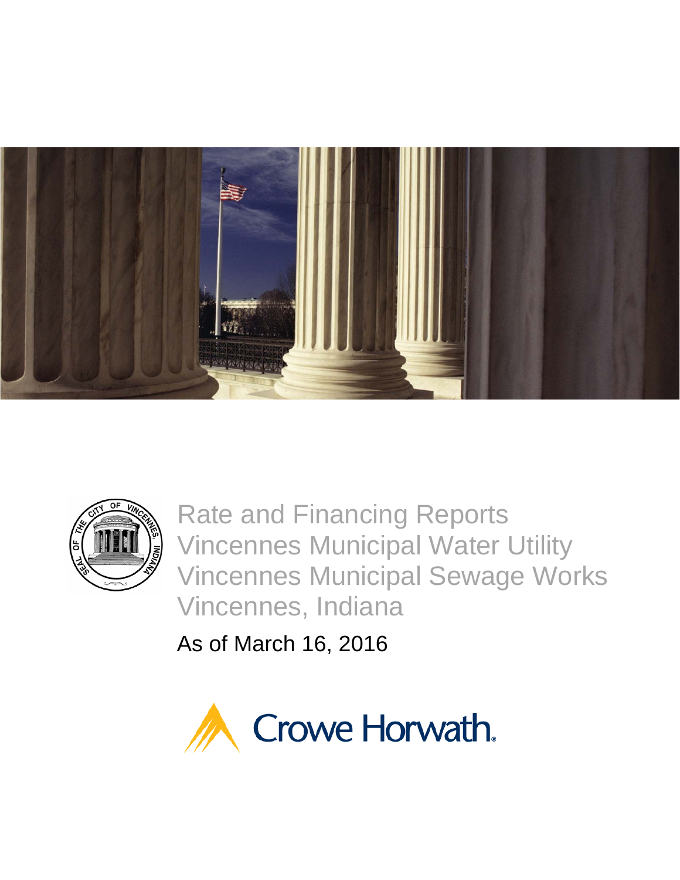# Rate and Financing Reports
# Vincennes Municipal Water Utility
# Vincennes Municipal Sewage Works
# Vincennes, Indiana

As of March 16, 2016

Crowe Horwath.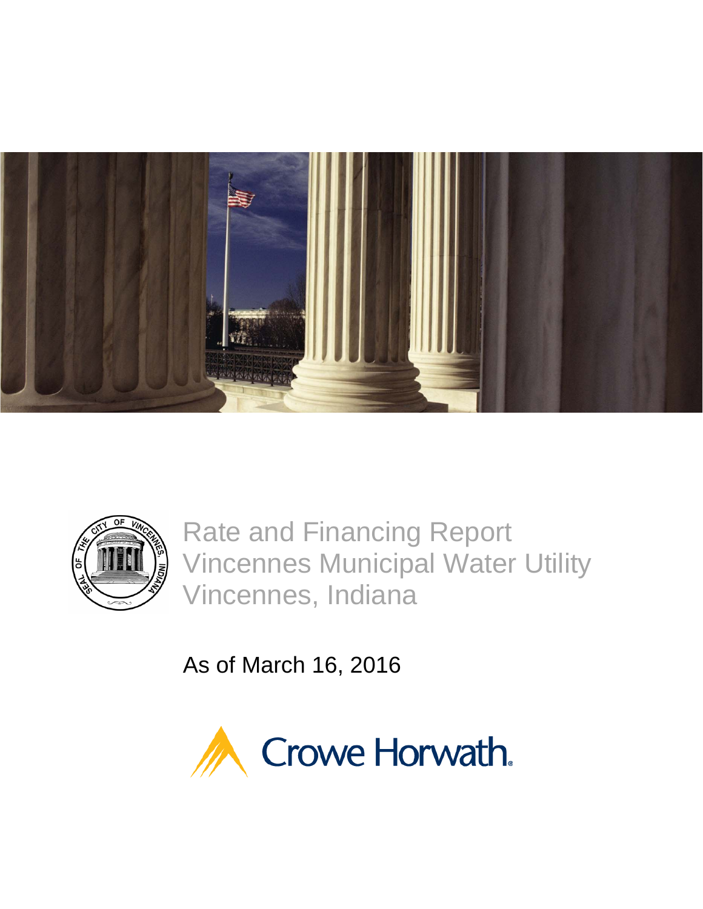# Rate and Financing Report
# Vincennes Municipal Water Utility
# Vincennes, Indiana

As of March 16, 2016

Crowe Horwath.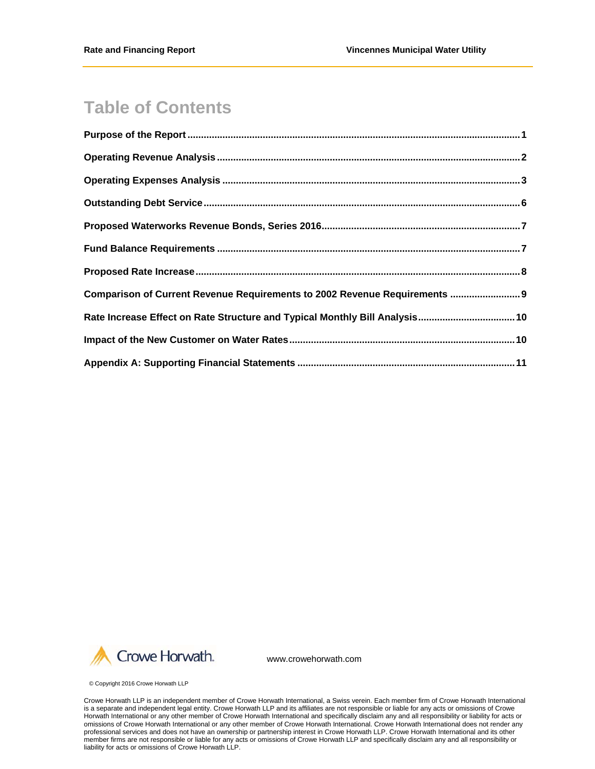# Table of Contents

**Purpose of the Report** .......... 1

**Operating Revenue Analysis** .......... 2

**Operating Expenses Analysis** .......... 3

**Outstanding Debt Service** .......... 6

**Proposed Waterworks Revenue Bonds, Series 2016** .......... 7

**Fund Balance Requirements** .......... 7

**Proposed Rate Increase** .......... 8

**Comparison of Current Revenue Requirements to 2002 Revenue Requirements** .......... 9

**Rate Increase Effect on Rate Structure and Typical Monthly Bill Analysis** .......... 10

**Impact of the New Customer on Water Rates** .......... 10

**Appendix A: Supporting Financial Statements** .......... 11

Crowe Horwath.

www.crowehorwath.com

© Copyright 2016 Crowe Horwath LLP

Crowe Horwath LLP is an independent member of Crowe Horwath International, a Swiss verein. Each member firm of Crowe Horwath International is a separate and independent legal entity. Crowe Horwath LLP and its affiliates are not responsible or liable for any acts or omissions of Crowe Horwath International or any other member of Crowe Horwath International and specifically disclaim any and all responsibility or liability for acts or omissions of Crowe Horwath International or any other member of Crowe Horwath International. Crowe Horwath International does not render any professional services and does not have an ownership or partnership interest in Crowe Horwath LLP. Crowe Horwath International and its other member firms are not responsible or liable for any acts or omissions of Crowe Horwath LLP and specifically disclaim any and all responsibility or liability for acts or omissions of Crowe Horwath LLP.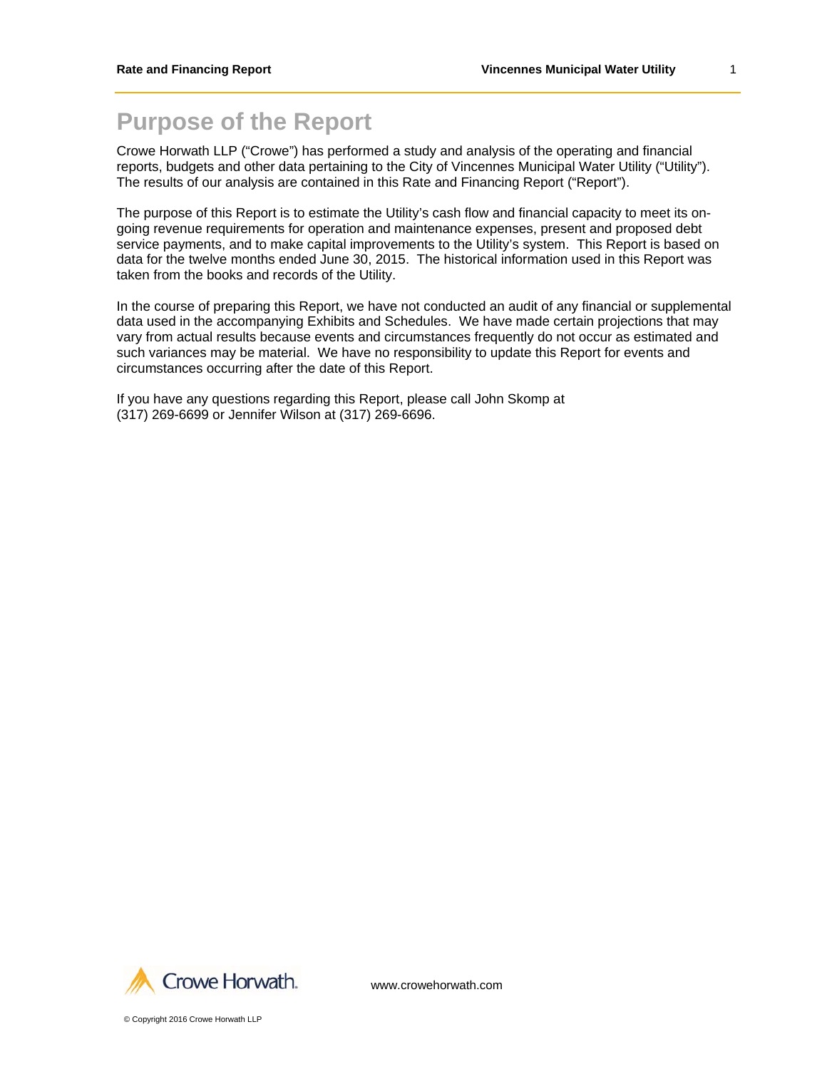# Purpose of the Report

Crowe Horwath LLP ("Crowe") has performed a study and analysis of the operating and financial reports, budgets and other data pertaining to the City of Vincennes Municipal Water Utility ("Utility"). The results of our analysis are contained in this Rate and Financing Report ("Report").

The purpose of this Report is to estimate the Utility's cash flow and financial capacity to meet its on-going revenue requirements for operation and maintenance expenses, present and proposed debt service payments, and to make capital improvements to the Utility's system. This Report is based on data for the twelve months ended June 30, 2015. The historical information used in this Report was taken from the books and records of the Utility.

In the course of preparing this Report, we have not conducted an audit of any financial or supplemental data used in the accompanying Exhibits and Schedules. We have made certain projections that may vary from actual results because events and circumstances frequently do not occur as estimated and such variances may be material. We have no responsibility to update this Report for events and circumstances occurring after the date of this Report.

If you have any questions regarding this Report, please call John Skomp at (317) 269-6699 or Jennifer Wilson at (317) 269-6696.

Crowe Horwath.

www.crowehorwath.com

© Copyright 2016 Crowe Horwath LLP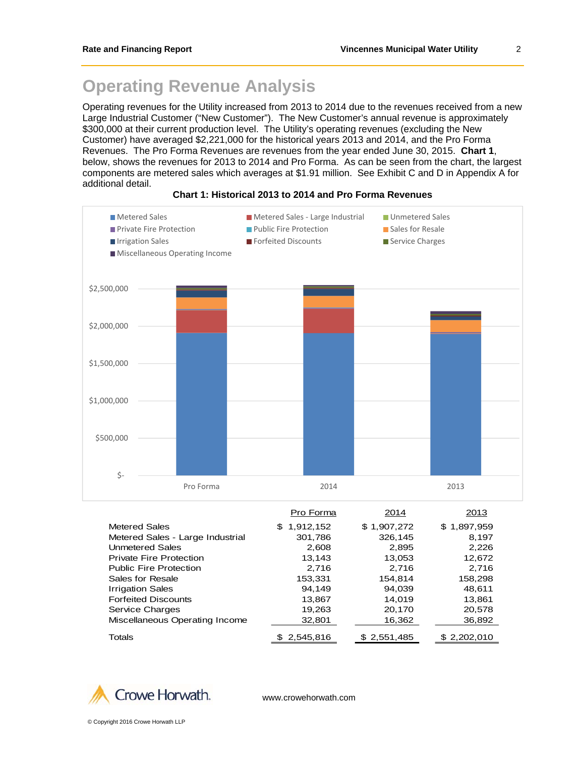# Operating Revenue Analysis

Operating revenues for the Utility increased from 2013 to 2014 due to the revenues received from a new Large Industrial Customer ("New Customer"). The New Customer's annual revenue is approximately $300,000 at their current production level. The Utility's operating revenues (excluding the New Customer) have averaged $2,221,000 for the historical years 2013 and 2014, and the Pro Forma Revenues. The Pro Forma Revenues are revenues from the year ended June 30, 2015. **Chart 1**, below, shows the revenues for 2013 to 2014 and Pro Forma. As can be seen from the chart, the largest components are metered sales which averages at $1.91 million. See Exhibit C and D in Appendix A for additional detail.

**Chart 1: Historical 2013 to 2014 and Pro Forma Revenues**

| | Pro Forma | 2014 | 2013 |
|---|---|---|---|
| Metered Sales | $ 1,912,152 | $ 1,907,272 | $ 1,897,959 |
| Metered Sales - Large Industrial | 301,786 | 326,145 | 8,197 |
| Unmetered Sales | 2,608 | 2,895 | 2,226 |
| Private Fire Protection | 13,143 | 13,053 | 12,672 |
| Public Fire Protection | 2,716 | 2,716 | 2,716 |
| Sales for Resale | 153,331 | 154,814 | 158,298 |
| Irrigation Sales | 94,149 | 94,039 | 48,611 |
| Forfeited Discounts | 13,867 | 14,019 | 13,861 |
| Service Charges | 19,263 | 20,170 | 20,578 |
| Miscellaneous Operating Income | 32,801 | 16,362 | 36,892 |
| Totals | $ 2,545,816 | $ 2,551,485 | $ 2,202,010 |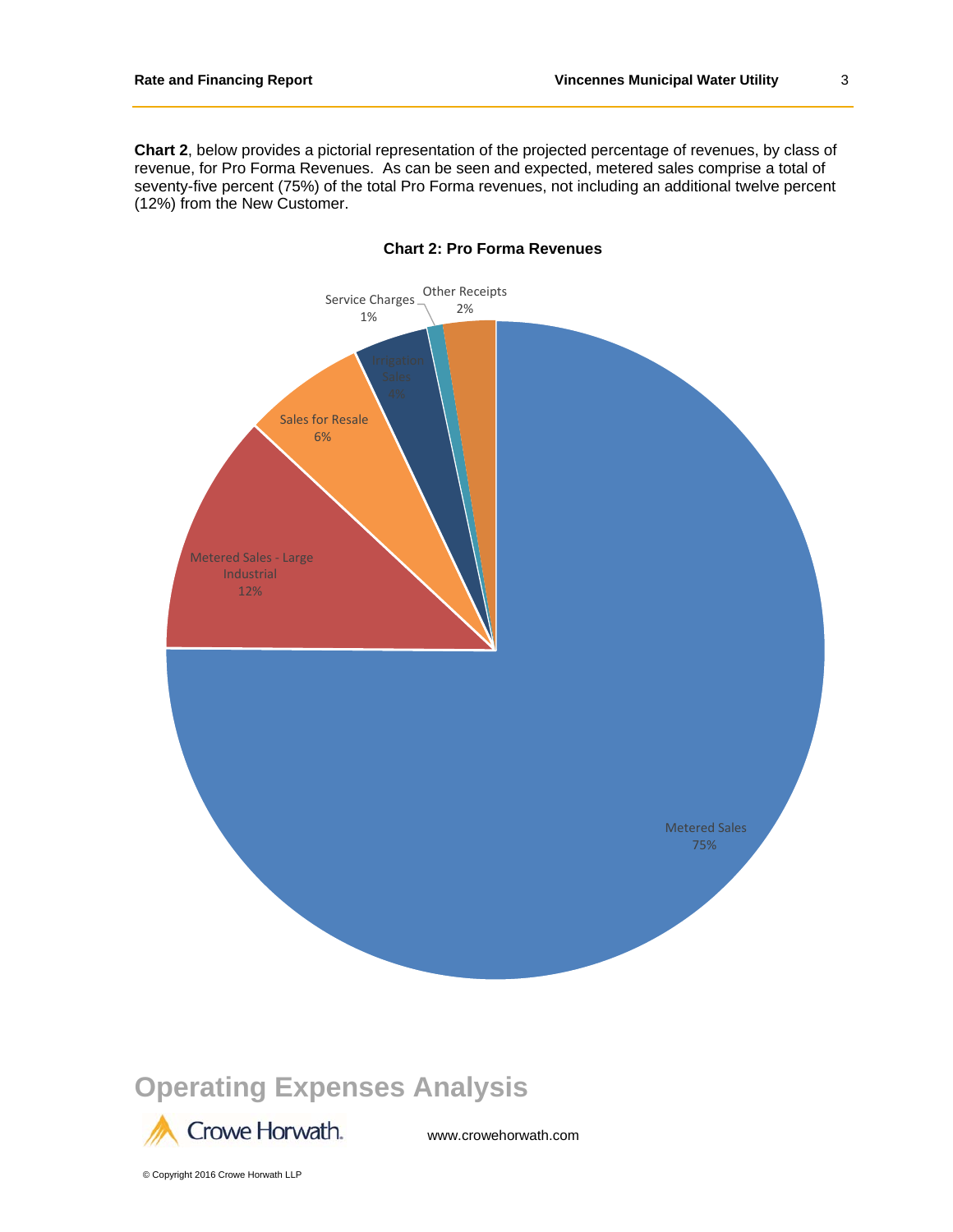**Chart 2**, below provides a pictorial representation of the projected percentage of revenues, by class of revenue, for Pro Forma Revenues. As can be seen and expected, metered sales comprise a total of seventy-five percent (75%) of the total Pro Forma revenues, not including an additional twelve percent (12%) from the New Customer.

**Chart 2: Pro Forma Revenues**

| Class of Revenue | Percentage |
| --- | --- |
| Metered Sales | 75% |
| Metered Sales - Large Industrial | 12% |
| Sales for Resale | 6% |
| Irrigation Sales | 4% |
| Service Charges | 1% |
| Other Receipts | 2% |

## Operating Expenses Analysis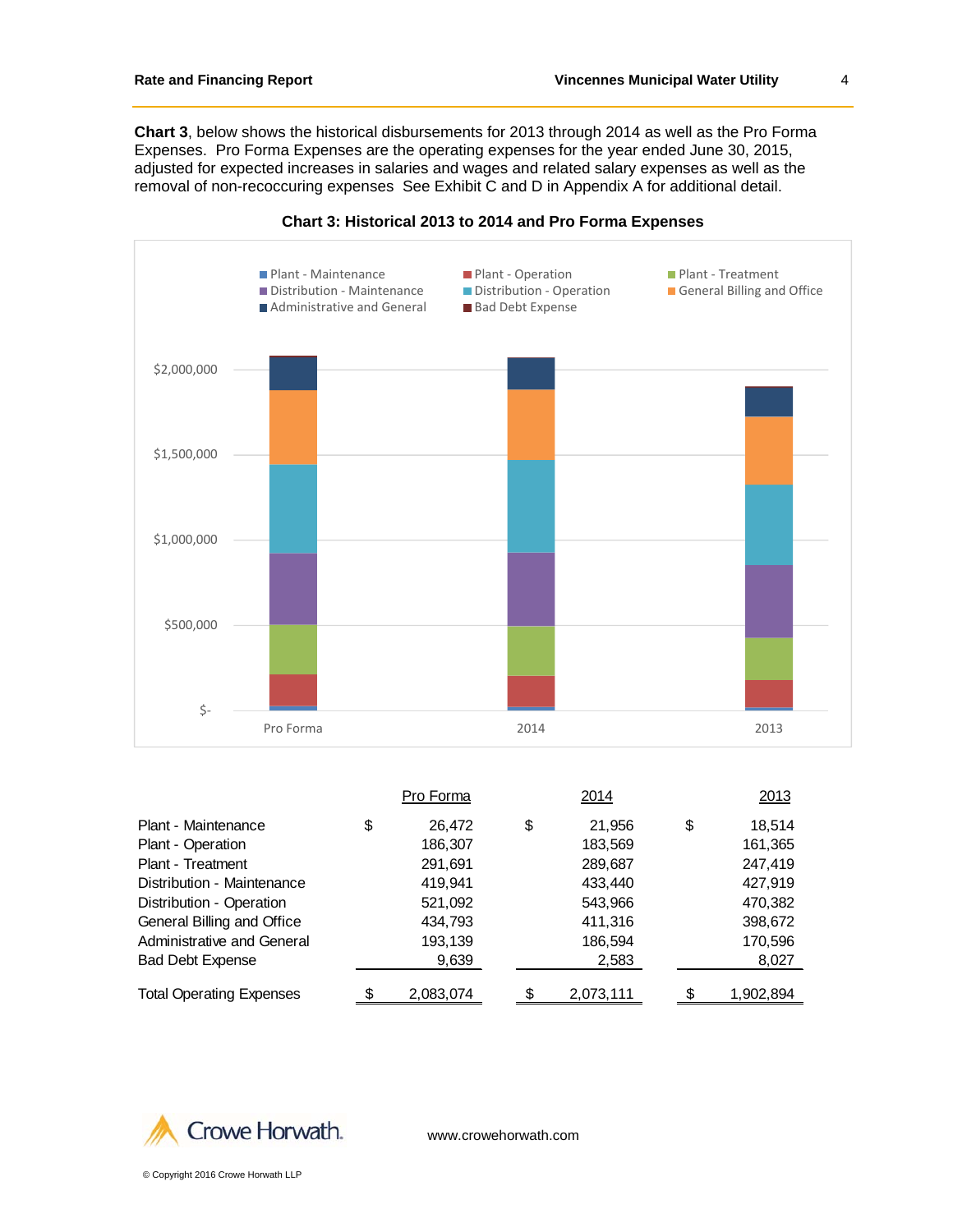**Chart 3**, below shows the historical disbursements for 2013 through 2014 as well as the Pro Forma Expenses. Pro Forma Expenses are the operating expenses for the year ended June 30, 2015, adjusted for expected increases in salaries and wages and related salary expenses as well as the removal of non-recoccuring expenses See Exhibit C and D in Appendix A for additional detail.

**Chart 3: Historical 2013 to 2014 and Pro Forma Expenses**

| | Pro Forma | 2014 | 2013 |
|---|---|---|---|
| Plant - Maintenance | $ 26,472 | $ 21,956 | $ 18,514 |
| Plant - Operation | 186,307 | 183,569 | 161,365 |
| Plant - Treatment | 291,691 | 289,687 | 247,419 |
| Distribution - Maintenance | 419,941 | 433,440 | 427,919 |
| Distribution - Operation | 521,092 | 543,966 | 470,382 |
| General Billing and Office | 434,793 | 411,316 | 398,672 |
| Administrative and General | 193,139 | 186,594 | 170,596 |
| Bad Debt Expense | 9,639 | 2,583 | 8,027 |
| Total Operating Expenses | $ 2,083,074 | $ 2,073,111 | $ 1,902,894 |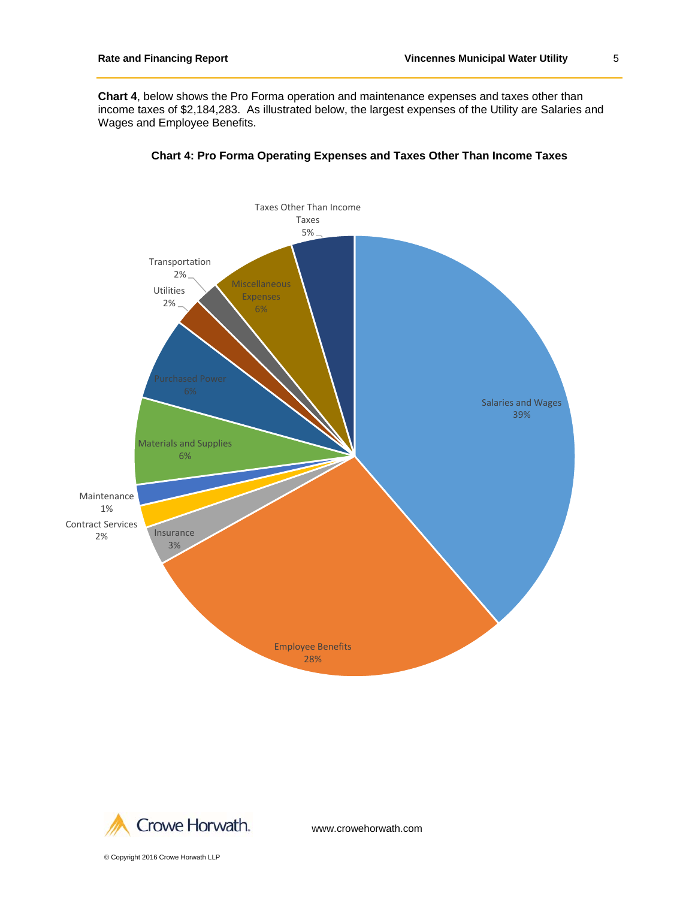**Chart 4**, below shows the Pro Forma operation and maintenance expenses and taxes other than income taxes of $2,184,283. As illustrated below, the largest expenses of the Utility are Salaries and Wages and Employee Benefits.

**Chart 4: Pro Forma Operating Expenses and Taxes Other Than Income Taxes**

| Category | Percentage |
|---|---|
| Salaries and Wages | 39% |
| Employee Benefits | 28% |
| Insurance | 3% |
| Contract Services | 2% |
| Maintenance | 1% |
| Materials and Supplies | 6% |
| Purchased Power | 6% |
| Utilities | 2% |
| Transportation | 2% |
| Miscellaneous Expenses | 6% |
| Taxes Other Than Income Taxes | 5% |

© Copyright 2016 Crowe Horwath LLP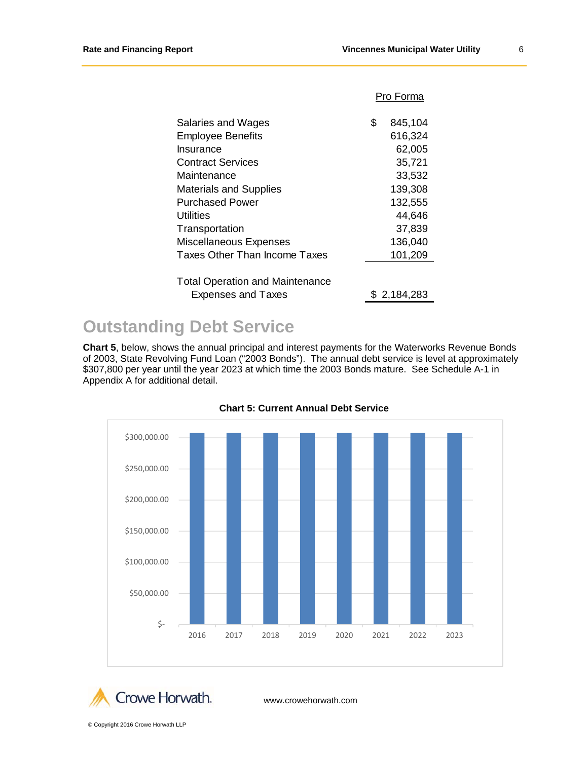| | Pro Forma |
|---|---|
| Salaries and Wages | $ 845,104 |
| Employee Benefits | 616,324 |
| Insurance | 62,005 |
| Contract Services | 35,721 |
| Maintenance | 33,532 |
| Materials and Supplies | 139,308 |
| Purchased Power | 132,555 |
| Utilities | 44,646 |
| Transportation | 37,839 |
| Miscellaneous Expenses | 136,040 |
| Taxes Other Than Income Taxes | 101,209 |
| Total Operation and Maintenance Expenses and Taxes | $ 2,184,283 |

## Outstanding Debt Service

**Chart 5**, below, shows the annual principal and interest payments for the Waterworks Revenue Bonds of 2003, State Revolving Fund Loan ("2003 Bonds"). The annual debt service is level at approximately $307,800 per year until the year 2023 at which time the 2003 Bonds mature. See Schedule A-1 in Appendix A for additional detail.

**Chart 5: Current Annual Debt Service**

| Year | Debt Service |
|---|---|
| 2016 | ~$307,800 |
| 2017 | ~$307,800 |
| 2018 | ~$307,800 |
| 2019 | ~$307,800 |
| 2020 | ~$307,800 |
| 2021 | ~$307,800 |
| 2022 | ~$307,800 |
| 2023 | ~$307,800 |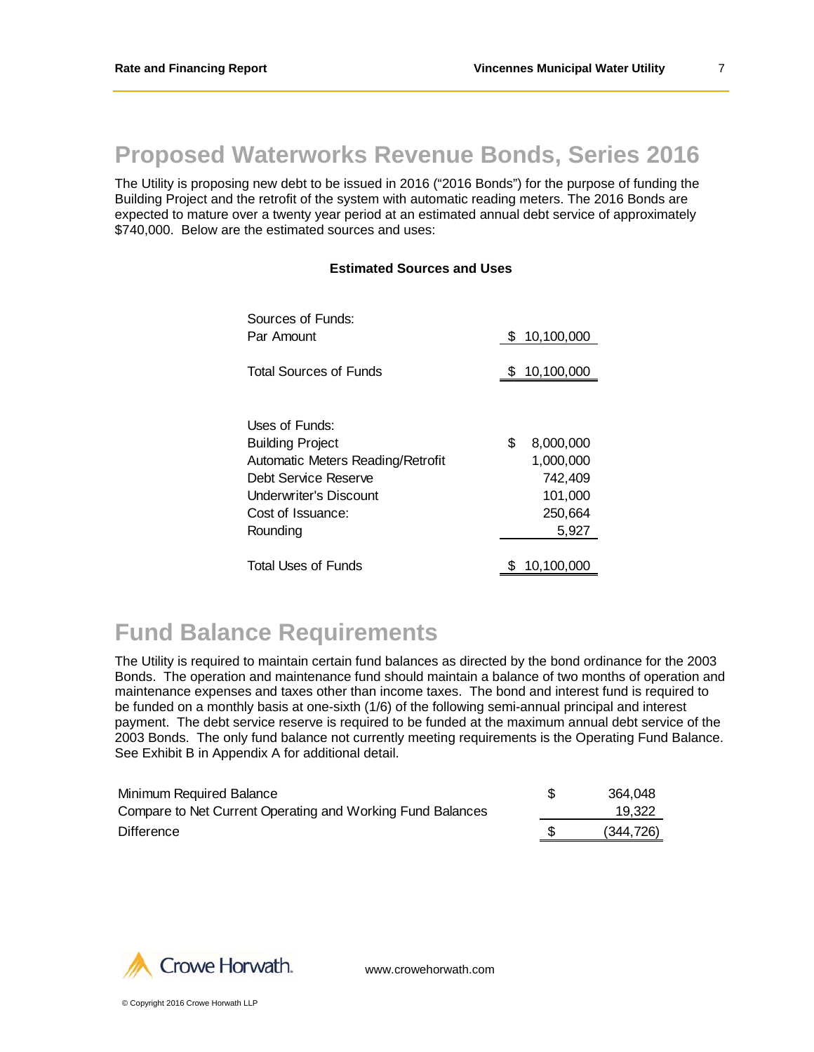# Proposed Waterworks Revenue Bonds, Series 2016

The Utility is proposing new debt to be issued in 2016 ("2016 Bonds") for the purpose of funding the Building Project and the retrofit of the system with automatic reading meters. The 2016 Bonds are expected to mature over a twenty year period at an estimated annual debt service of approximately $740,000. Below are the estimated sources and uses:

**Estimated Sources and Uses**

| | |
|---|---|
| Sources of Funds: | |
| Par Amount | $ 10,100,000 |
| Total Sources of Funds | $ 10,100,000 |
| | |
| Uses of Funds: | |
| Building Project | $ 8,000,000 |
| Automatic Meters Reading/Retrofit | 1,000,000 |
| Debt Service Reserve | 742,409 |
| Underwriter's Discount | 101,000 |
| Cost of Issuance: | 250,664 |
| Rounding | 5,927 |
| Total Uses of Funds | $ 10,100,000 |

# Fund Balance Requirements

The Utility is required to maintain certain fund balances as directed by the bond ordinance for the 2003 Bonds. The operation and maintenance fund should maintain a balance of two months of operation and maintenance expenses and taxes other than income taxes. The bond and interest fund is required to be funded on a monthly basis at one-sixth (1/6) of the following semi-annual principal and interest payment. The debt service reserve is required to be funded at the maximum annual debt service of the 2003 Bonds. The only fund balance not currently meeting requirements is the Operating Fund Balance. See Exhibit B in Appendix A for additional detail.

| | |
|---|---|
| Minimum Required Balance | $ 364,048 |
| Compare to Net Current Operating and Working Fund Balances | 19,322 |
| Difference | $ (344,726) |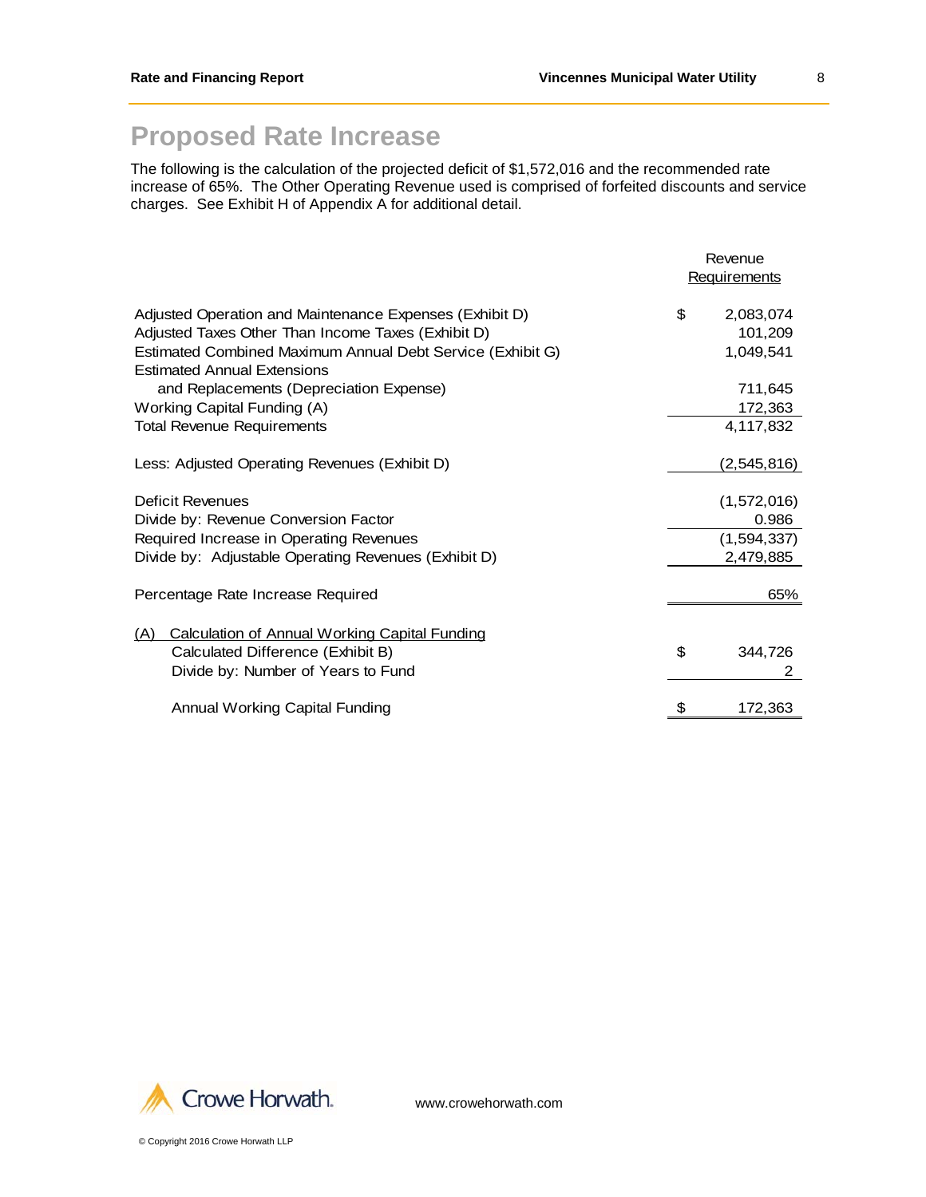# Proposed Rate Increase

The following is the calculation of the projected deficit of $1,572,016 and the recommended rate increase of 65%. The Other Operating Revenue used is comprised of forfeited discounts and service charges. See Exhibit H of Appendix A for additional detail.

| | | Revenue Requirements |
|---|---|---|
| Adjusted Operation and Maintenance Expenses (Exhibit D) | $ | 2,083,074 |
| Adjusted Taxes Other Than Income Taxes (Exhibit D) | | 101,209 |
| Estimated Combined Maximum Annual Debt Service (Exhibit G) | | 1,049,541 |
| Estimated Annual Extensions and Replacements (Depreciation Expense) | | 711,645 |
| Working Capital Funding (A) | | 172,363 |
| Total Revenue Requirements | | 4,117,832 |
| Less: Adjusted Operating Revenues (Exhibit D) | | (2,545,816) |
| Deficit Revenues | | (1,572,016) |
| Divide by: Revenue Conversion Factor | | 0.986 |
| Required Increase in Operating Revenues | | (1,594,337) |
| Divide by: Adjustable Operating Revenues (Exhibit D) | | 2,479,885 |
| Percentage Rate Increase Required | | 65% |

| (A) Calculation of Annual Working Capital Funding | | |
|---|---|---|
| Calculated Difference (Exhibit B) | $ | 344,726 |
| Divide by: Number of Years to Fund | | 2 |
| Annual Working Capital Funding | $ | 172,363 |

www.crowehorwath.com

© Copyright 2016 Crowe Horwath LLP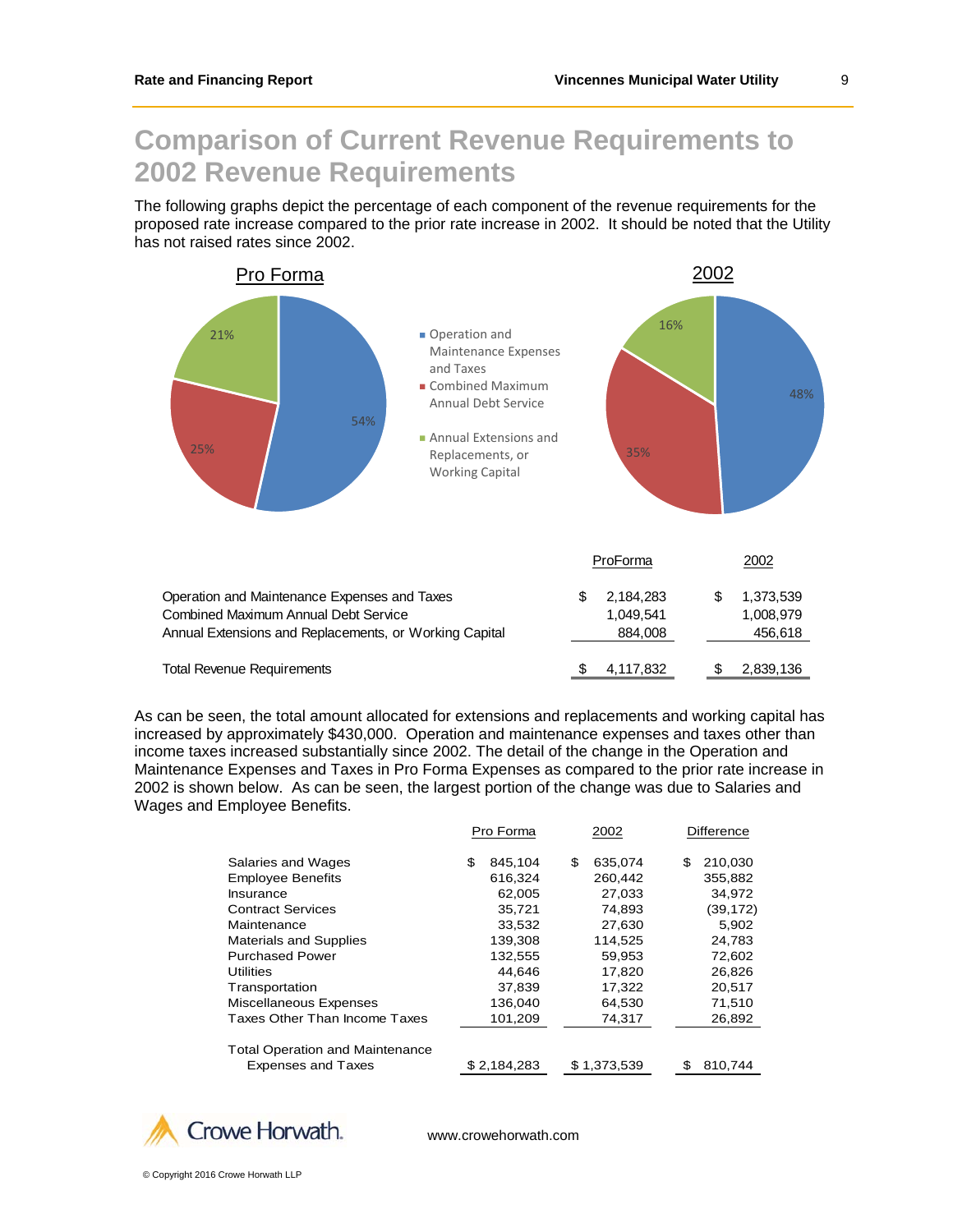# Comparison of Current Revenue Requirements to 2002 Revenue Requirements

The following graphs depict the percentage of each component of the revenue requirements for the proposed rate increase compared to the prior rate increase in 2002. It should be noted that the Utility has not raised rates since 2002.

Pro Forma

- Operation and Maintenance Expenses and Taxes: 54%
- Combined Maximum Annual Debt Service: 25%
- Annual Extensions and Replacements, or Working Capital: 21%

2002

- Operation and Maintenance Expenses and Taxes: 48%
- Combined Maximum Annual Debt Service: 35%
- Annual Extensions and Replacements, or Working Capital: 16%

| | ProForma | 2002 |
|---|---|---|
| Operation and Maintenance Expenses and Taxes | $ 2,184,283 | $ 1,373,539 |
| Combined Maximum Annual Debt Service | 1,049,541 | 1,008,979 |
| Annual Extensions and Replacements, or Working Capital | 884,008 | 456,618 |
| Total Revenue Requirements | $ 4,117,832 | $ 2,839,136 |

As can be seen, the total amount allocated for extensions and replacements and working capital has increased by approximately $430,000. Operation and maintenance expenses and taxes other than income taxes increased substantially since 2002. The detail of the change in the Operation and Maintenance Expenses and Taxes in Pro Forma Expenses as compared to the prior rate increase in 2002 is shown below. As can be seen, the largest portion of the change was due to Salaries and Wages and Employee Benefits.

| | Pro Forma | 2002 | Difference |
|---|---|---|---|
| Salaries and Wages | $ 845,104 | $ 635,074 | $ 210,030 |
| Employee Benefits | 616,324 | 260,442 | 355,882 |
| Insurance | 62,005 | 27,033 | 34,972 |
| Contract Services | 35,721 | 74,893 | (39,172) |
| Maintenance | 33,532 | 27,630 | 5,902 |
| Materials and Supplies | 139,308 | 114,525 | 24,783 |
| Purchased Power | 132,555 | 59,953 | 72,602 |
| Utilities | 44,646 | 17,820 | 26,826 |
| Transportation | 37,839 | 17,322 | 20,517 |
| Miscellaneous Expenses | 136,040 | 64,530 | 71,510 |
| Taxes Other Than Income Taxes | 101,209 | 74,317 | 26,892 |
| Total Operation and Maintenance Expenses and Taxes | $ 2,184,283 | $ 1,373,539 | $ 810,744 |

Crowe Horwath.

www.crowehorwath.com

© Copyright 2016 Crowe Horwath LLP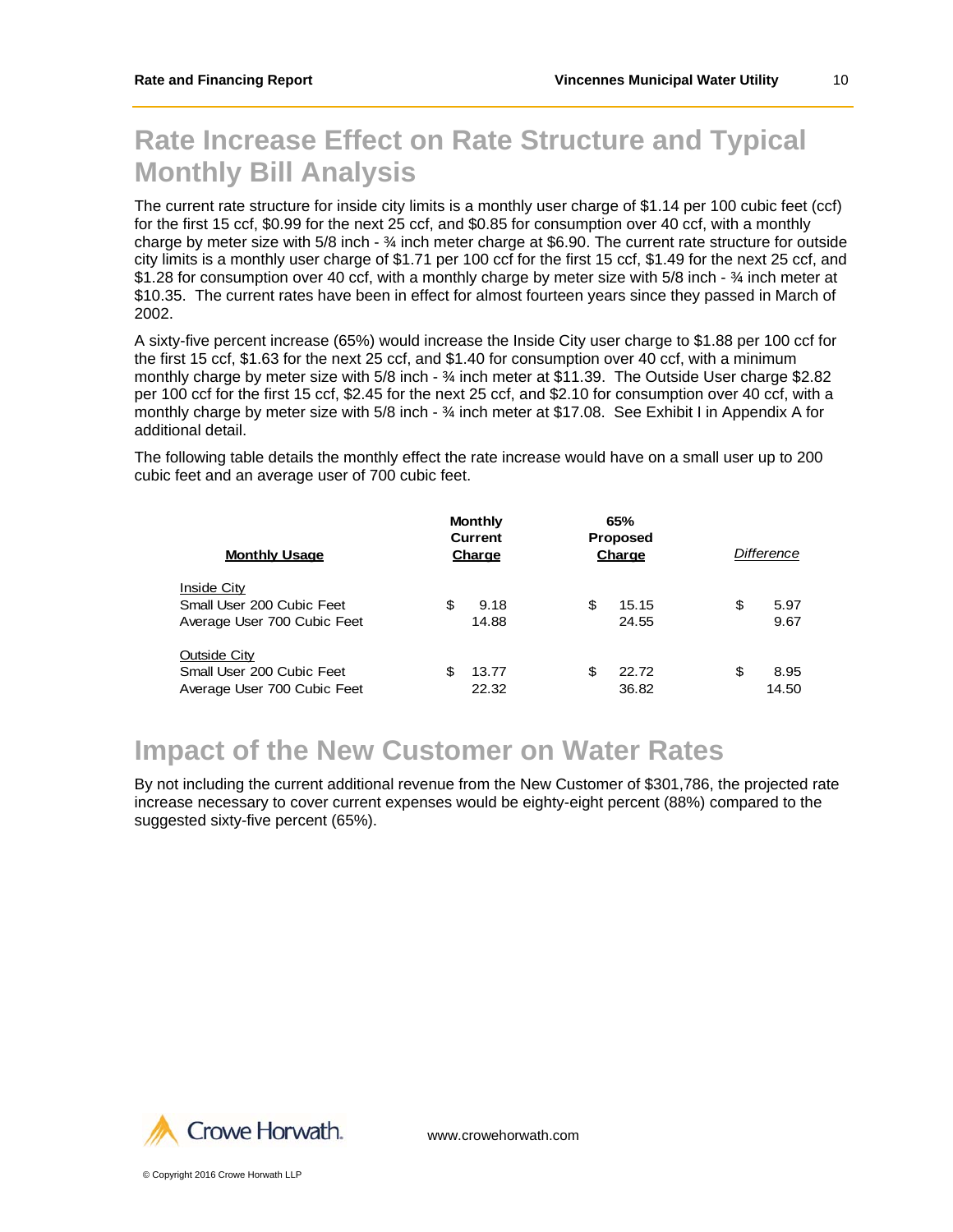## Rate Increase Effect on Rate Structure and Typical Monthly Bill Analysis

The current rate structure for inside city limits is a monthly user charge of $1.14 per 100 cubic feet (ccf) for the first 15 ccf, $0.99 for the next 25 ccf, and $0.85 for consumption over 40 ccf, with a monthly charge by meter size with 5/8 inch - ¾ inch meter charge at $6.90. The current rate structure for outside city limits is a monthly user charge of $1.71 per 100 ccf for the first 15 ccf, $1.49 for the next 25 ccf, and $1.28 for consumption over 40 ccf, with a monthly charge by meter size with 5/8 inch - ¾ inch meter at $10.35. The current rates have been in effect for almost fourteen years since they passed in March of 2002.

A sixty-five percent increase (65%) would increase the Inside City user charge to $1.88 per 100 ccf for the first 15 ccf, $1.63 for the next 25 ccf, and $1.40 for consumption over 40 ccf, with a minimum monthly charge by meter size with 5/8 inch - ¾ inch meter at $11.39. The Outside User charge $2.82 per 100 ccf for the first 15 ccf, $2.45 for the next 25 ccf, and $2.10 for consumption over 40 ccf, with a monthly charge by meter size with 5/8 inch - ¾ inch meter at $17.08. See Exhibit I in Appendix A for additional detail.

The following table details the monthly effect the rate increase would have on a small user up to 200 cubic feet and an average user of 700 cubic feet.

| Monthly Usage | Monthly Current Charge | 65% Proposed Charge | *Difference* |
|---|---|---|---|
| Inside City | | | |
| Small User 200 Cubic Feet | $ 9.18 | $ 15.15 | $ 5.97 |
| Average User 700 Cubic Feet | 14.88 | 24.55 | 9.67 |
| Outside City | | | |
| Small User 200 Cubic Feet | $ 13.77 | $ 22.72 | $ 8.95 |
| Average User 700 Cubic Feet | 22.32 | 36.82 | 14.50 |

## Impact of the New Customer on Water Rates

By not including the current additional revenue from the New Customer of $301,786, the projected rate increase necessary to cover current expenses would be eighty-eight percent (88%) compared to the suggested sixty-five percent (65%).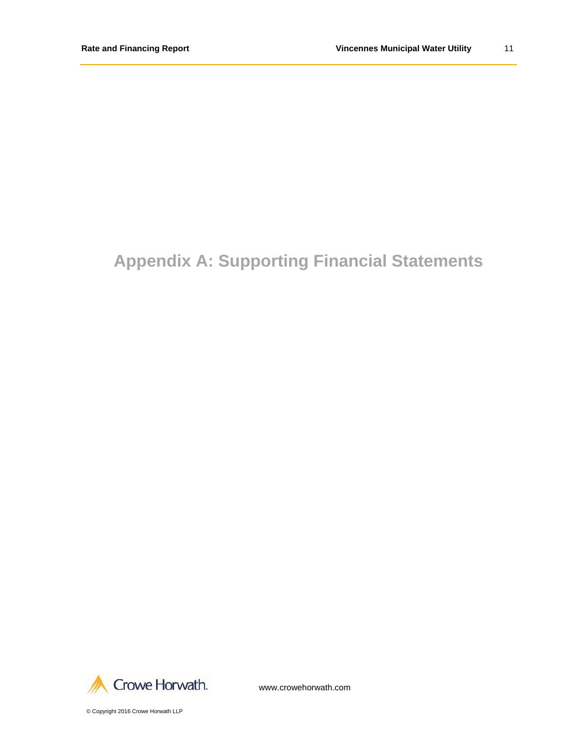# Appendix A: Supporting Financial Statements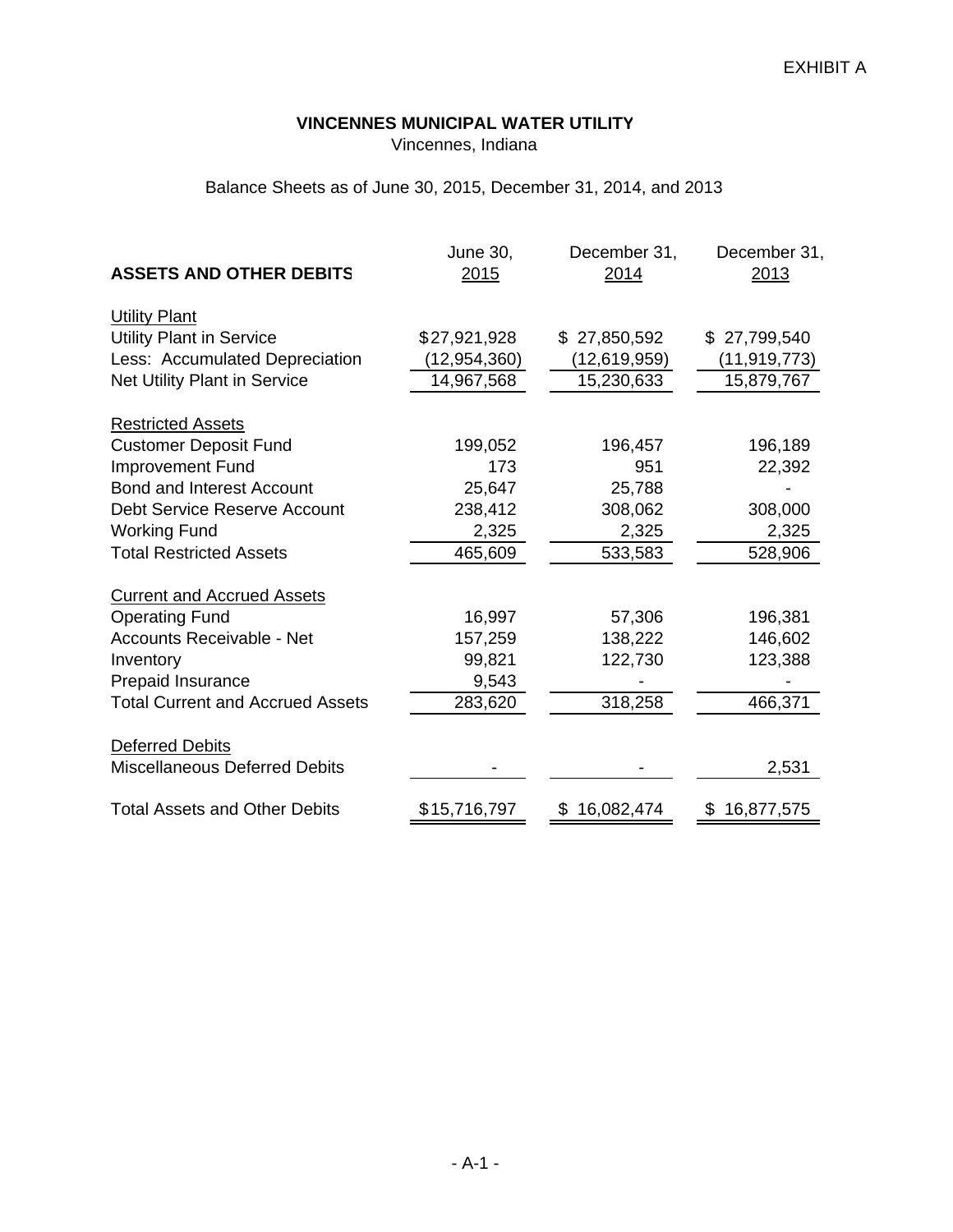EXHIBIT A

**VINCENNES MUNICIPAL WATER UTILITY**
Vincennes, Indiana

Balance Sheets as of June 30, 2015, December 31, 2014, and 2013

| ASSETS AND OTHER DEBITS | June 30, 2015 | December 31, 2014 | December 31, 2013 |
|---|---|---|---|
| Utility Plant | | | |
| Utility Plant in Service | $27,921,928 | $ 27,850,592 | $ 27,799,540 |
| Less: Accumulated Depreciation | (12,954,360) | (12,619,959) | (11,919,773) |
| Net Utility Plant in Service | 14,967,568 | 15,230,633 | 15,879,767 |
| Restricted Assets | | | |
| Customer Deposit Fund | 199,052 | 196,457 | 196,189 |
| Improvement Fund | 173 | 951 | 22,392 |
| Bond and Interest Account | 25,647 | 25,788 | - |
| Debt Service Reserve Account | 238,412 | 308,062 | 308,000 |
| Working Fund | 2,325 | 2,325 | 2,325 |
| Total Restricted Assets | 465,609 | 533,583 | 528,906 |
| Current and Accrued Assets | | | |
| Operating Fund | 16,997 | 57,306 | 196,381 |
| Accounts Receivable - Net | 157,259 | 138,222 | 146,602 |
| Inventory | 99,821 | 122,730 | 123,388 |
| Prepaid Insurance | 9,543 | - | - |
| Total Current and Accrued Assets | 283,620 | 318,258 | 466,371 |
| Deferred Debits | | | |
| Miscellaneous Deferred Debits | - | - | 2,531 |
| Total Assets and Other Debits | $15,716,797 | $ 16,082,474 | $ 16,877,575 |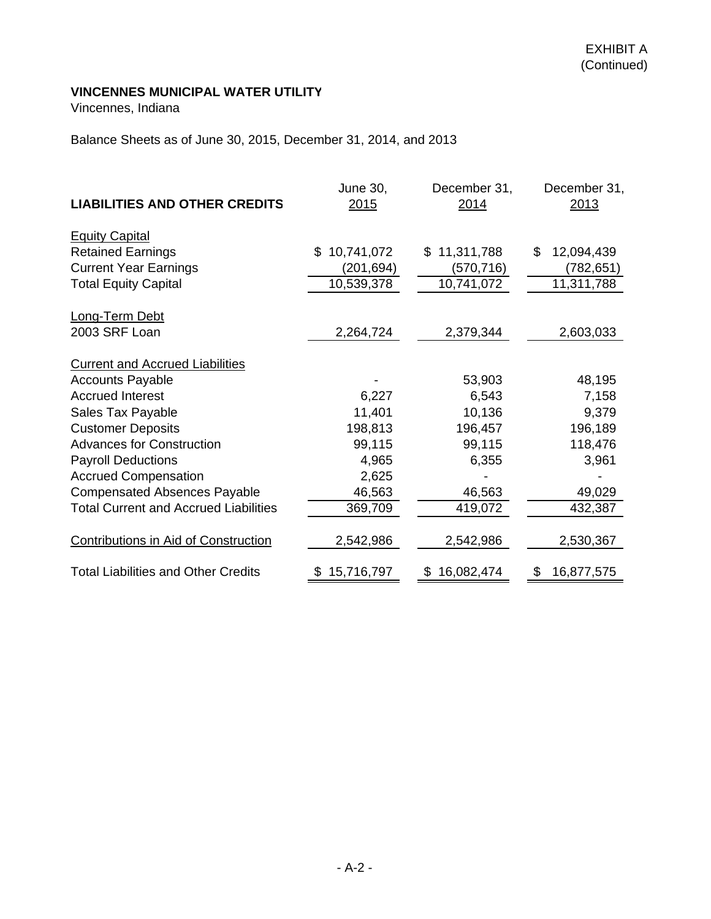EXHIBIT A
(Continued)

**VINCENNES MUNICIPAL WATER UTILITY**
Vincennes, Indiana

Balance Sheets as of June 30, 2015, December 31, 2014, and 2013

| **LIABILITIES AND OTHER CREDITS** | June 30, 2015 | December 31, 2014 | December 31, 2013 |
|---|---|---|---|
| Equity Capital | | | |
| Retained Earnings | $ 10,741,072 | $ 11,311,788 | $ 12,094,439 |
| Current Year Earnings | (201,694) | (570,716) | (782,651) |
| Total Equity Capital | 10,539,378 | 10,741,072 | 11,311,788 |
| Long-Term Debt | | | |
| 2003 SRF Loan | 2,264,724 | 2,379,344 | 2,603,033 |
| Current and Accrued Liabilities | | | |
| Accounts Payable | - | 53,903 | 48,195 |
| Accrued Interest | 6,227 | 6,543 | 7,158 |
| Sales Tax Payable | 11,401 | 10,136 | 9,379 |
| Customer Deposits | 198,813 | 196,457 | 196,189 |
| Advances for Construction | 99,115 | 99,115 | 118,476 |
| Payroll Deductions | 4,965 | 6,355 | 3,961 |
| Accrued Compensation | 2,625 | - | - |
| Compensated Absences Payable | 46,563 | 46,563 | 49,029 |
| Total Current and Accrued Liabilities | 369,709 | 419,072 | 432,387 |
| Contributions in Aid of Construction | 2,542,986 | 2,542,986 | 2,530,367 |
| Total Liabilities and Other Credits | $ 15,716,797 | $ 16,082,474 | $ 16,877,575 |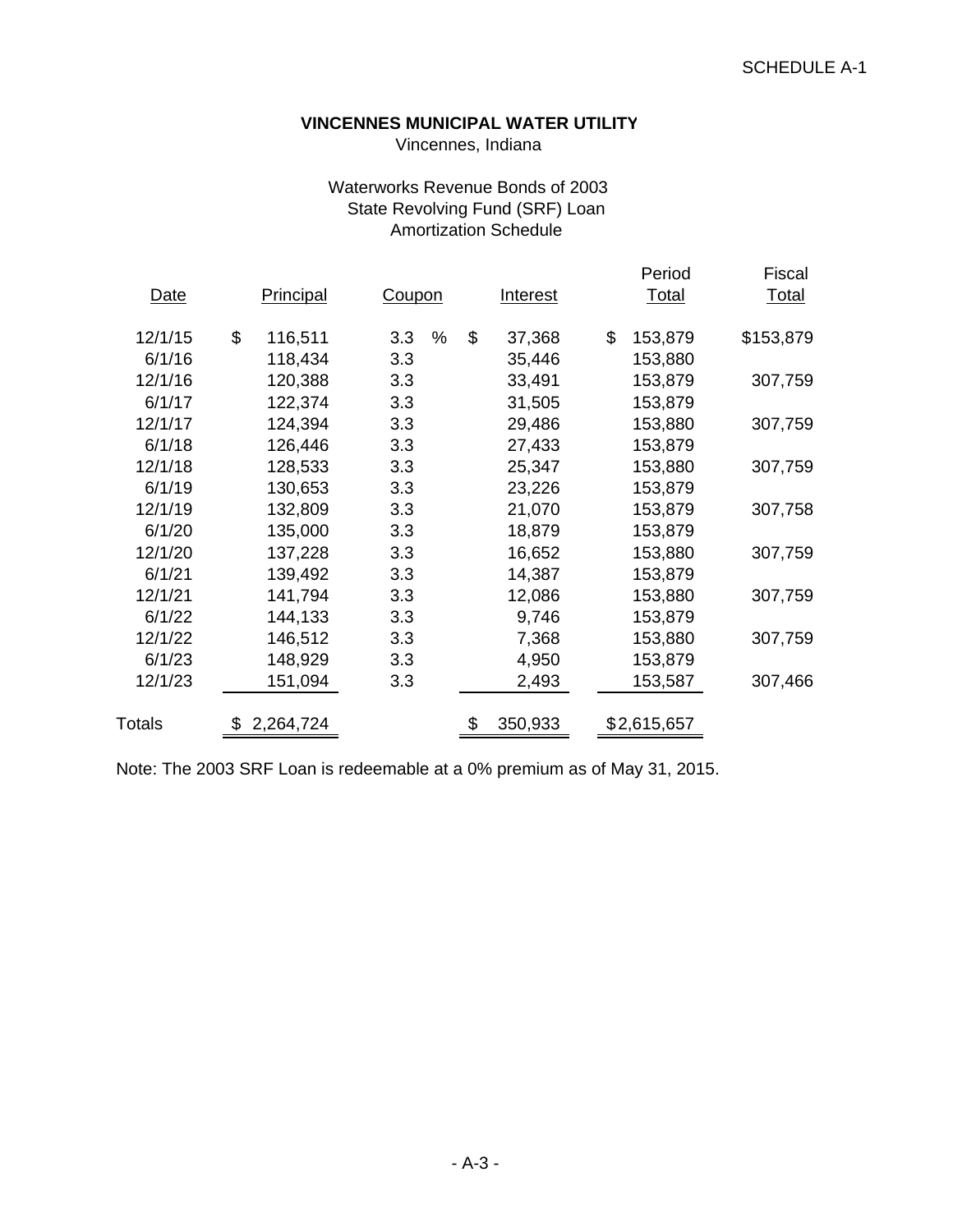SCHEDULE A-1

**VINCENNES MUNICIPAL WATER UTILITY**
Vincennes, Indiana

Waterworks Revenue Bonds of 2003
State Revolving Fund (SRF) Loan
Amortization Schedule

| Date | Principal | Coupon | Interest | Period Total | Fiscal Total |
|---|---|---|---|---|---|
| 12/1/15 | $ 116,511 | 3.3 % | $ 37,368 | $ 153,879 | $153,879 |
| 6/1/16 | 118,434 | 3.3 | 35,446 | 153,880 | |
| 12/1/16 | 120,388 | 3.3 | 33,491 | 153,879 | 307,759 |
| 6/1/17 | 122,374 | 3.3 | 31,505 | 153,879 | |
| 12/1/17 | 124,394 | 3.3 | 29,486 | 153,880 | 307,759 |
| 6/1/18 | 126,446 | 3.3 | 27,433 | 153,879 | |
| 12/1/18 | 128,533 | 3.3 | 25,347 | 153,880 | 307,759 |
| 6/1/19 | 130,653 | 3.3 | 23,226 | 153,879 | |
| 12/1/19 | 132,809 | 3.3 | 21,070 | 153,879 | 307,758 |
| 6/1/20 | 135,000 | 3.3 | 18,879 | 153,879 | |
| 12/1/20 | 137,228 | 3.3 | 16,652 | 153,880 | 307,759 |
| 6/1/21 | 139,492 | 3.3 | 14,387 | 153,879 | |
| 12/1/21 | 141,794 | 3.3 | 12,086 | 153,880 | 307,759 |
| 6/1/22 | 144,133 | 3.3 | 9,746 | 153,879 | |
| 12/1/22 | 146,512 | 3.3 | 7,368 | 153,880 | 307,759 |
| 6/1/23 | 148,929 | 3.3 | 4,950 | 153,879 | |
| 12/1/23 | 151,094 | 3.3 | 2,493 | 153,587 | 307,466 |
| Totals | $ 2,264,724 | | $ 350,933 | $2,615,657 | |

Note: The 2003 SRF Loan is redeemable at a 0% premium as of May 31, 2015.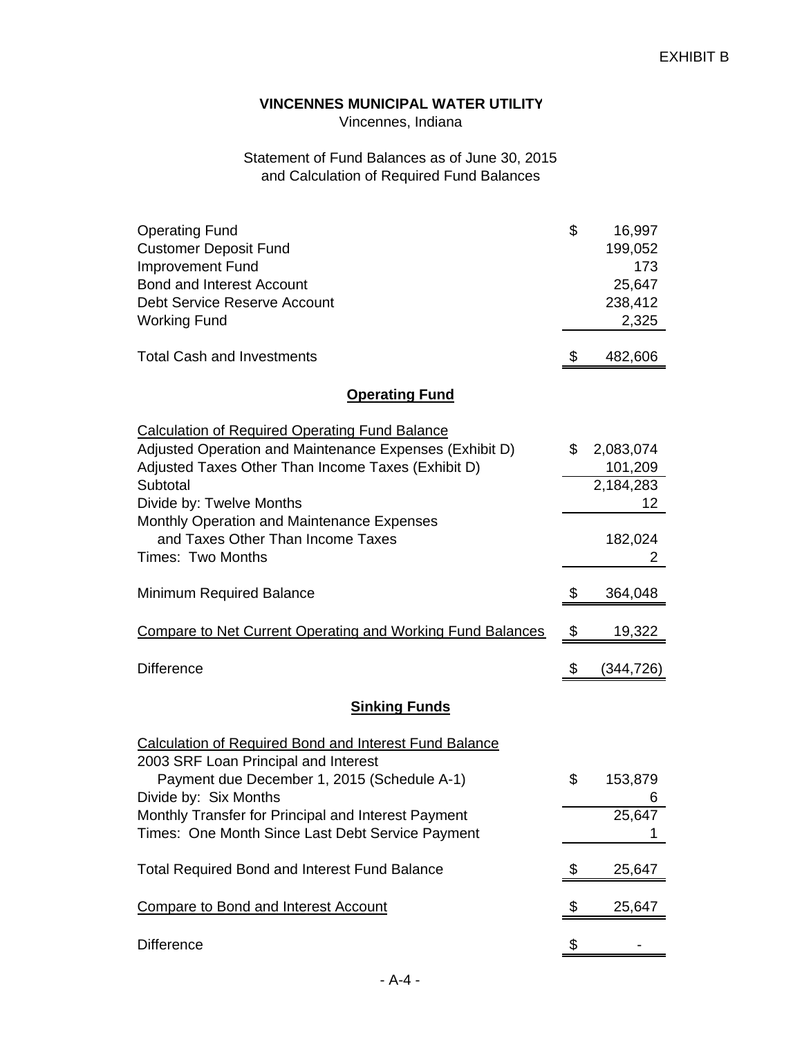EXHIBIT B

**VINCENNES MUNICIPAL WATER UTILITY**
Vincennes, Indiana

Statement of Fund Balances as of June 30, 2015
and Calculation of Required Fund Balances

| | |
|---|---:|
| Operating Fund | $ 16,997 |
| Customer Deposit Fund | 199,052 |
| Improvement Fund | 173 |
| Bond and Interest Account | 25,647 |
| Debt Service Reserve Account | 238,412 |
| Working Fund | 2,325 |
| Total Cash and Investments | $ 482,606 |

## Operating Fund

| Calculation of Required Operating Fund Balance | |
|---|---:|
| Adjusted Operation and Maintenance Expenses (Exhibit D) | $ 2,083,074 |
| Adjusted Taxes Other Than Income Taxes (Exhibit D) | 101,209 |
| Subtotal | 2,184,283 |
| Divide by: Twelve Months | 12 |
| Monthly Operation and Maintenance Expenses and Taxes Other Than Income Taxes | 182,024 |
| Times: Two Months | 2 |
| Minimum Required Balance | $ 364,048 |
| Compare to Net Current Operating and Working Fund Balances | $ 19,322 |
| Difference | $ (344,726) |

## Sinking Funds

| Calculation of Required Bond and Interest Fund Balance | |
|---|---:|
| 2003 SRF Loan Principal and Interest Payment due December 1, 2015 (Schedule A-1) | $ 153,879 |
| Divide by: Six Months | 6 |
| Monthly Transfer for Principal and Interest Payment | 25,647 |
| Times: One Month Since Last Debt Service Payment | 1 |
| Total Required Bond and Interest Fund Balance | $ 25,647 |
| Compare to Bond and Interest Account | $ 25,647 |
| Difference | $ - |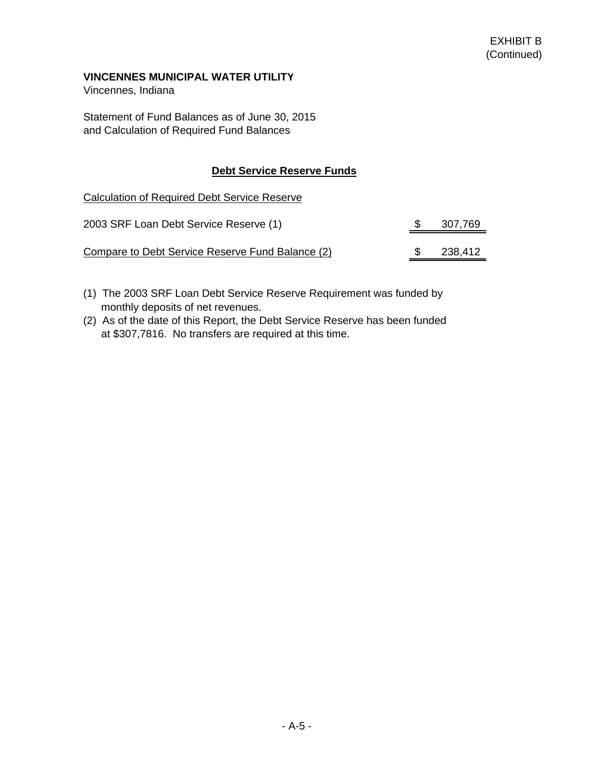EXHIBIT B
(Continued)

**VINCENNES MUNICIPAL WATER UTILITY**
Vincennes, Indiana

Statement of Fund Balances as of June 30, 2015
and Calculation of Required Fund Balances

## Debt Service Reserve Funds

Calculation of Required Debt Service Reserve

| | | |
|---|---|---|
| 2003 SRF Loan Debt Service Reserve (1) | $ | 307,769 |
| Compare to Debt Service Reserve Fund Balance (2) | $ | 238,412 |

(1) The 2003 SRF Loan Debt Service Reserve Requirement was funded by monthly deposits of net revenues.

(2) As of the date of this Report, the Debt Service Reserve has been funded at $307,7816. No transfers are required at this time.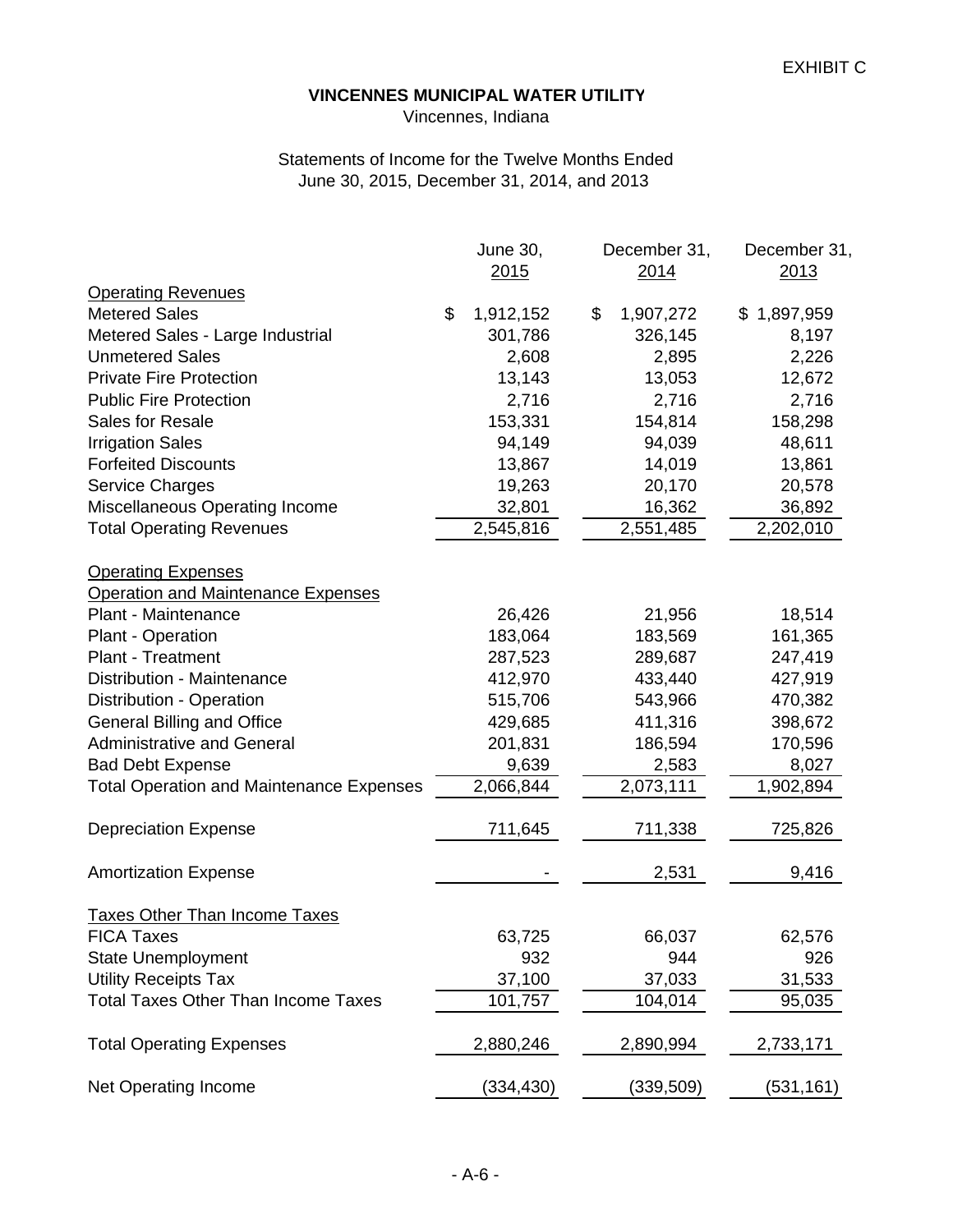EXHIBIT C

**VINCENNES MUNICIPAL WATER UTILITY**

Vincennes, Indiana

Statements of Income for the Twelve Months Ended
June 30, 2015, December 31, 2014, and 2013

| | June 30, 2015 | December 31, 2014 | December 31, 2013 |
|---|---|---|---|
| Operating Revenues | | | |
| Metered Sales | $ 1,912,152 | $ 1,907,272 | $ 1,897,959 |
| Metered Sales - Large Industrial | 301,786 | 326,145 | 8,197 |
| Unmetered Sales | 2,608 | 2,895 | 2,226 |
| Private Fire Protection | 13,143 | 13,053 | 12,672 |
| Public Fire Protection | 2,716 | 2,716 | 2,716 |
| Sales for Resale | 153,331 | 154,814 | 158,298 |
| Irrigation Sales | 94,149 | 94,039 | 48,611 |
| Forfeited Discounts | 13,867 | 14,019 | 13,861 |
| Service Charges | 19,263 | 20,170 | 20,578 |
| Miscellaneous Operating Income | 32,801 | 16,362 | 36,892 |
| Total Operating Revenues | 2,545,816 | 2,551,485 | 2,202,010 |
| | | | |
| Operating Expenses | | | |
| Operation and Maintenance Expenses | | | |
| Plant - Maintenance | 26,426 | 21,956 | 18,514 |
| Plant - Operation | 183,064 | 183,569 | 161,365 |
| Plant - Treatment | 287,523 | 289,687 | 247,419 |
| Distribution - Maintenance | 412,970 | 433,440 | 427,919 |
| Distribution - Operation | 515,706 | 543,966 | 470,382 |
| General Billing and Office | 429,685 | 411,316 | 398,672 |
| Administrative and General | 201,831 | 186,594 | 170,596 |
| Bad Debt Expense | 9,639 | 2,583 | 8,027 |
| Total Operation and Maintenance Expenses | 2,066,844 | 2,073,111 | 1,902,894 |
| | | | |
| Depreciation Expense | 711,645 | 711,338 | 725,826 |
| | | | |
| Amortization Expense | - | 2,531 | 9,416 |
| | | | |
| Taxes Other Than Income Taxes | | | |
| FICA Taxes | 63,725 | 66,037 | 62,576 |
| State Unemployment | 932 | 944 | 926 |
| Utility Receipts Tax | 37,100 | 37,033 | 31,533 |
| Total Taxes Other Than Income Taxes | 101,757 | 104,014 | 95,035 |
| | | | |
| Total Operating Expenses | 2,880,246 | 2,890,994 | 2,733,171 |
| | | | |
| Net Operating Income | (334,430) | (339,509) | (531,161) |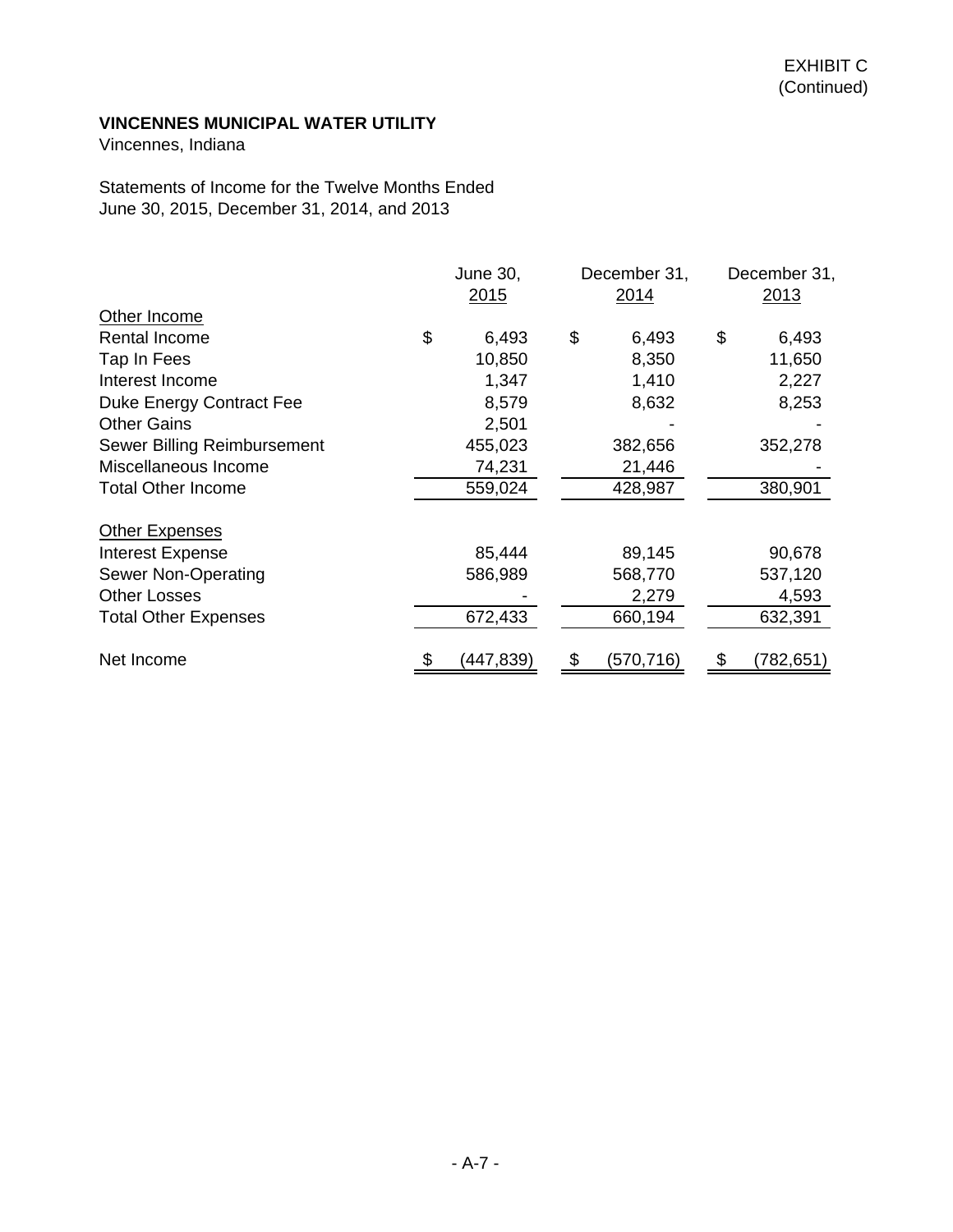EXHIBIT C
(Continued)

**VINCENNES MUNICIPAL WATER UTILITY**
Vincennes, Indiana

Statements of Income for the Twelve Months Ended
June 30, 2015, December 31, 2014, and 2013

| | June 30, 2015 | December 31, 2014 | December 31, 2013 |
|---|---|---|---|
| Other Income | | | |
| Rental Income | $ 6,493 | $ 6,493 | $ 6,493 |
| Tap In Fees | 10,850 | 8,350 | 11,650 |
| Interest Income | 1,347 | 1,410 | 2,227 |
| Duke Energy Contract Fee | 8,579 | 8,632 | 8,253 |
| Other Gains | 2,501 | - | - |
| Sewer Billing Reimbursement | 455,023 | 382,656 | 352,278 |
| Miscellaneous Income | 74,231 | 21,446 | - |
| Total Other Income | 559,024 | 428,987 | 380,901 |
| Other Expenses | | | |
| Interest Expense | 85,444 | 89,145 | 90,678 |
| Sewer Non-Operating | 586,989 | 568,770 | 537,120 |
| Other Losses | - | 2,279 | 4,593 |
| Total Other Expenses | 672,433 | 660,194 | 632,391 |
| Net Income | $ (447,839) | $ (570,716) | $ (782,651) |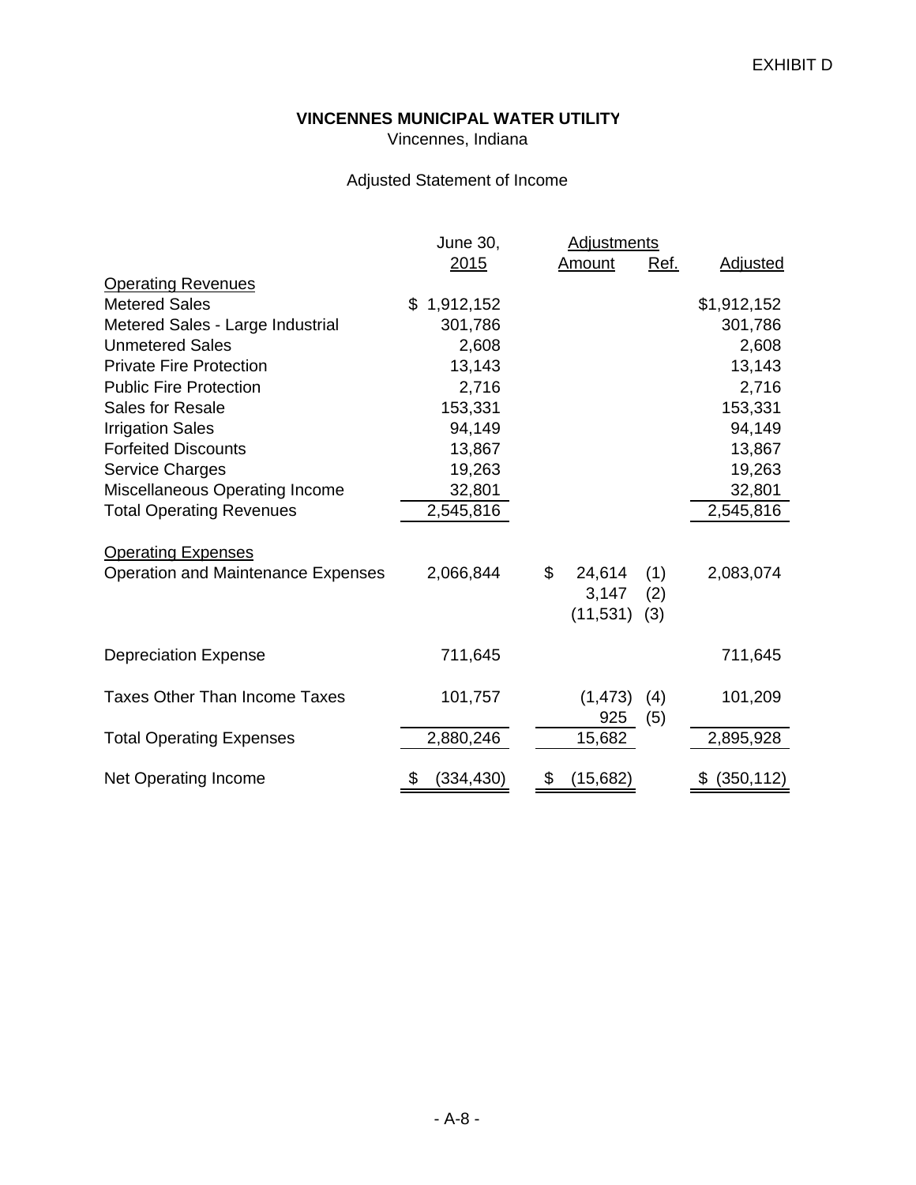EXHIBIT D

**VINCENNES MUNICIPAL WATER UTILITY**
Vincennes, Indiana

Adjusted Statement of Income

| | June 30, 2015 | Adjustments Amount | Ref. | Adjusted |
|---|---|---|---|---|
| Operating Revenues | | | | |
| Metered Sales | $ 1,912,152 | | | $1,912,152 |
| Metered Sales - Large Industrial | 301,786 | | | 301,786 |
| Unmetered Sales | 2,608 | | | 2,608 |
| Private Fire Protection | 13,143 | | | 13,143 |
| Public Fire Protection | 2,716 | | | 2,716 |
| Sales for Resale | 153,331 | | | 153,331 |
| Irrigation Sales | 94,149 | | | 94,149 |
| Forfeited Discounts | 13,867 | | | 13,867 |
| Service Charges | 19,263 | | | 19,263 |
| Miscellaneous Operating Income | 32,801 | | | 32,801 |
| Total Operating Revenues | 2,545,816 | | | 2,545,816 |
| Operating Expenses | | | | |
| Operation and Maintenance Expenses | 2,066,844 | $ 24,614 | (1) | 2,083,074 |
| | | 3,147 | (2) | |
| | | (11,531) | (3) | |
| Depreciation Expense | 711,645 | | | 711,645 |
| Taxes Other Than Income Taxes | 101,757 | (1,473) | (4) | 101,209 |
| | | 925 | (5) | |
| Total Operating Expenses | 2,880,246 | 15,682 | | 2,895,928 |
| Net Operating Income | $ (334,430) | $ (15,682) | | $ (350,112) |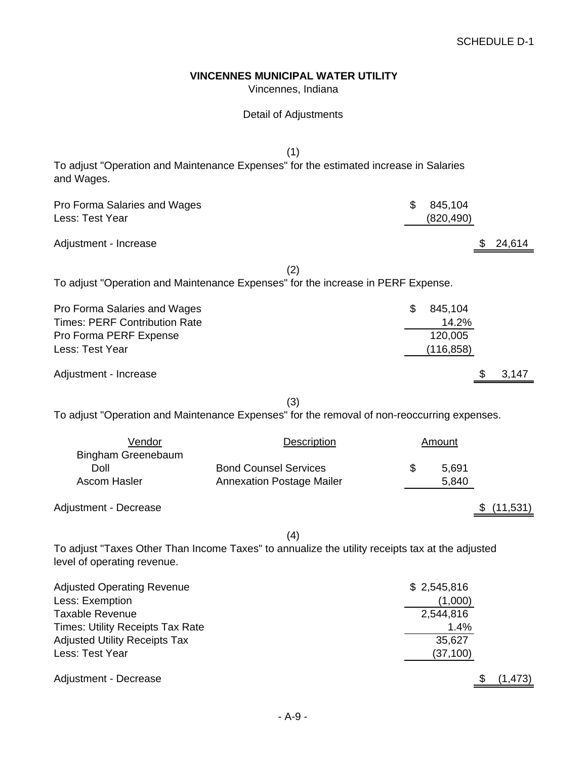SCHEDULE D-1

**VINCENNES MUNICIPAL WATER UTILITY**

Vincennes, Indiana

Detail of Adjustments

(1)

To adjust "Operation and Maintenance Expenses" for the estimated increase in Salaries and Wages.

| | | |
|---|---|---|
| Pro Forma Salaries and Wages | $ 845,104 | |
| Less: Test Year | (820,490) | |
| Adjustment - Increase | | $ 24,614 |

(2)

To adjust "Operation and Maintenance Expenses" for the increase in PERF Expense.

| | | |
|---|---|---|
| Pro Forma Salaries and Wages | $ 845,104 | |
| Times: PERF Contribution Rate | 14.2% | |
| Pro Forma PERF Expense | 120,005 | |
| Less: Test Year | (116,858) | |
| Adjustment - Increase | | $ 3,147 |

(3)

To adjust "Operation and Maintenance Expenses" for the removal of non-reoccurring expenses.

| Vendor | Description | Amount | |
|---|---|---|---|
| Bingham Greenebaum Doll | Bond Counsel Services | $ 5,691 | |
| Ascom Hasler | Annexation Postage Mailer | 5,840 | |
| Adjustment - Decrease | | | $ (11,531) |

(4)

To adjust "Taxes Other Than Income Taxes" to annualize the utility receipts tax at the adjusted level of operating revenue.

| | | |
|---|---|---|
| Adjusted Operating Revenue | $ 2,545,816 | |
| Less: Exemption | (1,000) | |
| Taxable Revenue | 2,544,816 | |
| Times: Utility Receipts Tax Rate | 1.4% | |
| Adjusted Utility Receipts Tax | 35,627 | |
| Less: Test Year | (37,100) | |
| Adjustment - Decrease | | $ (1,473) |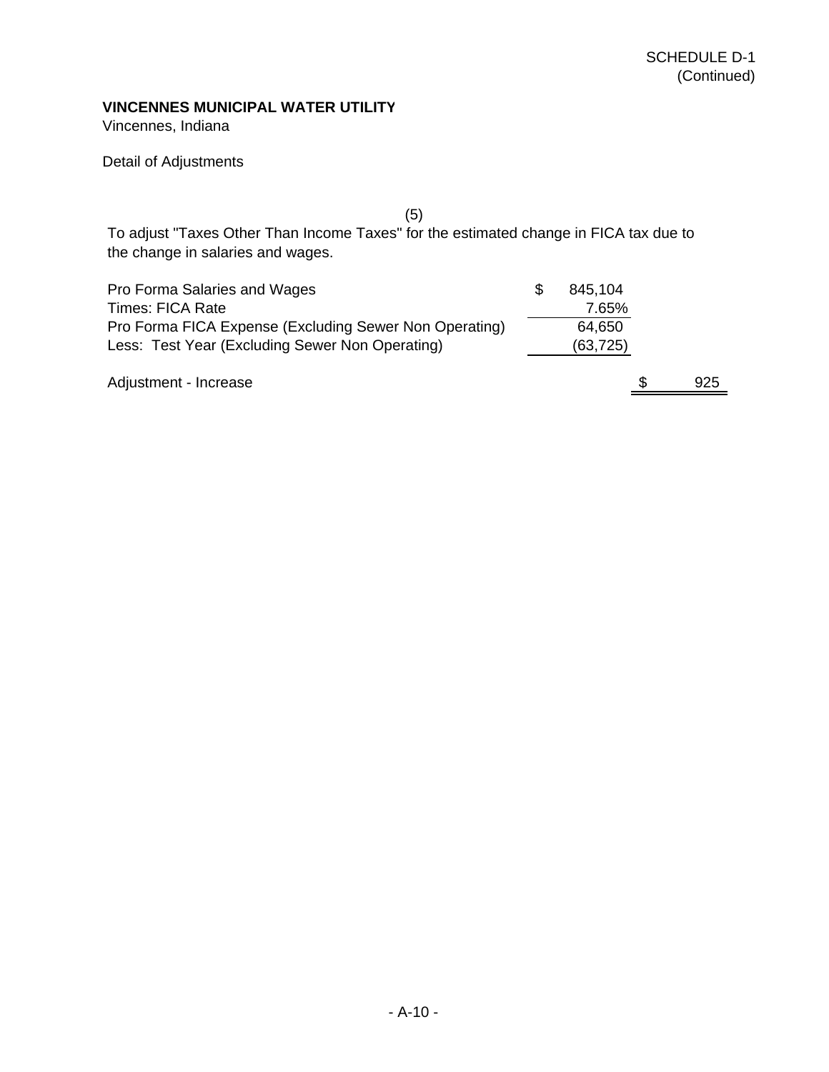SCHEDULE D-1
(Continued)

**VINCENNES MUNICIPAL WATER UTILITY**
Vincennes, Indiana

Detail of Adjustments

(5)

To adjust "Taxes Other Than Income Taxes" for the estimated change in FICA tax due to the change in salaries and wages.

| | | |
|---|---|---|
| Pro Forma Salaries and Wages | $ 845,104 | |
| Times: FICA Rate | 7.65% | |
| Pro Forma FICA Expense (Excluding Sewer Non Operating) | 64,650 | |
| Less: Test Year (Excluding Sewer Non Operating) | (63,725) | |
| | | |
| Adjustment - Increase | | $ 925 |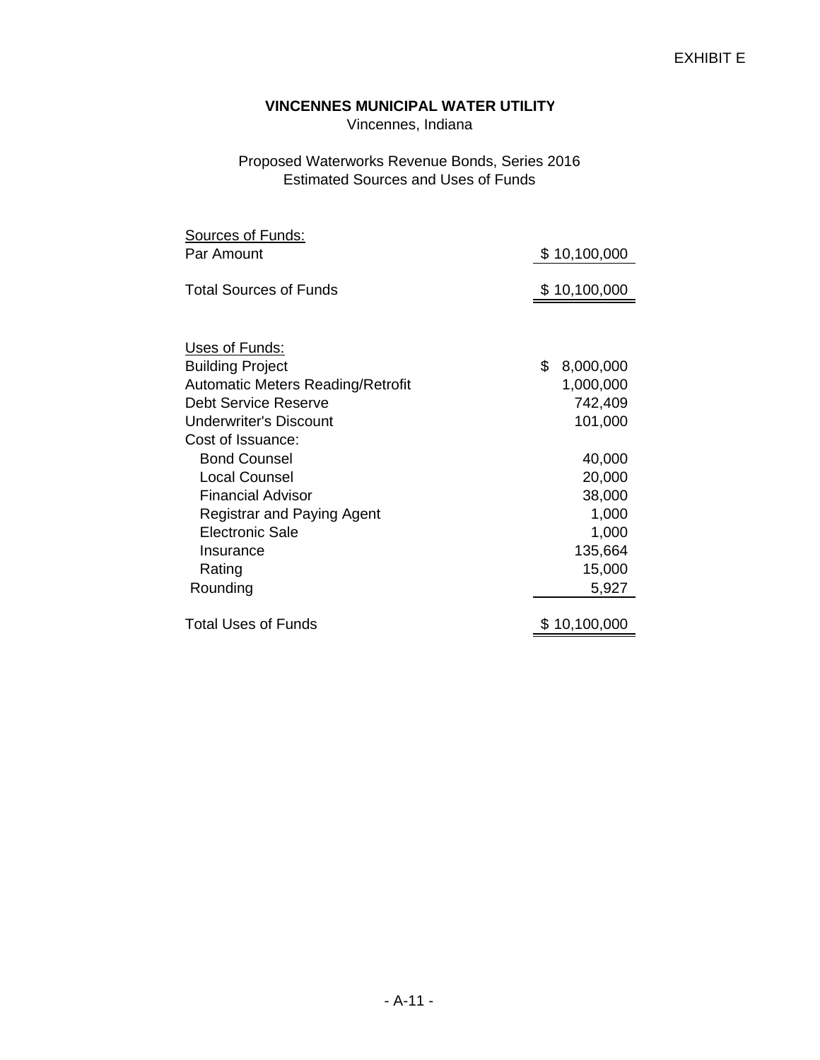EXHIBIT E

**VINCENNES MUNICIPAL WATER UTILITY**
Vincennes, Indiana

Proposed Waterworks Revenue Bonds, Series 2016
Estimated Sources and Uses of Funds

| | |
|---|---|
| Sources of Funds: | |
| Par Amount | $ 10,100,000 |
| Total Sources of Funds | $ 10,100,000 |
| | |
| Uses of Funds: | |
| Building Project | $ 8,000,000 |
| Automatic Meters Reading/Retrofit | 1,000,000 |
| Debt Service Reserve | 742,409 |
| Underwriter's Discount | 101,000 |
| Cost of Issuance: | |
| Bond Counsel | 40,000 |
| Local Counsel | 20,000 |
| Financial Advisor | 38,000 |
| Registrar and Paying Agent | 1,000 |
| Electronic Sale | 1,000 |
| Insurance | 135,664 |
| Rating | 15,000 |
| Rounding | 5,927 |
| Total Uses of Funds | $ 10,100,000 |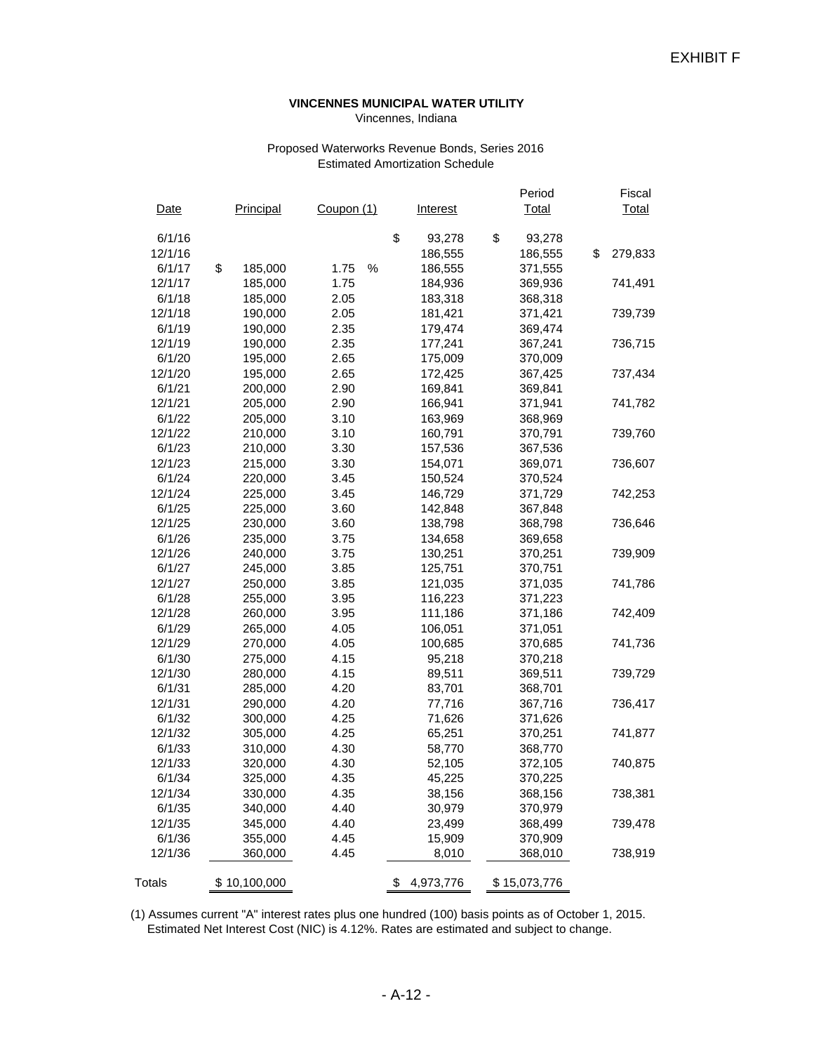EXHIBIT F

**VINCENNES MUNICIPAL WATER UTILITY**
Vincennes, Indiana

Proposed Waterworks Revenue Bonds, Series 2016
Estimated Amortization Schedule

| Date | Principal | Coupon (1) | Interest | Period Total | Fiscal Total |
|---|---|---|---|---|---|
| 6/1/16 | | | $ 93,278 | $ 93,278 | |
| 12/1/16 | | | 186,555 | 186,555 | $ 279,833 |
| 6/1/17 | $ 185,000 | 1.75 % | 186,555 | 371,555 | |
| 12/1/17 | 185,000 | 1.75 | 184,936 | 369,936 | 741,491 |
| 6/1/18 | 185,000 | 2.05 | 183,318 | 368,318 | |
| 12/1/18 | 190,000 | 2.05 | 181,421 | 371,421 | 739,739 |
| 6/1/19 | 190,000 | 2.35 | 179,474 | 369,474 | |
| 12/1/19 | 190,000 | 2.35 | 177,241 | 367,241 | 736,715 |
| 6/1/20 | 195,000 | 2.65 | 175,009 | 370,009 | |
| 12/1/20 | 195,000 | 2.65 | 172,425 | 367,425 | 737,434 |
| 6/1/21 | 200,000 | 2.90 | 169,841 | 369,841 | |
| 12/1/21 | 205,000 | 2.90 | 166,941 | 371,941 | 741,782 |
| 6/1/22 | 205,000 | 3.10 | 163,969 | 368,969 | |
| 12/1/22 | 210,000 | 3.10 | 160,791 | 370,791 | 739,760 |
| 6/1/23 | 210,000 | 3.30 | 157,536 | 367,536 | |
| 12/1/23 | 215,000 | 3.30 | 154,071 | 369,071 | 736,607 |
| 6/1/24 | 220,000 | 3.45 | 150,524 | 370,524 | |
| 12/1/24 | 225,000 | 3.45 | 146,729 | 371,729 | 742,253 |
| 6/1/25 | 225,000 | 3.60 | 142,848 | 367,848 | |
| 12/1/25 | 230,000 | 3.60 | 138,798 | 368,798 | 736,646 |
| 6/1/26 | 235,000 | 3.75 | 134,658 | 369,658 | |
| 12/1/26 | 240,000 | 3.75 | 130,251 | 370,251 | 739,909 |
| 6/1/27 | 245,000 | 3.85 | 125,751 | 370,751 | |
| 12/1/27 | 250,000 | 3.85 | 121,035 | 371,035 | 741,786 |
| 6/1/28 | 255,000 | 3.95 | 116,223 | 371,223 | |
| 12/1/28 | 260,000 | 3.95 | 111,186 | 371,186 | 742,409 |
| 6/1/29 | 265,000 | 4.05 | 106,051 | 371,051 | |
| 12/1/29 | 270,000 | 4.05 | 100,685 | 370,685 | 741,736 |
| 6/1/30 | 275,000 | 4.15 | 95,218 | 370,218 | |
| 12/1/30 | 280,000 | 4.15 | 89,511 | 369,511 | 739,729 |
| 6/1/31 | 285,000 | 4.20 | 83,701 | 368,701 | |
| 12/1/31 | 290,000 | 4.20 | 77,716 | 367,716 | 736,417 |
| 6/1/32 | 300,000 | 4.25 | 71,626 | 371,626 | |
| 12/1/32 | 305,000 | 4.25 | 65,251 | 370,251 | 741,877 |
| 6/1/33 | 310,000 | 4.30 | 58,770 | 368,770 | |
| 12/1/33 | 320,000 | 4.30 | 52,105 | 372,105 | 740,875 |
| 6/1/34 | 325,000 | 4.35 | 45,225 | 370,225 | |
| 12/1/34 | 330,000 | 4.35 | 38,156 | 368,156 | 738,381 |
| 6/1/35 | 340,000 | 4.40 | 30,979 | 370,979 | |
| 12/1/35 | 345,000 | 4.40 | 23,499 | 368,499 | 739,478 |
| 6/1/36 | 355,000 | 4.45 | 15,909 | 370,909 | |
| 12/1/36 | 360,000 | 4.45 | 8,010 | 368,010 | 738,919 |
| Totals | $ 10,100,000 | | $ 4,973,776 | $ 15,073,776 | |

(1) Assumes current "A" interest rates plus one hundred (100) basis points as of October 1, 2015. Estimated Net Interest Cost (NIC) is 4.12%. Rates are estimated and subject to change.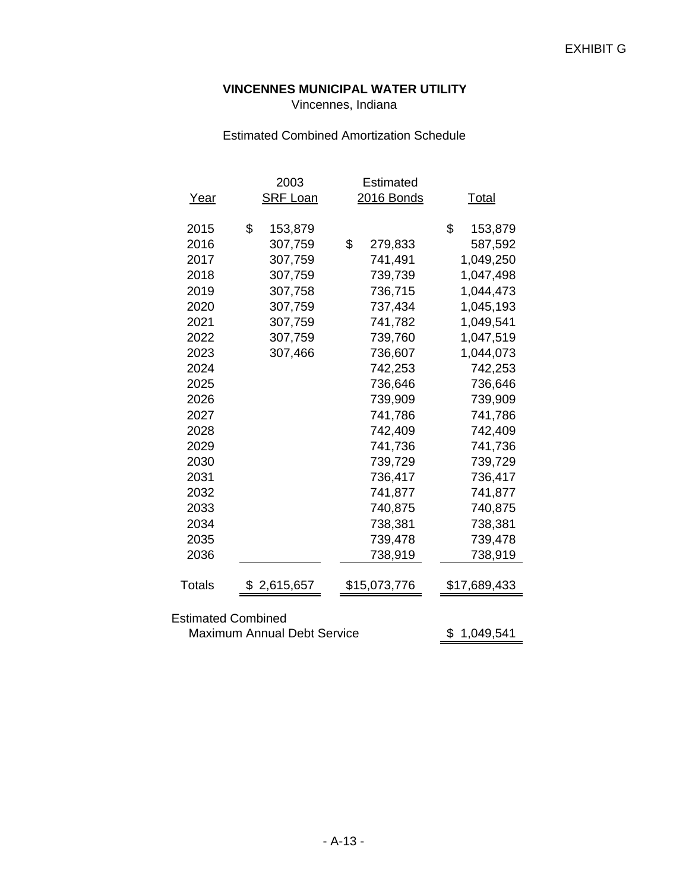EXHIBIT G

**VINCENNES MUNICIPAL WATER UTILITY**
Vincennes, Indiana

Estimated Combined Amortization Schedule

| Year | 2003 SRF Loan | Estimated 2016 Bonds | Total |
|---|---|---|---|
| 2015 | $ 153,879 | | $ 153,879 |
| 2016 | 307,759 | $ 279,833 | 587,592 |
| 2017 | 307,759 | 741,491 | 1,049,250 |
| 2018 | 307,759 | 739,739 | 1,047,498 |
| 2019 | 307,758 | 736,715 | 1,044,473 |
| 2020 | 307,759 | 737,434 | 1,045,193 |
| 2021 | 307,759 | 741,782 | 1,049,541 |
| 2022 | 307,759 | 739,760 | 1,047,519 |
| 2023 | 307,466 | 736,607 | 1,044,073 |
| 2024 | | 742,253 | 742,253 |
| 2025 | | 736,646 | 736,646 |
| 2026 | | 739,909 | 739,909 |
| 2027 | | 741,786 | 741,786 |
| 2028 | | 742,409 | 742,409 |
| 2029 | | 741,736 | 741,736 |
| 2030 | | 739,729 | 739,729 |
| 2031 | | 736,417 | 736,417 |
| 2032 | | 741,877 | 741,877 |
| 2033 | | 740,875 | 740,875 |
| 2034 | | 738,381 | 738,381 |
| 2035 | | 739,478 | 739,478 |
| 2036 | | 738,919 | 738,919 |
| Totals | $ 2,615,657 | $15,073,776 | $17,689,433 |

Estimated Combined
Maximum Annual Debt Service $ 1,049,541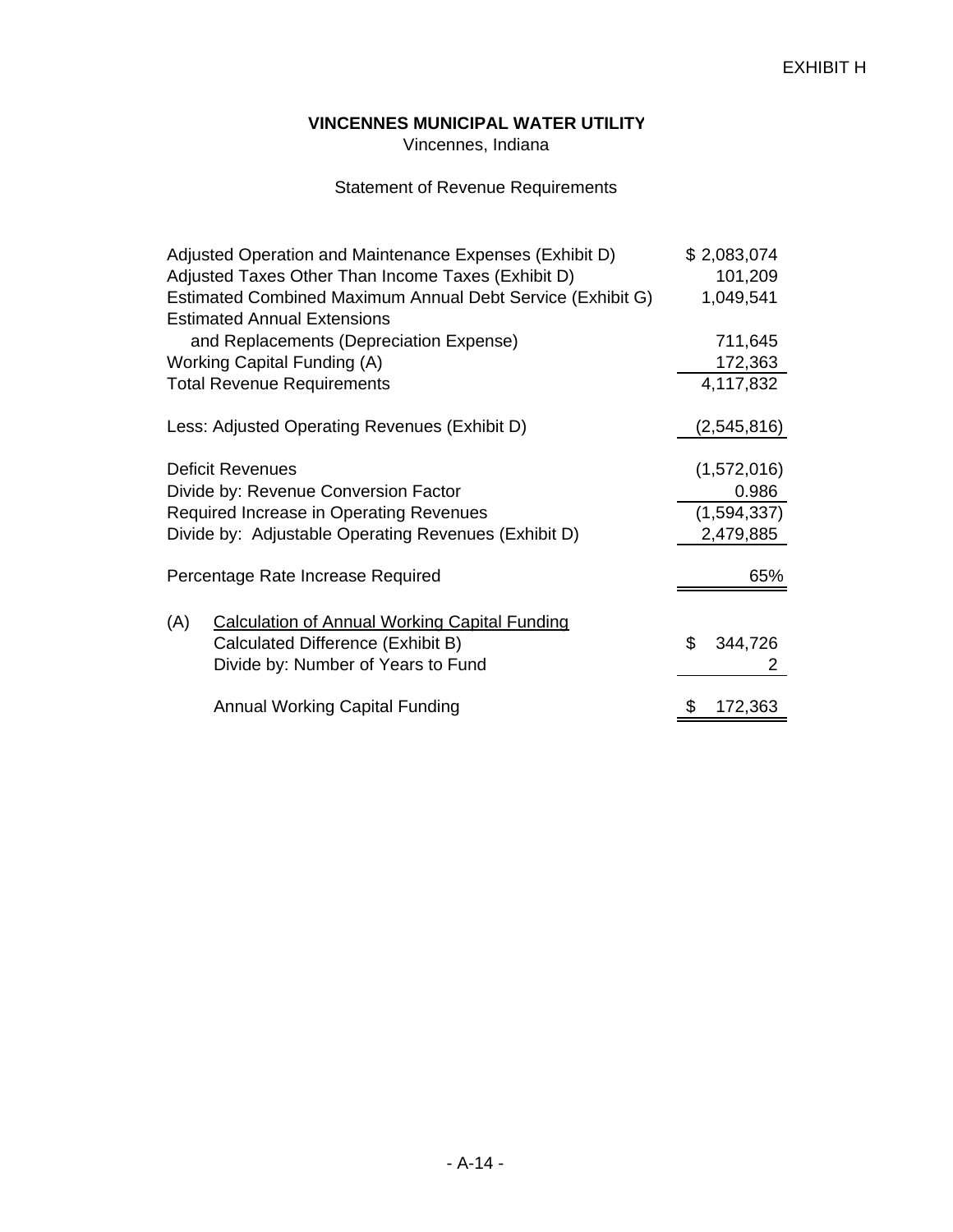EXHIBIT H

**VINCENNES MUNICIPAL WATER UTILITY**
Vincennes, Indiana

Statement of Revenue Requirements

| | |
|---|---|
| Adjusted Operation and Maintenance Expenses (Exhibit D) | $ 2,083,074 |
| Adjusted Taxes Other Than Income Taxes (Exhibit D) | 101,209 |
| Estimated Combined Maximum Annual Debt Service (Exhibit G) | 1,049,541 |
| Estimated Annual Extensions and Replacements (Depreciation Expense) | 711,645 |
| Working Capital Funding (A) | 172,363 |
| Total Revenue Requirements | 4,117,832 |
| Less: Adjusted Operating Revenues (Exhibit D) | (2,545,816) |
| Deficit Revenues | (1,572,016) |
| Divide by: Revenue Conversion Factor | 0.986 |
| Required Increase in Operating Revenues | (1,594,337) |
| Divide by: Adjustable Operating Revenues (Exhibit D) | 2,479,885 |
| Percentage Rate Increase Required | 65% |

(A) Calculation of Annual Working Capital Funding

| | |
|---|---|
| Calculated Difference (Exhibit B) | $ 344,726 |
| Divide by: Number of Years to Fund | 2 |
| Annual Working Capital Funding | $ 172,363 |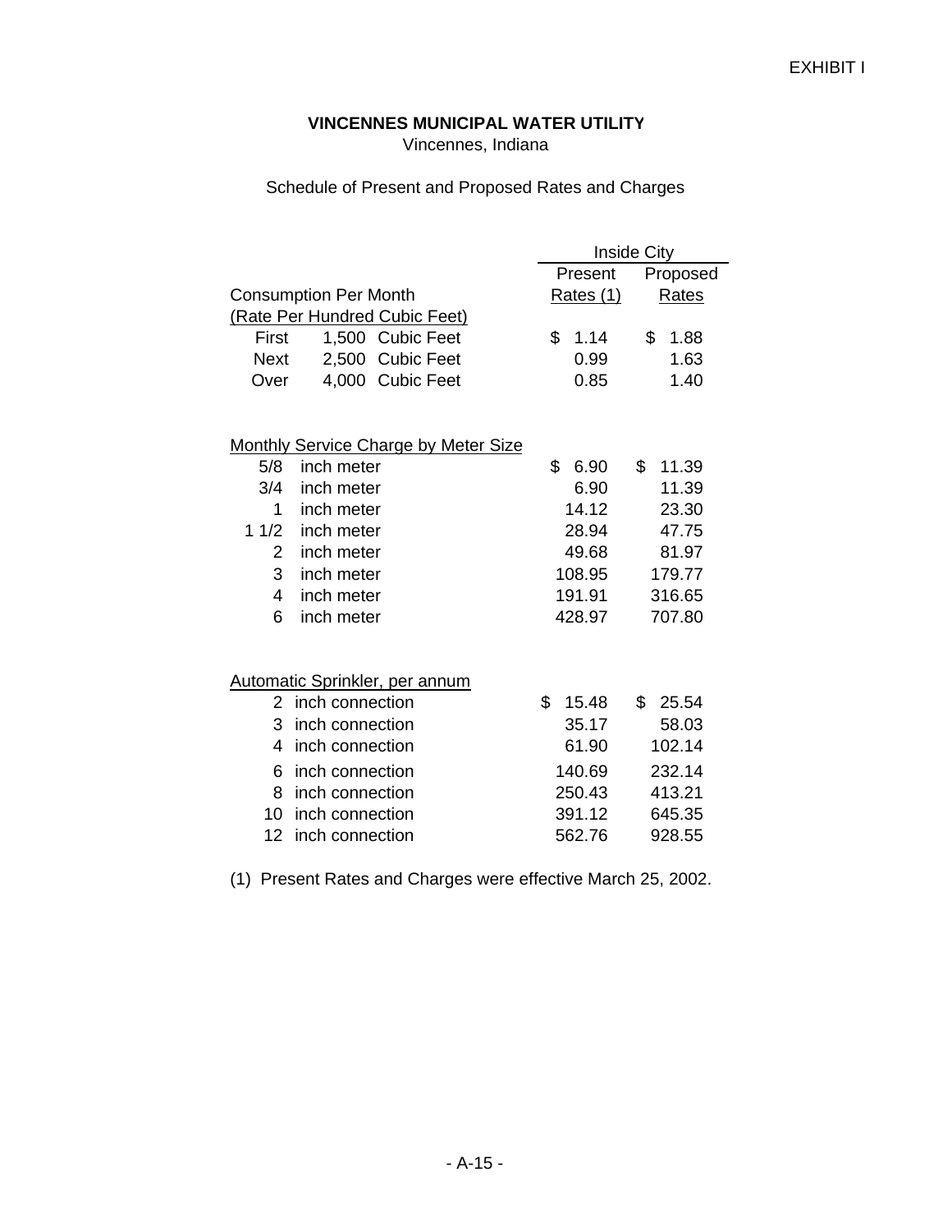EXHIBIT I

**VINCENNES MUNICIPAL WATER UTILITY**
Vincennes, Indiana

Schedule of Present and Proposed Rates and Charges

| | Inside City | |
|---|---|---|
| | Present | Proposed |
| Consumption Per Month | Rates (1) | Rates |
| (Rate Per Hundred Cubic Feet) | | |
| First 1,500 Cubic Feet | $ 1.14 | $ 1.88 |
| Next 2,500 Cubic Feet | 0.99 | 1.63 |
| Over 4,000 Cubic Feet | 0.85 | 1.40 |
| | | |
| Monthly Service Charge by Meter Size | | |
| 5/8 inch meter | $ 6.90 | $ 11.39 |
| 3/4 inch meter | 6.90 | 11.39 |
| 1 inch meter | 14.12 | 23.30 |
| 1 1/2 inch meter | 28.94 | 47.75 |
| 2 inch meter | 49.68 | 81.97 |
| 3 inch meter | 108.95 | 179.77 |
| 4 inch meter | 191.91 | 316.65 |
| 6 inch meter | 428.97 | 707.80 |
| | | |
| Automatic Sprinkler, per annum | | |
| 2 inch connection | $ 15.48 | $ 25.54 |
| 3 inch connection | 35.17 | 58.03 |
| 4 inch connection | 61.90 | 102.14 |
| 6 inch connection | 140.69 | 232.14 |
| 8 inch connection | 250.43 | 413.21 |
| 10 inch connection | 391.12 | 645.35 |
| 12 inch connection | 562.76 | 928.55 |

(1) Present Rates and Charges were effective March 25, 2002.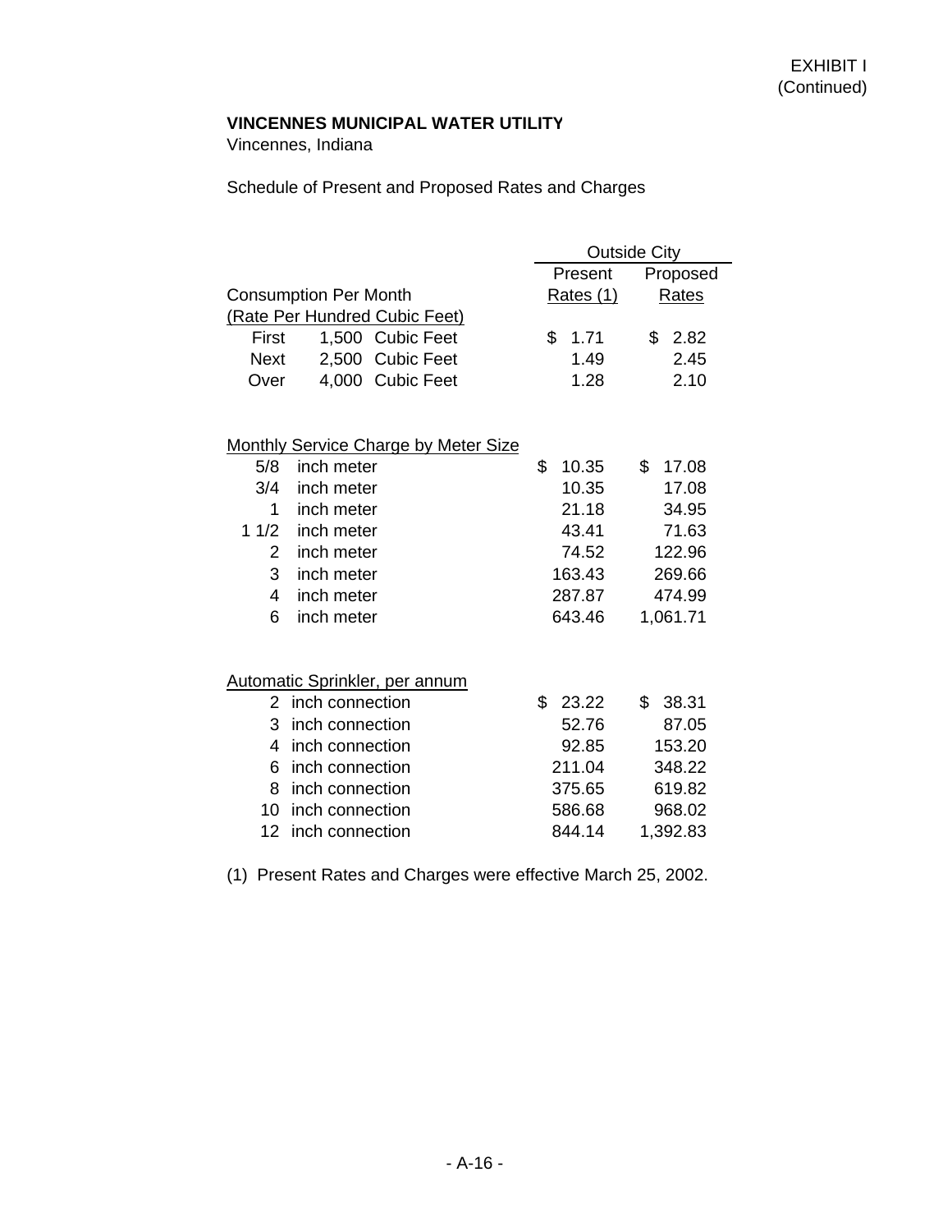EXHIBIT I
(Continued)

**VINCENNES MUNICIPAL WATER UTILITY**
Vincennes, Indiana

Schedule of Present and Proposed Rates and Charges

| | Outside City | |
|---|---|---|
| | Present Rates (1) | Proposed Rates |
| **Consumption Per Month** | | |
| **(Rate Per Hundred Cubic Feet)** | | |
| First 1,500 Cubic Feet | $ 1.71 | $ 2.82 |
| Next 2,500 Cubic Feet | 1.49 | 2.45 |
| Over 4,000 Cubic Feet | 1.28 | 2.10 |
| | | |
| **Monthly Service Charge by Meter Size** | | |
| 5/8 inch meter | $ 10.35 | $ 17.08 |
| 3/4 inch meter | 10.35 | 17.08 |
| 1 inch meter | 21.18 | 34.95 |
| 1 1/2 inch meter | 43.41 | 71.63 |
| 2 inch meter | 74.52 | 122.96 |
| 3 inch meter | 163.43 | 269.66 |
| 4 inch meter | 287.87 | 474.99 |
| 6 inch meter | 643.46 | 1,061.71 |
| | | |
| **Automatic Sprinkler, per annum** | | |
| 2 inch connection | $ 23.22 | $ 38.31 |
| 3 inch connection | 52.76 | 87.05 |
| 4 inch connection | 92.85 | 153.20 |
| 6 inch connection | 211.04 | 348.22 |
| 8 inch connection | 375.65 | 619.82 |
| 10 inch connection | 586.68 | 968.02 |
| 12 inch connection | 844.14 | 1,392.83 |

(1) Present Rates and Charges were effective March 25, 2002.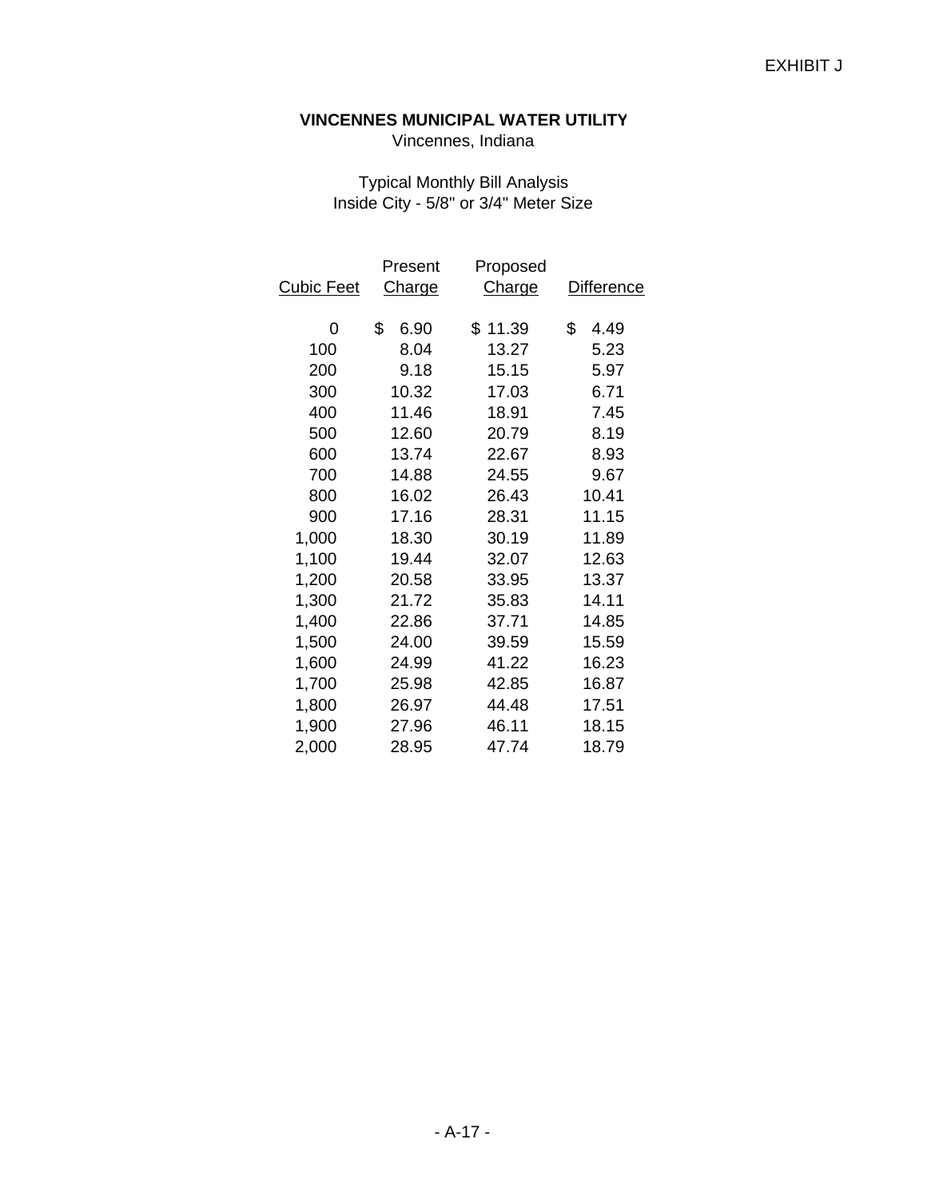EXHIBIT J

**VINCENNES MUNICIPAL WATER UTILITY**

Vincennes, Indiana

Typical Monthly Bill Analysis
Inside City - 5/8" or 3/4" Meter Size

| Cubic Feet | Present Charge | Proposed Charge | Difference |
|---|---|---|---|
| 0 | $ 6.90 | $ 11.39 | $ 4.49 |
| 100 | 8.04 | 13.27 | 5.23 |
| 200 | 9.18 | 15.15 | 5.97 |
| 300 | 10.32 | 17.03 | 6.71 |
| 400 | 11.46 | 18.91 | 7.45 |
| 500 | 12.60 | 20.79 | 8.19 |
| 600 | 13.74 | 22.67 | 8.93 |
| 700 | 14.88 | 24.55 | 9.67 |
| 800 | 16.02 | 26.43 | 10.41 |
| 900 | 17.16 | 28.31 | 11.15 |
| 1,000 | 18.30 | 30.19 | 11.89 |
| 1,100 | 19.44 | 32.07 | 12.63 |
| 1,200 | 20.58 | 33.95 | 13.37 |
| 1,300 | 21.72 | 35.83 | 14.11 |
| 1,400 | 22.86 | 37.71 | 14.85 |
| 1,500 | 24.00 | 39.59 | 15.59 |
| 1,600 | 24.99 | 41.22 | 16.23 |
| 1,700 | 25.98 | 42.85 | 16.87 |
| 1,800 | 26.97 | 44.48 | 17.51 |
| 1,900 | 27.96 | 46.11 | 18.15 |
| 2,000 | 28.95 | 47.74 | 18.79 |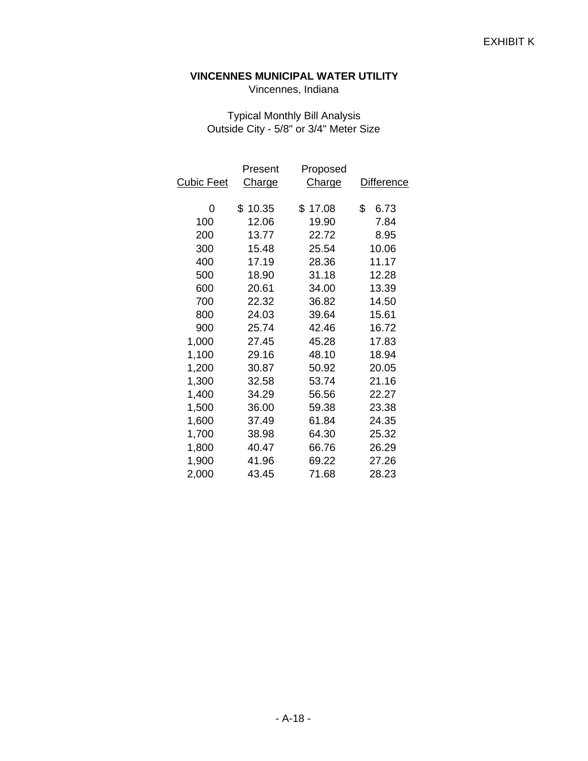EXHIBIT K

**VINCENNES MUNICIPAL WATER UTILITY**
Vincennes, Indiana

Typical Monthly Bill Analysis
Outside City - 5/8" or 3/4" Meter Size

| Cubic Feet | Present Charge | Proposed Charge | Difference |
|---|---|---|---|
| 0 | $ 10.35 | $ 17.08 | $ 6.73 |
| 100 | 12.06 | 19.90 | 7.84 |
| 200 | 13.77 | 22.72 | 8.95 |
| 300 | 15.48 | 25.54 | 10.06 |
| 400 | 17.19 | 28.36 | 11.17 |
| 500 | 18.90 | 31.18 | 12.28 |
| 600 | 20.61 | 34.00 | 13.39 |
| 700 | 22.32 | 36.82 | 14.50 |
| 800 | 24.03 | 39.64 | 15.61 |
| 900 | 25.74 | 42.46 | 16.72 |
| 1,000 | 27.45 | 45.28 | 17.83 |
| 1,100 | 29.16 | 48.10 | 18.94 |
| 1,200 | 30.87 | 50.92 | 20.05 |
| 1,300 | 32.58 | 53.74 | 21.16 |
| 1,400 | 34.29 | 56.56 | 22.27 |
| 1,500 | 36.00 | 59.38 | 23.38 |
| 1,600 | 37.49 | 61.84 | 24.35 |
| 1,700 | 38.98 | 64.30 | 25.32 |
| 1,800 | 40.47 | 66.76 | 26.29 |
| 1,900 | 41.96 | 69.22 | 27.26 |
| 2,000 | 43.45 | 71.68 | 28.23 |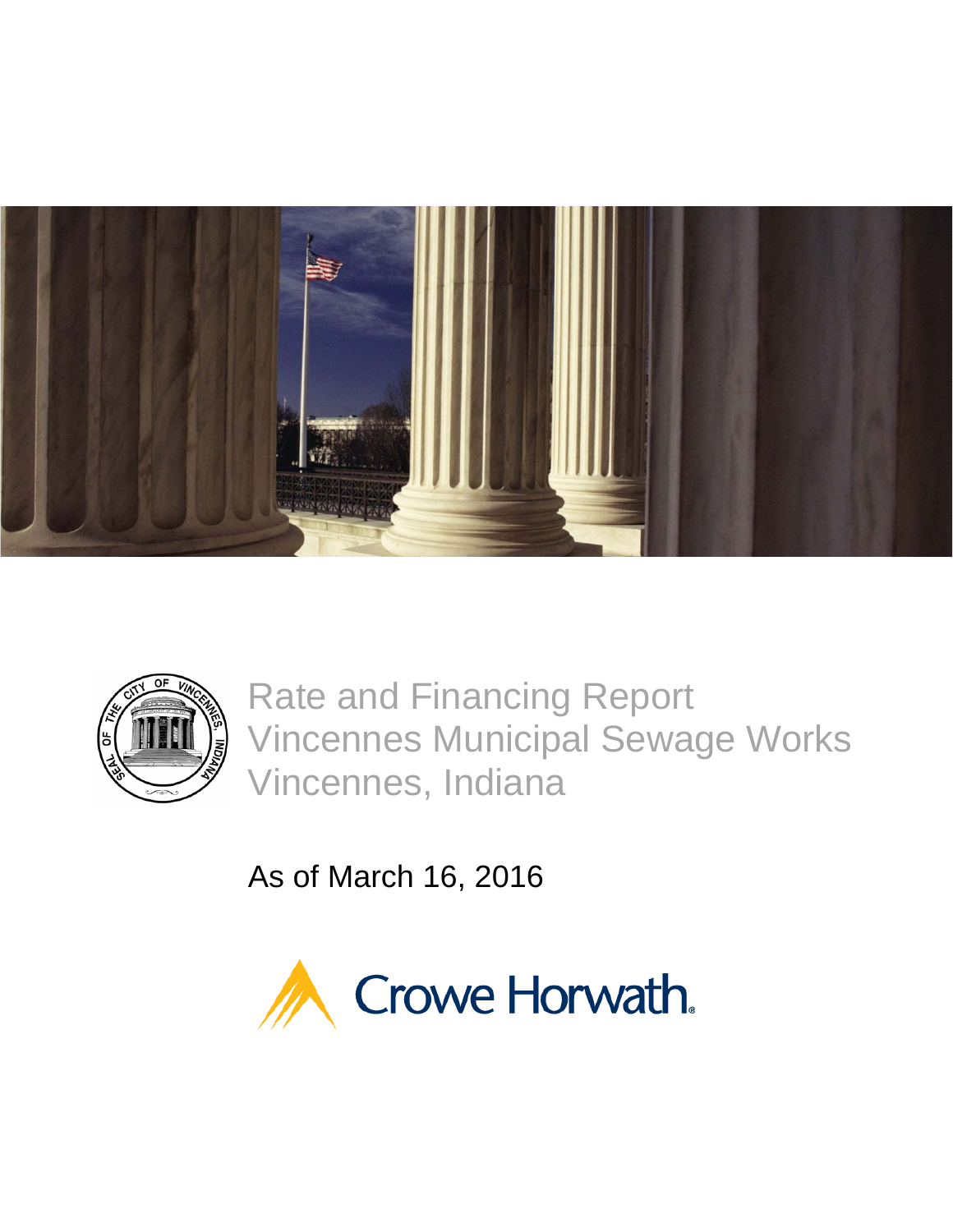# Rate and Financing Report
# Vincennes Municipal Sewage Works
# Vincennes, Indiana

As of March 16, 2016

Crowe Horwath.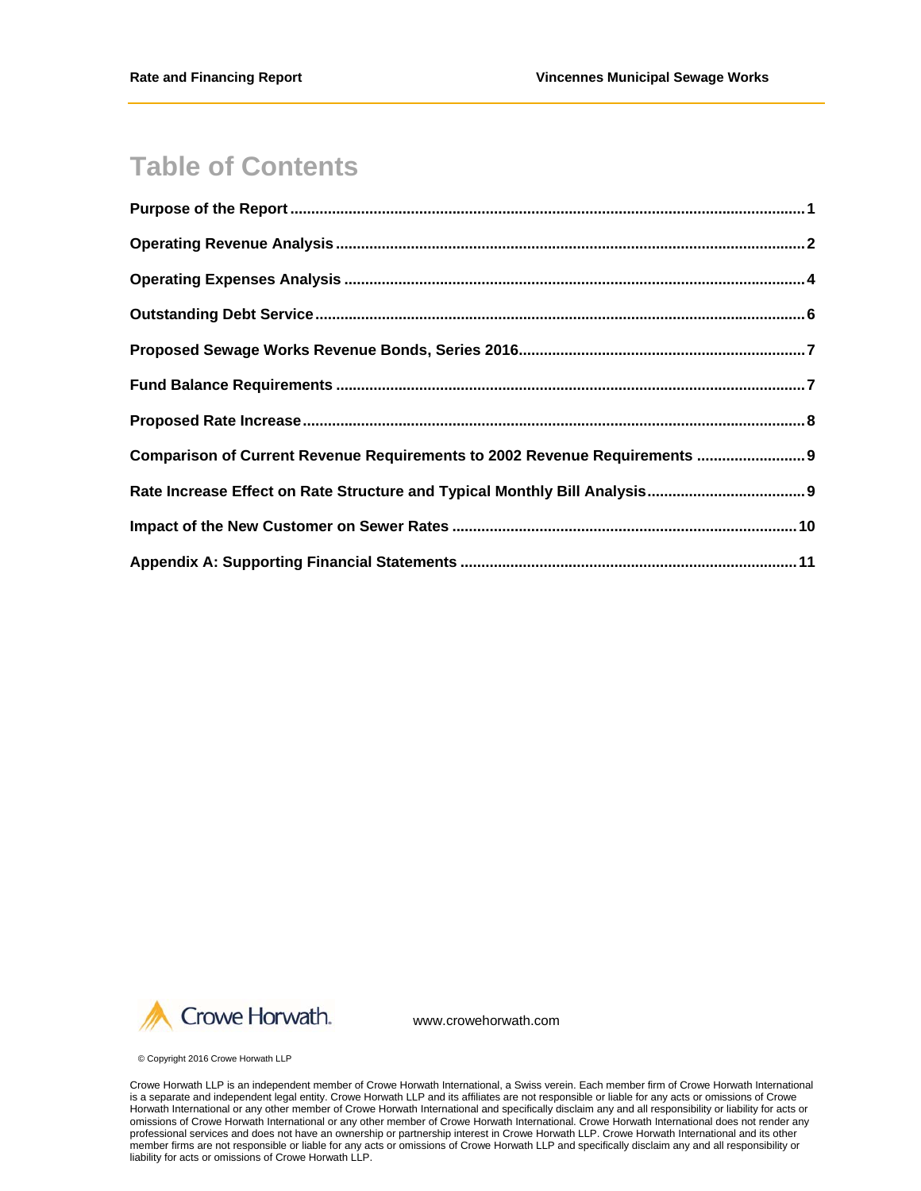# Table of Contents

| | |
|---|---|
| **Purpose of the Report** | **1** |
| **Operating Revenue Analysis** | **2** |
| **Operating Expenses Analysis** | **4** |
| **Outstanding Debt Service** | **6** |
| **Proposed Sewage Works Revenue Bonds, Series 2016** | **7** |
| **Fund Balance Requirements** | **7** |
| **Proposed Rate Increase** | **8** |
| **Comparison of Current Revenue Requirements to 2002 Revenue Requirements** | **9** |
| **Rate Increase Effect on Rate Structure and Typical Monthly Bill Analysis** | **9** |
| **Impact of the New Customer on Sewer Rates** | **10** |
| **Appendix A: Supporting Financial Statements** | **11** |

Crowe Horwath.

www.crowehorwath.com

© Copyright 2016 Crowe Horwath LLP

Crowe Horwath LLP is an independent member of Crowe Horwath International, a Swiss verein. Each member firm of Crowe Horwath International is a separate and independent legal entity. Crowe Horwath LLP and its affiliates are not responsible or liable for any acts or omissions of Crowe Horwath International or any other member of Crowe Horwath International and specifically disclaim any and all responsibility or liability for acts or omissions of Crowe Horwath International or any other member of Crowe Horwath International. Crowe Horwath International does not render any professional services and does not have an ownership or partnership interest in Crowe Horwath LLP. Crowe Horwath International and its other member firms are not responsible or liable for any acts or omissions of Crowe Horwath LLP and specifically disclaim any and all responsibility or liability for acts or omissions of Crowe Horwath LLP.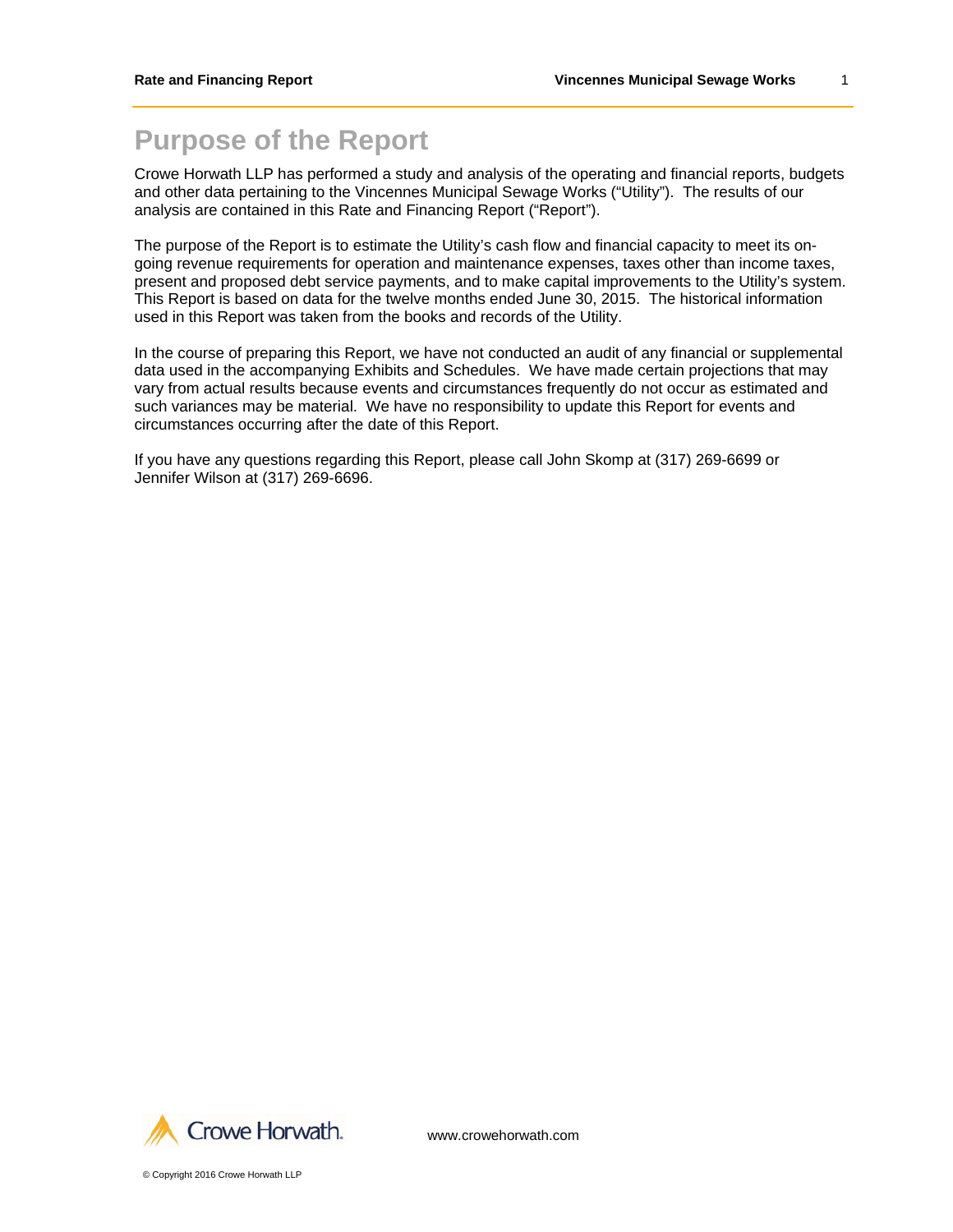# Purpose of the Report

Crowe Horwath LLP has performed a study and analysis of the operating and financial reports, budgets and other data pertaining to the Vincennes Municipal Sewage Works ("Utility"). The results of our analysis are contained in this Rate and Financing Report ("Report").

The purpose of the Report is to estimate the Utility's cash flow and financial capacity to meet its on-going revenue requirements for operation and maintenance expenses, taxes other than income taxes, present and proposed debt service payments, and to make capital improvements to the Utility's system. This Report is based on data for the twelve months ended June 30, 2015. The historical information used in this Report was taken from the books and records of the Utility.

In the course of preparing this Report, we have not conducted an audit of any financial or supplemental data used in the accompanying Exhibits and Schedules. We have made certain projections that may vary from actual results because events and circumstances frequently do not occur as estimated and such variances may be material. We have no responsibility to update this Report for events and circumstances occurring after the date of this Report.

If you have any questions regarding this Report, please call John Skomp at (317) 269-6699 or Jennifer Wilson at (317) 269-6696.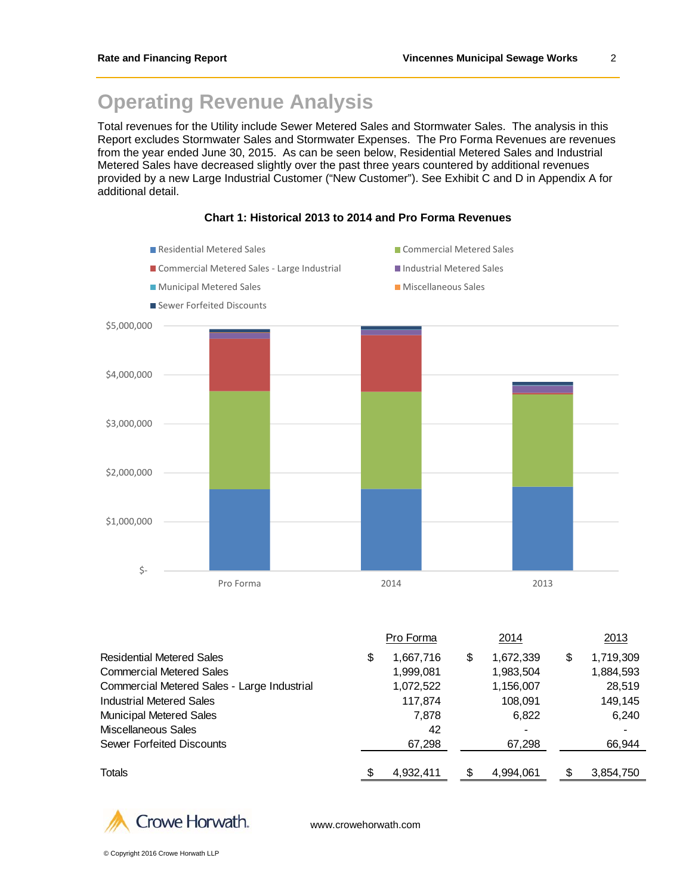# Operating Revenue Analysis

Total revenues for the Utility include Sewer Metered Sales and Stormwater Sales. The analysis in this Report excludes Stormwater Sales and Stormwater Expenses. The Pro Forma Revenues are revenues from the year ended June 30, 2015. As can be seen below, Residential Metered Sales and Industrial Metered Sales have decreased slightly over the past three years countered by additional revenues provided by a new Large Industrial Customer ("New Customer"). See Exhibit C and D in Appendix A for additional detail.

**Chart 1: Historical 2013 to 2014 and Pro Forma Revenues**

| | Pro Forma | 2014 | 2013 |
|---|---|---|---|
| Residential Metered Sales | $ 1,667,716 | $ 1,672,339 | $ 1,719,309 |
| Commercial Metered Sales | 1,999,081 | 1,983,504 | 1,884,593 |
| Commercial Metered Sales - Large Industrial | 1,072,522 | 1,156,007 | 28,519 |
| Industrial Metered Sales | 117,874 | 108,091 | 149,145 |
| Municipal Metered Sales | 7,878 | 6,822 | 6,240 |
| Miscellaneous Sales | 42 | - | - |
| Sewer Forfeited Discounts | 67,298 | 67,298 | 66,944 |
| Totals | $ 4,932,411 | $ 4,994,061 | $ 3,854,750 |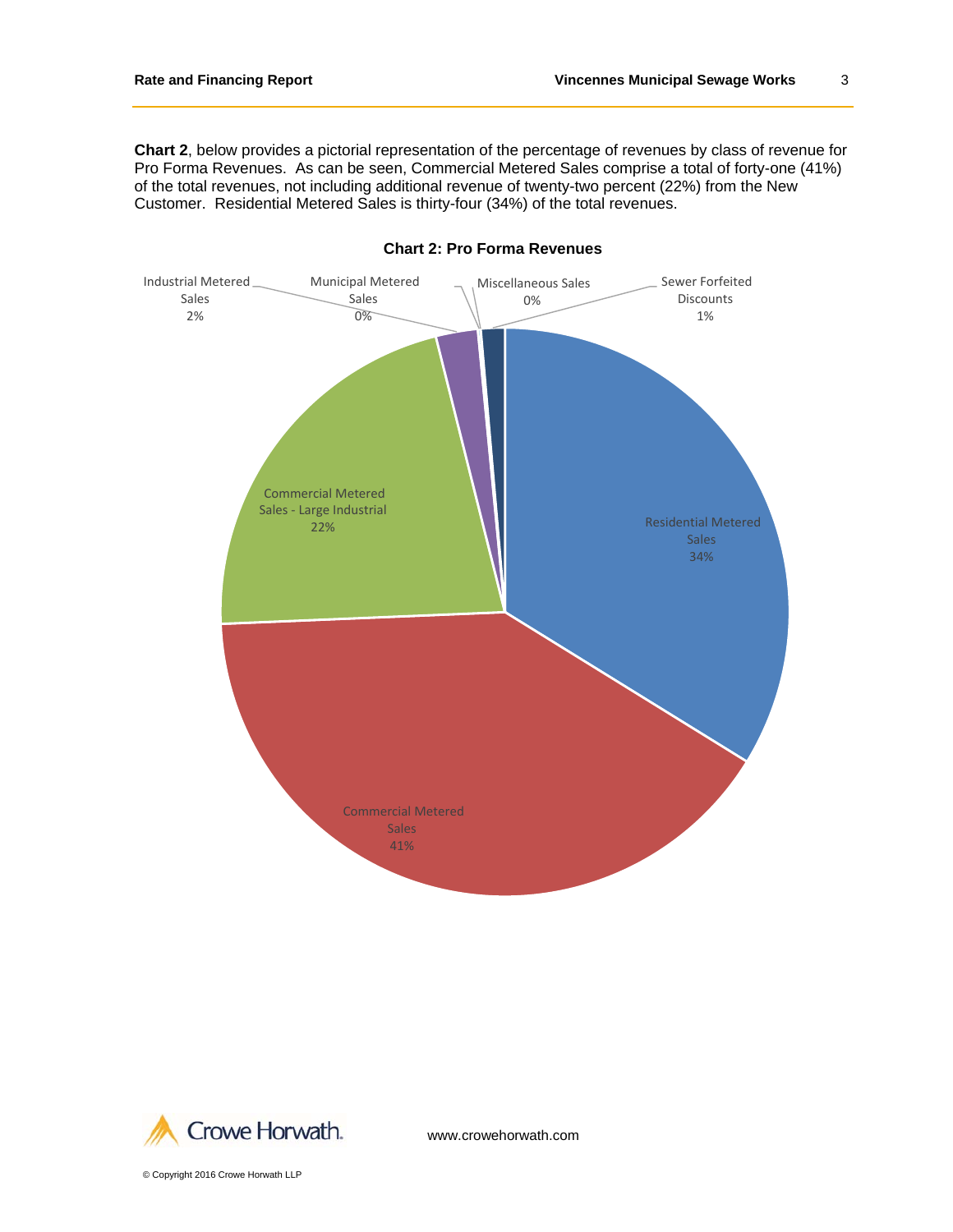**Chart 2**, below provides a pictorial representation of the percentage of revenues by class of revenue for Pro Forma Revenues. As can be seen, Commercial Metered Sales comprise a total of forty-one (41%) of the total revenues, not including additional revenue of twenty-two percent (22%) from the New Customer. Residential Metered Sales is thirty-four (34%) of the total revenues.

**Chart 2: Pro Forma Revenues**

| Class of Revenue | Percentage |
|---|---|
| Residential Metered Sales | 34% |
| Commercial Metered Sales | 41% |
| Commercial Metered Sales - Large Industrial | 22% |
| Industrial Metered Sales | 2% |
| Municipal Metered Sales | 0% |
| Miscellaneous Sales | 0% |
| Sewer Forfeited Discounts | 1% |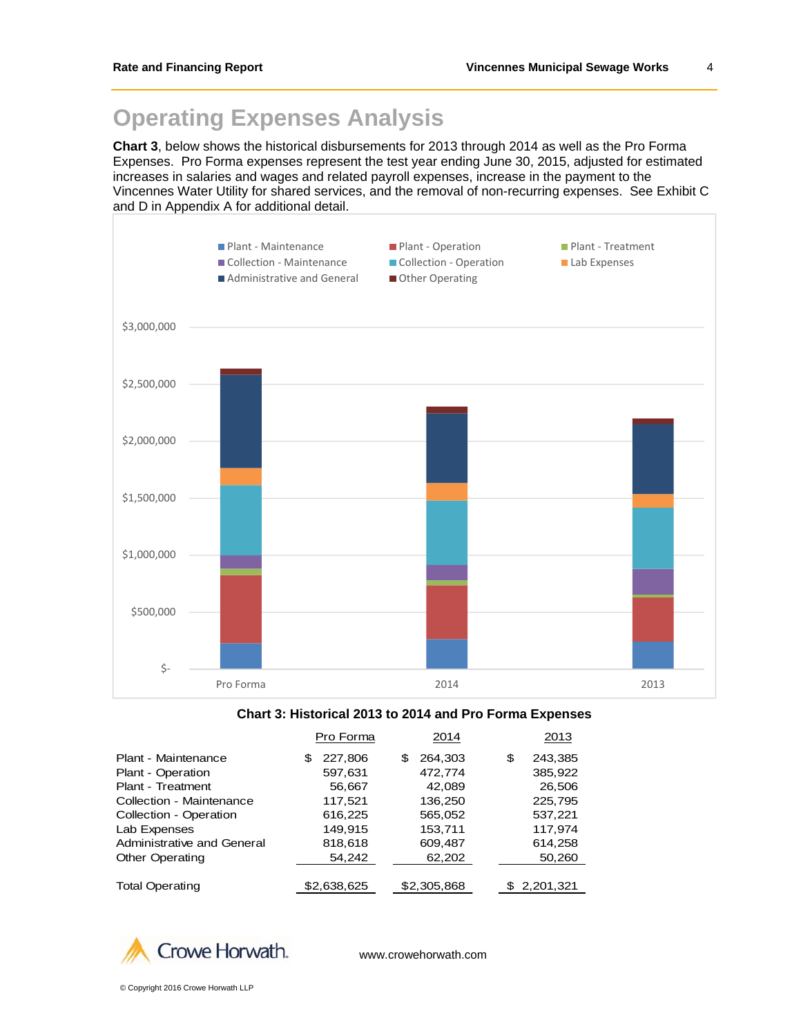# Operating Expenses Analysis

**Chart 3**, below shows the historical disbursements for 2013 through 2014 as well as the Pro Forma Expenses. Pro Forma expenses represent the test year ending June 30, 2015, adjusted for estimated increases in salaries and wages and related payroll expenses, increase in the payment to the Vincennes Water Utility for shared services, and the removal of non-recurring expenses. See Exhibit C and D in Appendix A for additional detail.

**Chart 3: Historical 2013 to 2014 and Pro Forma Expenses**

| | Pro Forma | 2014 | 2013 |
|---|---|---|---|
| Plant - Maintenance | $ 227,806 | $ 264,303 | $ 243,385 |
| Plant - Operation | 597,631 | 472,774 | 385,922 |
| Plant - Treatment | 56,667 | 42,089 | 26,506 |
| Collection - Maintenance | 117,521 | 136,250 | 225,795 |
| Collection - Operation | 616,225 | 565,052 | 537,221 |
| Lab Expenses | 149,915 | 153,711 | 117,974 |
| Administrative and General | 818,618 | 609,487 | 614,258 |
| Other Operating | 54,242 | 62,202 | 50,260 |
| Total Operating | $2,638,625 | $2,305,868 | $ 2,201,321 |

www.crowehorwath.com

© Copyright 2016 Crowe Horwath LLP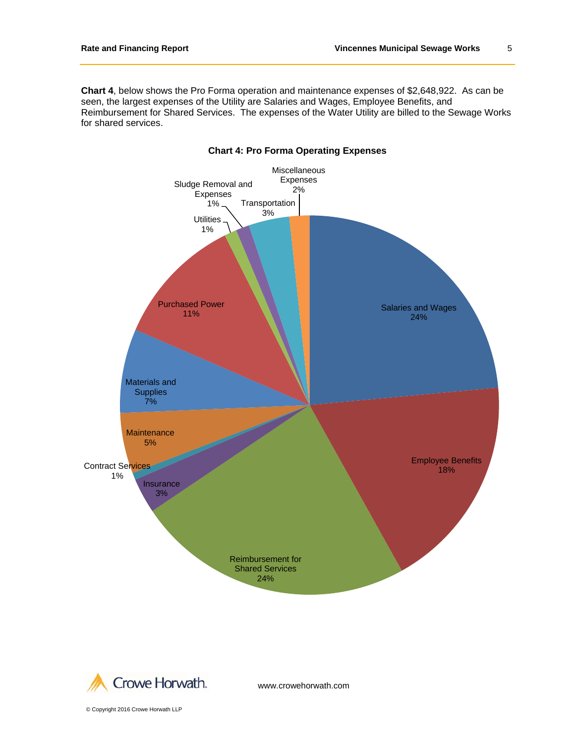**Chart 4**, below shows the Pro Forma operation and maintenance expenses of $2,648,922. As can be seen, the largest expenses of the Utility are Salaries and Wages, Employee Benefits, and Reimbursement for Shared Services. The expenses of the Water Utility are billed to the Sewage Works for shared services.

**Chart 4: Pro Forma Operating Expenses**

| Expense | Percentage |
|---|---|
| Salaries and Wages | 24% |
| Employee Benefits | 18% |
| Reimbursement for Shared Services | 24% |
| Insurance | 3% |
| Contract Services | 1% |
| Maintenance | 5% |
| Materials and Supplies | 7% |
| Purchased Power | 11% |
| Utilities | 1% |
| Sludge Removal and Expenses | 1% |
| Transportation | 3% |
| Miscellaneous Expenses | 2% |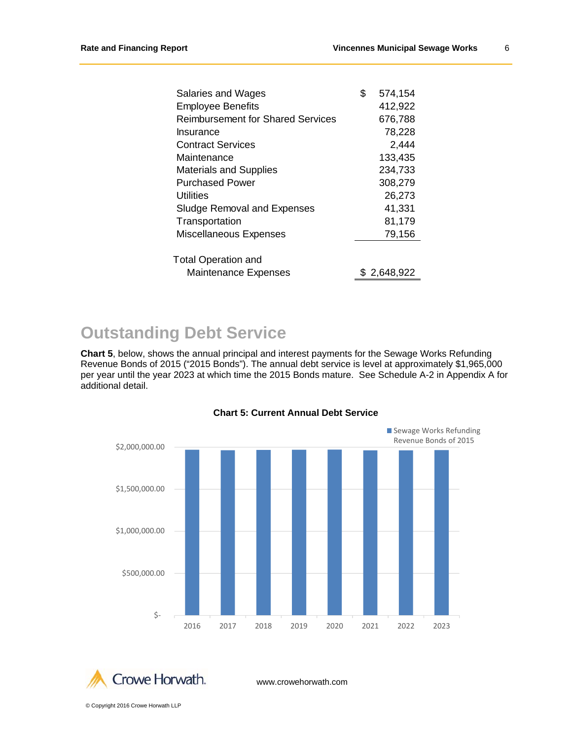| | |
|---|---|
| Salaries and Wages | $ 574,154 |
| Employee Benefits | 412,922 |
| Reimbursement for Shared Services | 676,788 |
| Insurance | 78,228 |
| Contract Services | 2,444 |
| Maintenance | 133,435 |
| Materials and Supplies | 234,733 |
| Purchased Power | 308,279 |
| Utilities | 26,273 |
| Sludge Removal and Expenses | 41,331 |
| Transportation | 81,179 |
| Miscellaneous Expenses | 79,156 |
| Total Operation and Maintenance Expenses | $ 2,648,922 |

## Outstanding Debt Service

**Chart 5**, below, shows the annual principal and interest payments for the Sewage Works Refunding Revenue Bonds of 2015 ("2015 Bonds"). The annual debt service is level at approximately $1,965,000 per year until the year 2023 at which time the 2015 Bonds mature. See Schedule A-2 in Appendix A for additional detail.

**Chart 5: Current Annual Debt Service**

■ Sewage Works Refunding Revenue Bonds of 2015

$2,000,000.00

$1,500,000.00

$1,000,000.00

$500,000.00

$-

2016 2017 2018 2019 2020 2021 2022 2023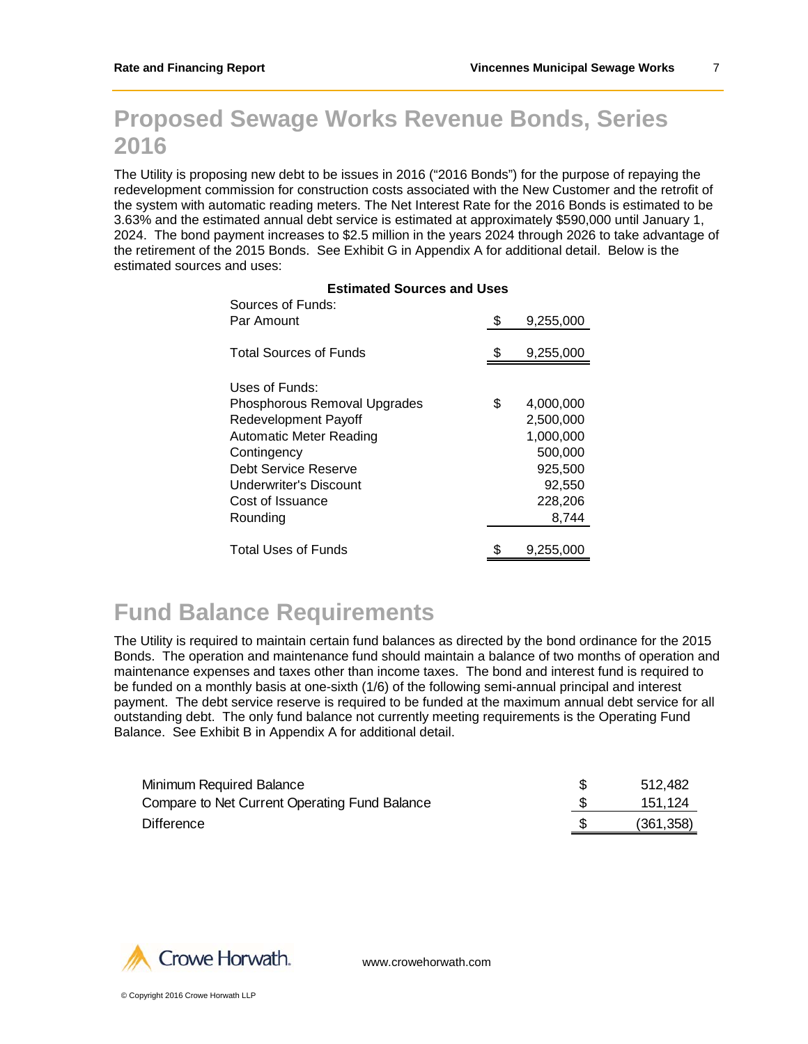# Proposed Sewage Works Revenue Bonds, Series 2016

The Utility is proposing new debt to be issues in 2016 ("2016 Bonds") for the purpose of repaying the redevelopment commission for construction costs associated with the New Customer and the retrofit of the system with automatic reading meters. The Net Interest Rate for the 2016 Bonds is estimated to be 3.63% and the estimated annual debt service is estimated at approximately $590,000 until January 1, 2024. The bond payment increases to $2.5 million in the years 2024 through 2026 to take advantage of the retirement of the 2015 Bonds. See Exhibit G in Appendix A for additional detail. Below is the estimated sources and uses:

**Estimated Sources and Uses**

| | | |
|---|---|---|
| Sources of Funds: | | |
| Par Amount | $ | 9,255,000 |
| Total Sources of Funds | $ | 9,255,000 |
| Uses of Funds: | | |
| Phosphorous Removal Upgrades | $ | 4,000,000 |
| Redevelopment Payoff | | 2,500,000 |
| Automatic Meter Reading | | 1,000,000 |
| Contingency | | 500,000 |
| Debt Service Reserve | | 925,500 |
| Underwriter's Discount | | 92,550 |
| Cost of Issuance | | 228,206 |
| Rounding | | 8,744 |
| Total Uses of Funds | $ | 9,255,000 |

# Fund Balance Requirements

The Utility is required to maintain certain fund balances as directed by the bond ordinance for the 2015 Bonds. The operation and maintenance fund should maintain a balance of two months of operation and maintenance expenses and taxes other than income taxes. The bond and interest fund is required to be funded on a monthly basis at one-sixth (1/6) of the following semi-annual principal and interest payment. The debt service reserve is required to be funded at the maximum annual debt service for all outstanding debt. The only fund balance not currently meeting requirements is the Operating Fund Balance. See Exhibit B in Appendix A for additional detail.

| | | |
|---|---|---|
| Minimum Required Balance | $ | 512,482 |
| Compare to Net Current Operating Fund Balance | $ | 151,124 |
| Difference | $ | (361,358) |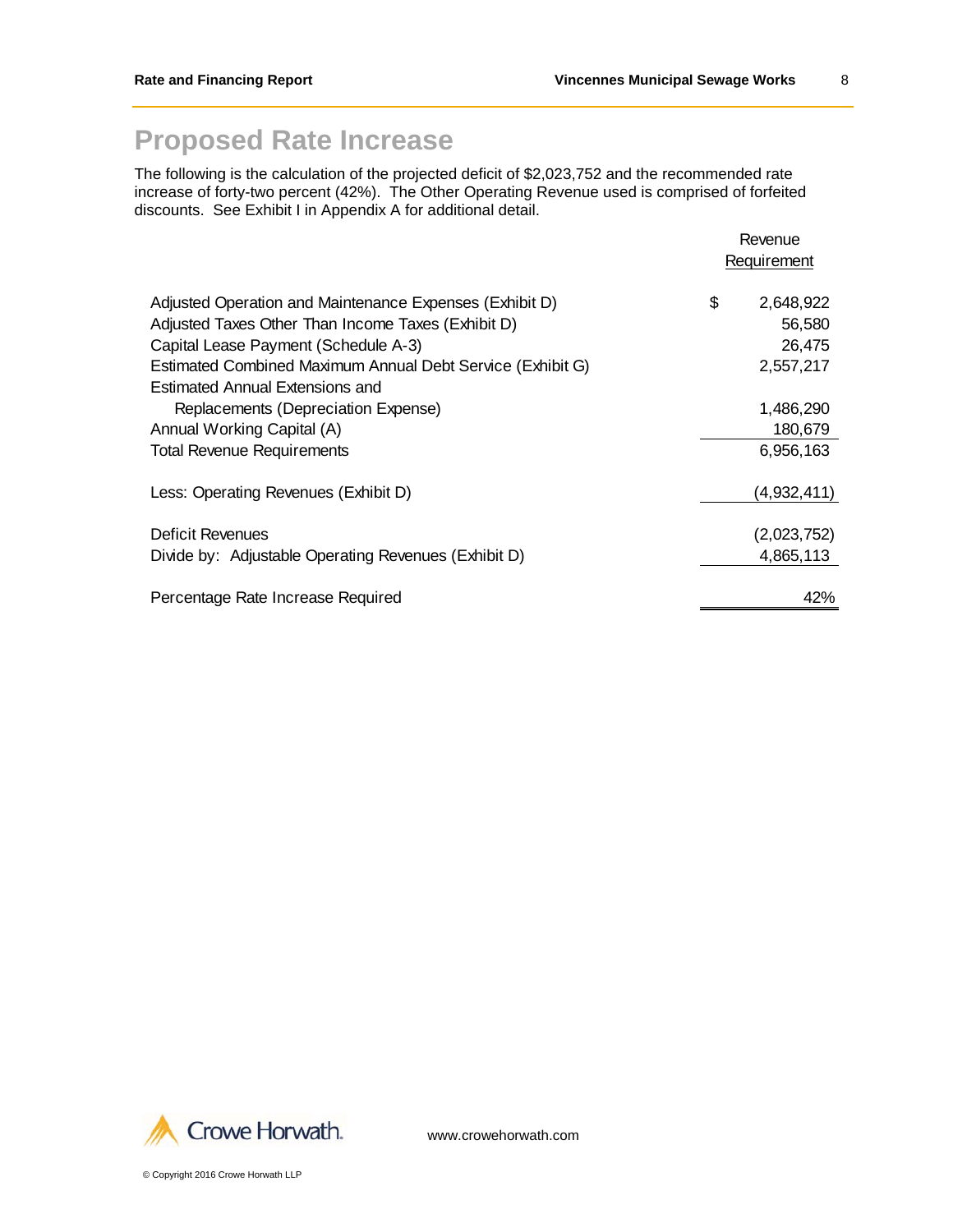# Proposed Rate Increase

The following is the calculation of the projected deficit of $2,023,752 and the recommended rate increase of forty-two percent (42%). The Other Operating Revenue used is comprised of forfeited discounts. See Exhibit I in Appendix A for additional detail.

| | Revenue Requirement |
|---|---|
| Adjusted Operation and Maintenance Expenses (Exhibit D) | $ 2,648,922 |
| Adjusted Taxes Other Than Income Taxes (Exhibit D) | 56,580 |
| Capital Lease Payment (Schedule A-3) | 26,475 |
| Estimated Combined Maximum Annual Debt Service (Exhibit G) | 2,557,217 |
| Estimated Annual Extensions and Replacements (Depreciation Expense) | 1,486,290 |
| Annual Working Capital (A) | 180,679 |
| Total Revenue Requirements | 6,956,163 |
| Less: Operating Revenues (Exhibit D) | (4,932,411) |
| Deficit Revenues | (2,023,752) |
| Divide by: Adjustable Operating Revenues (Exhibit D) | 4,865,113 |
| Percentage Rate Increase Required | 42% |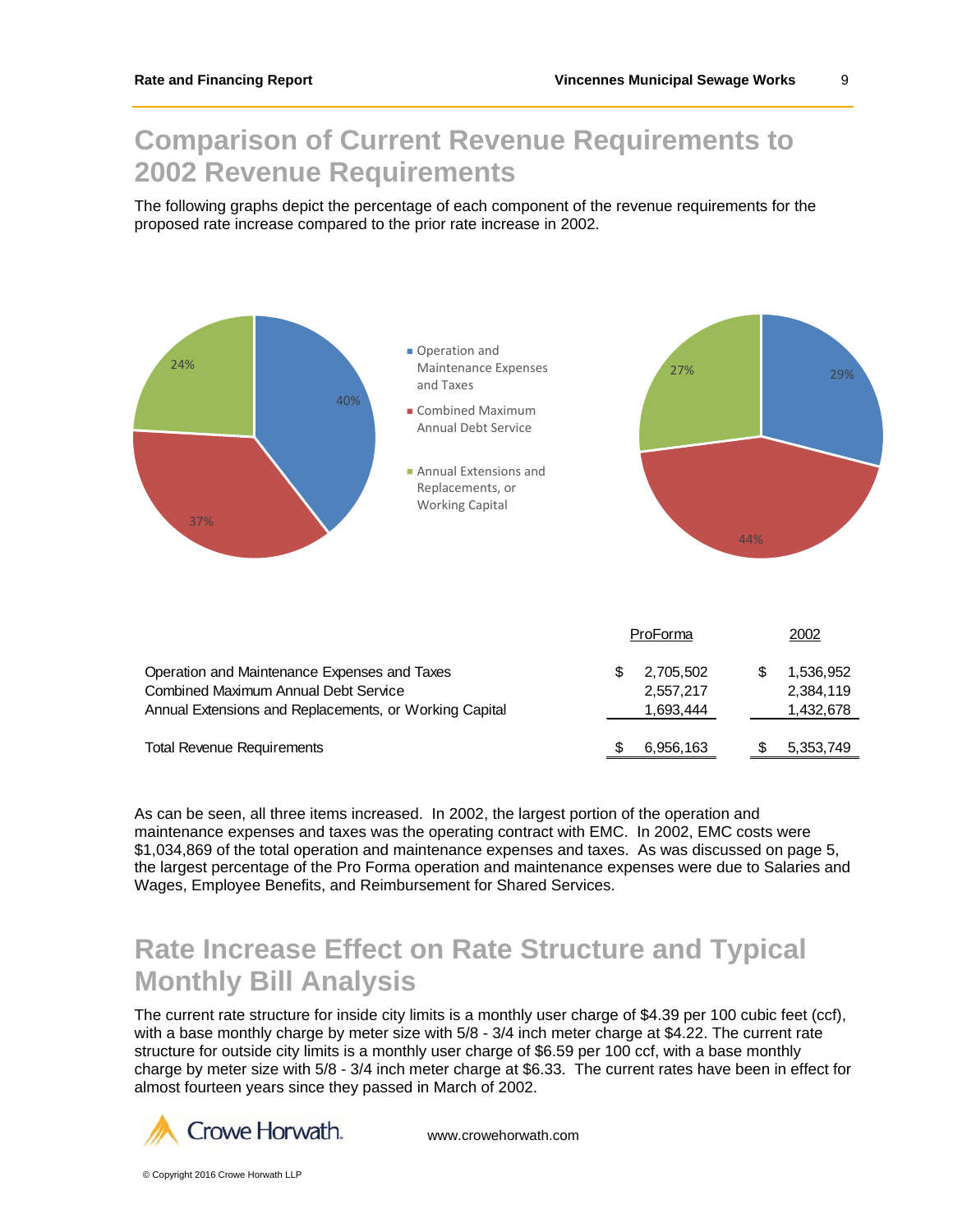## Comparison of Current Revenue Requirements to 2002 Revenue Requirements

The following graphs depict the percentage of each component of the revenue requirements for the proposed rate increase compared to the prior rate increase in 2002.

| | ProForma | 2002 |
|---|---|---|
| Operation and Maintenance Expenses and Taxes | $ 2,705,502 | $ 1,536,952 |
| Combined Maximum Annual Debt Service | 2,557,217 | 2,384,119 |
| Annual Extensions and Replacements, or Working Capital | 1,693,444 | 1,432,678 |
| Total Revenue Requirements | $ 6,956,163 | $ 5,353,749 |

As can be seen, all three items increased. In 2002, the largest portion of the operation and maintenance expenses and taxes was the operating contract with EMC. In 2002, EMC costs were $1,034,869 of the total operation and maintenance expenses and taxes. As was discussed on page 5, the largest percentage of the Pro Forma operation and maintenance expenses were due to Salaries and Wages, Employee Benefits, and Reimbursement for Shared Services.

## Rate Increase Effect on Rate Structure and Typical Monthly Bill Analysis

The current rate structure for inside city limits is a monthly user charge of $4.39 per 100 cubic feet (ccf), with a base monthly charge by meter size with 5/8 - 3/4 inch meter charge at $4.22. The current rate structure for outside city limits is a monthly user charge of $6.59 per 100 ccf, with a base monthly charge by meter size with 5/8 - 3/4 inch meter charge at $6.33. The current rates have been in effect for almost fourteen years since they passed in March of 2002.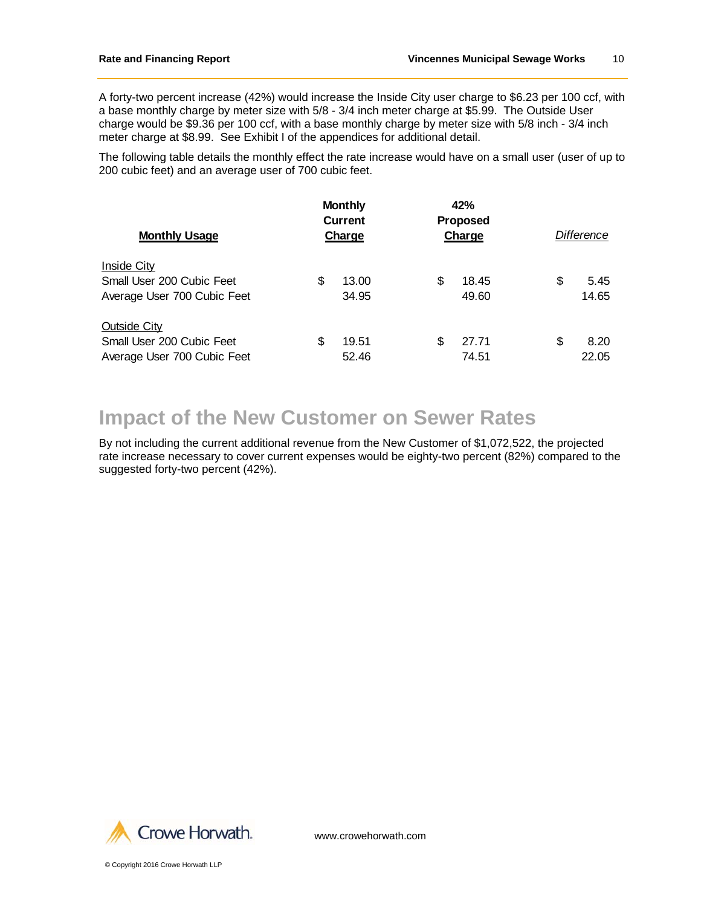A forty-two percent increase (42%) would increase the Inside City user charge to $6.23 per 100 ccf, with a base monthly charge by meter size with 5/8 - 3/4 inch meter charge at $5.99. The Outside User charge would be $9.36 per 100 ccf, with a base monthly charge by meter size with 5/8 inch - 3/4 inch meter charge at $8.99. See Exhibit I of the appendices for additional detail.

The following table details the monthly effect the rate increase would have on a small user (user of up to 200 cubic feet) and an average user of 700 cubic feet.

| **Monthly Usage** | **Monthly Current Charge** | **42% Proposed Charge** | *Difference* |
|---|---|---|---|
| Inside City | | | |
| Small User 200 Cubic Feet | $ 13.00 | $ 18.45 | $ 5.45 |
| Average User 700 Cubic Feet | 34.95 | 49.60 | 14.65 |
| Outside City | | | |
| Small User 200 Cubic Feet | $ 19.51 | $ 27.71 | $ 8.20 |
| Average User 700 Cubic Feet | 52.46 | 74.51 | 22.05 |

## Impact of the New Customer on Sewer Rates

By not including the current additional revenue from the New Customer of $1,072,522, the projected rate increase necessary to cover current expenses would be eighty-two percent (82%) compared to the suggested forty-two percent (42%).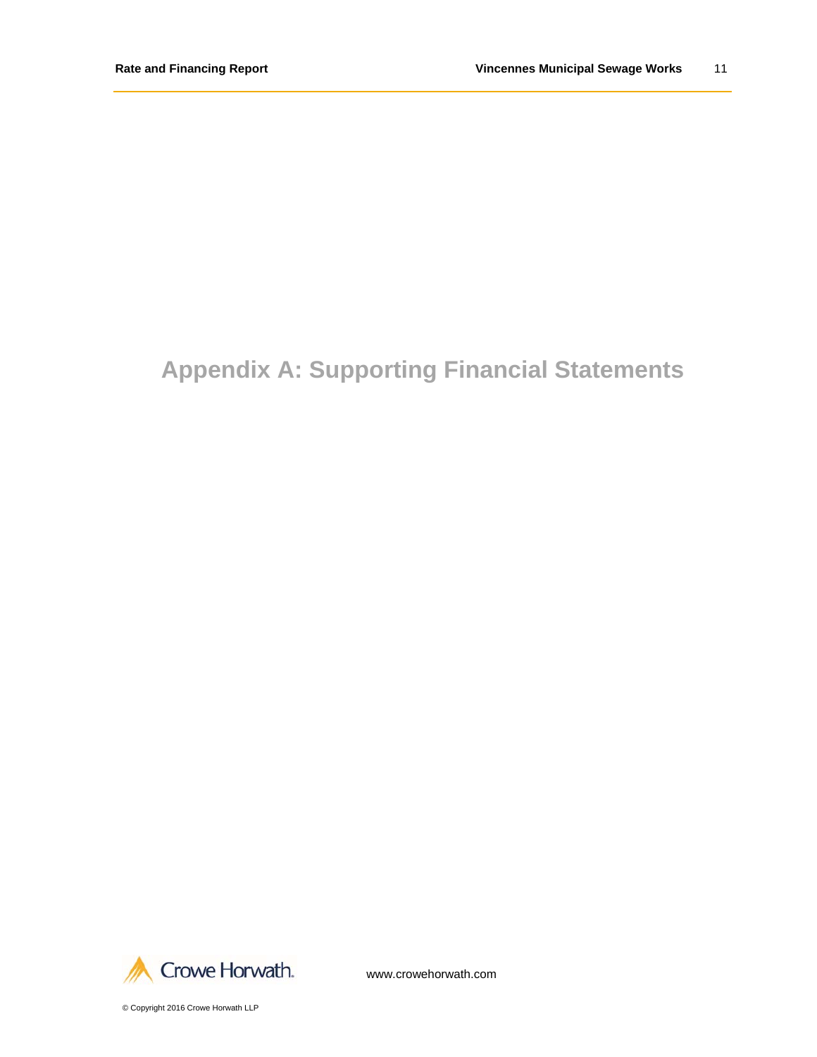# Appendix A: Supporting Financial Statements

www.crowehorwath.com

© Copyright 2016 Crowe Horwath LLP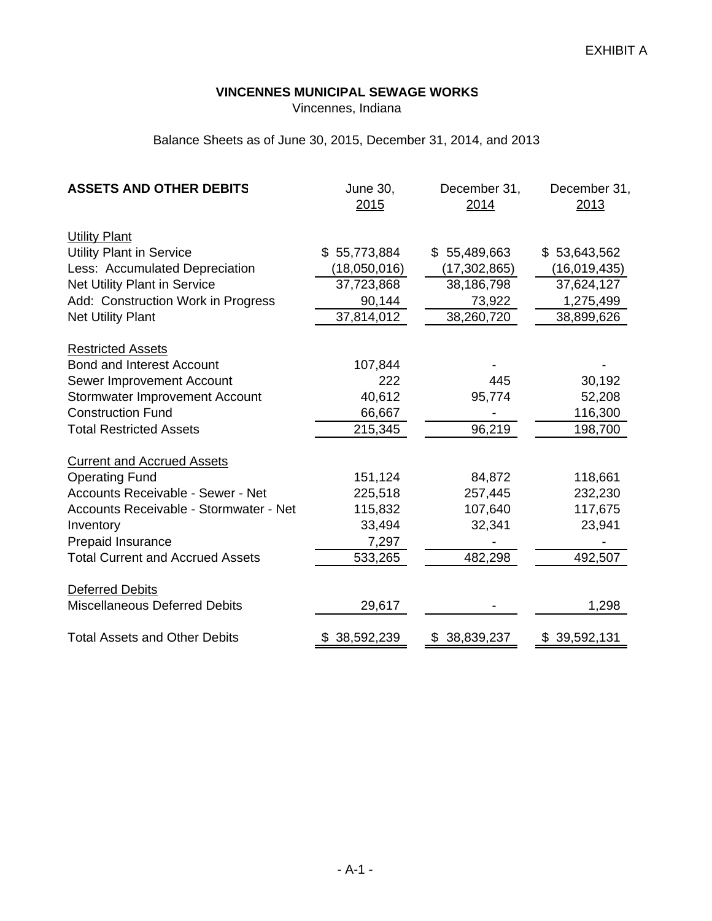EXHIBIT A

**VINCENNES MUNICIPAL SEWAGE WORKS**

Vincennes, Indiana

Balance Sheets as of June 30, 2015, December 31, 2014, and 2013

| **ASSETS AND OTHER DEBITS** | June 30, 2015 | December 31, 2014 | December 31, 2013 |
|---|---|---|---|
| Utility Plant | | | |
| Utility Plant in Service | $ 55,773,884 | $ 55,489,663 | $ 53,643,562 |
| Less: Accumulated Depreciation | (18,050,016) | (17,302,865) | (16,019,435) |
| Net Utility Plant in Service | 37,723,868 | 38,186,798 | 37,624,127 |
| Add: Construction Work in Progress | 90,144 | 73,922 | 1,275,499 |
| Net Utility Plant | 37,814,012 | 38,260,720 | 38,899,626 |
| Restricted Assets | | | |
| Bond and Interest Account | 107,844 | - | - |
| Sewer Improvement Account | 222 | 445 | 30,192 |
| Stormwater Improvement Account | 40,612 | 95,774 | 52,208 |
| Construction Fund | 66,667 | - | 116,300 |
| Total Restricted Assets | 215,345 | 96,219 | 198,700 |
| Current and Accrued Assets | | | |
| Operating Fund | 151,124 | 84,872 | 118,661 |
| Accounts Receivable - Sewer - Net | 225,518 | 257,445 | 232,230 |
| Accounts Receivable - Stormwater - Net | 115,832 | 107,640 | 117,675 |
| Inventory | 33,494 | 32,341 | 23,941 |
| Prepaid Insurance | 7,297 | - | - |
| Total Current and Accrued Assets | 533,265 | 482,298 | 492,507 |
| Deferred Debits | | | |
| Miscellaneous Deferred Debits | 29,617 | - | 1,298 |
| Total Assets and Other Debits | $ 38,592,239 | $ 38,839,237 | $ 39,592,131 |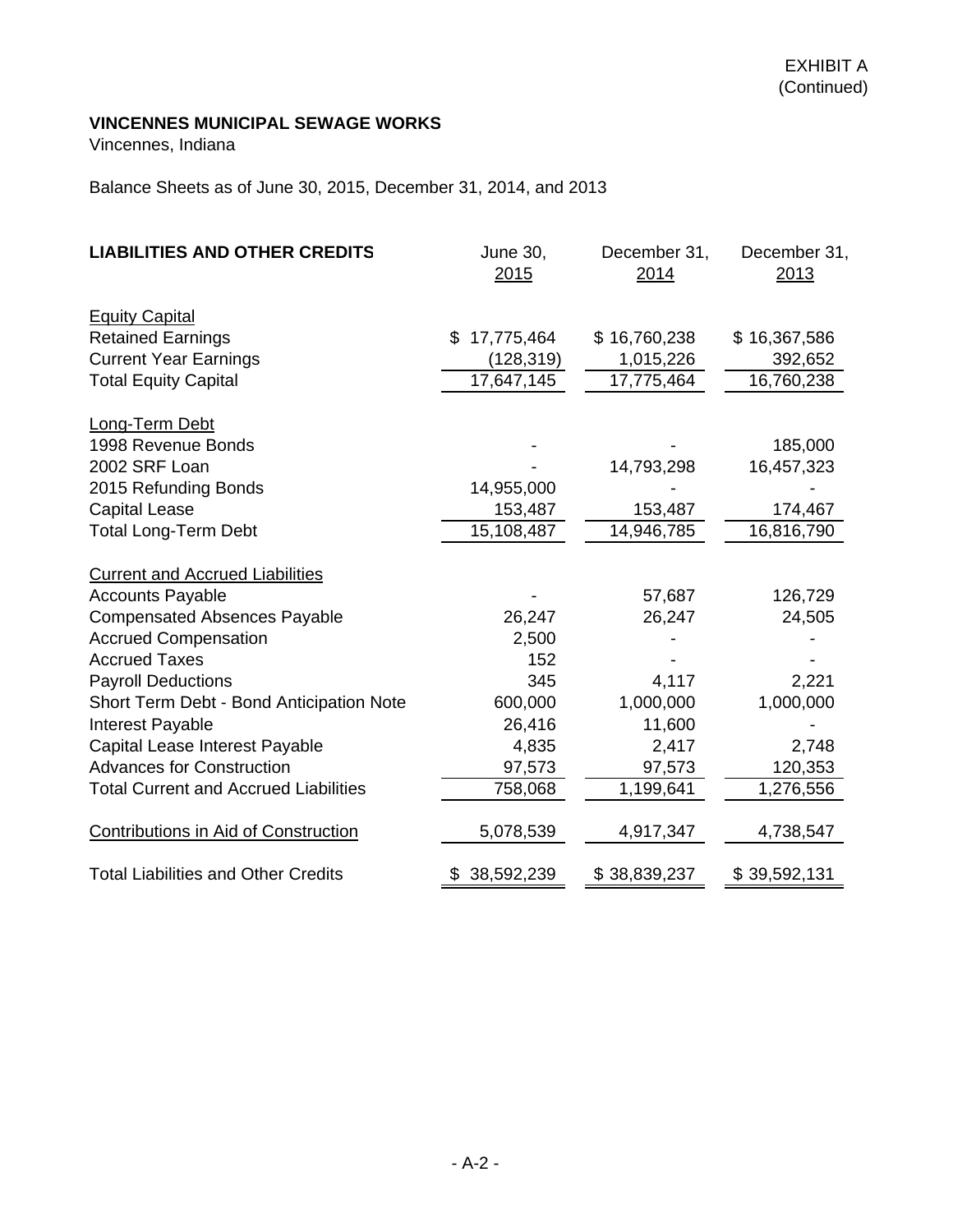EXHIBIT A
(Continued)

**VINCENNES MUNICIPAL SEWAGE WORKS**
Vincennes, Indiana

Balance Sheets as of June 30, 2015, December 31, 2014, and 2013

| **LIABILITIES AND OTHER CREDITS** | June 30, 2015 | December 31, 2014 | December 31, 2013 |
|---|---|---|---|
| Equity Capital | | | |
| Retained Earnings | $ 17,775,464 | $ 16,760,238 | $ 16,367,586 |
| Current Year Earnings | (128,319) | 1,015,226 | 392,652 |
| Total Equity Capital | 17,647,145 | 17,775,464 | 16,760,238 |
| Long-Term Debt | | | |
| 1998 Revenue Bonds | - | - | 185,000 |
| 2002 SRF Loan | - | 14,793,298 | 16,457,323 |
| 2015 Refunding Bonds | 14,955,000 | - | - |
| Capital Lease | 153,487 | 153,487 | 174,467 |
| Total Long-Term Debt | 15,108,487 | 14,946,785 | 16,816,790 |
| Current and Accrued Liabilities | | | |
| Accounts Payable | - | 57,687 | 126,729 |
| Compensated Absences Payable | 26,247 | 26,247 | 24,505 |
| Accrued Compensation | 2,500 | - | - |
| Accrued Taxes | 152 | - | - |
| Payroll Deductions | 345 | 4,117 | 2,221 |
| Short Term Debt - Bond Anticipation Note | 600,000 | 1,000,000 | 1,000,000 |
| Interest Payable | 26,416 | 11,600 | - |
| Capital Lease Interest Payable | 4,835 | 2,417 | 2,748 |
| Advances for Construction | 97,573 | 97,573 | 120,353 |
| Total Current and Accrued Liabilities | 758,068 | 1,199,641 | 1,276,556 |
| Contributions in Aid of Construction | 5,078,539 | 4,917,347 | 4,738,547 |
| Total Liabilities and Other Credits | $ 38,592,239 | $ 38,839,237 | $ 39,592,131 |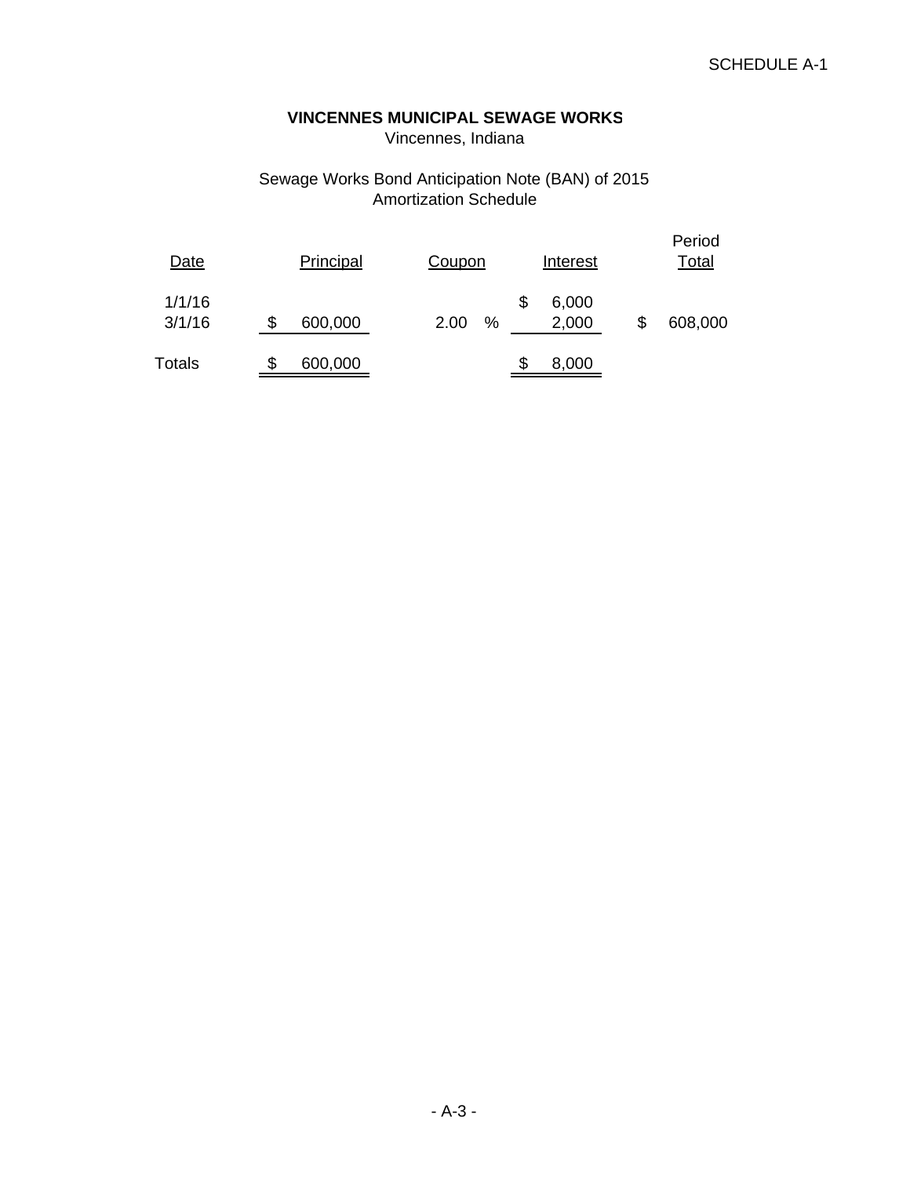SCHEDULE A-1

**VINCENNES MUNICIPAL SEWAGE WORKS**
Vincennes, Indiana

Sewage Works Bond Anticipation Note (BAN) of 2015
Amortization Schedule

| Date | Principal | Coupon | Interest | Period Total |
|---|---|---|---|---|
| 1/1/16 | | | $ 6,000 | |
| 3/1/16 | $ 600,000 | 2.00 % | 2,000 | $ 608,000 |
| Totals | $ 600,000 | | $ 8,000 | |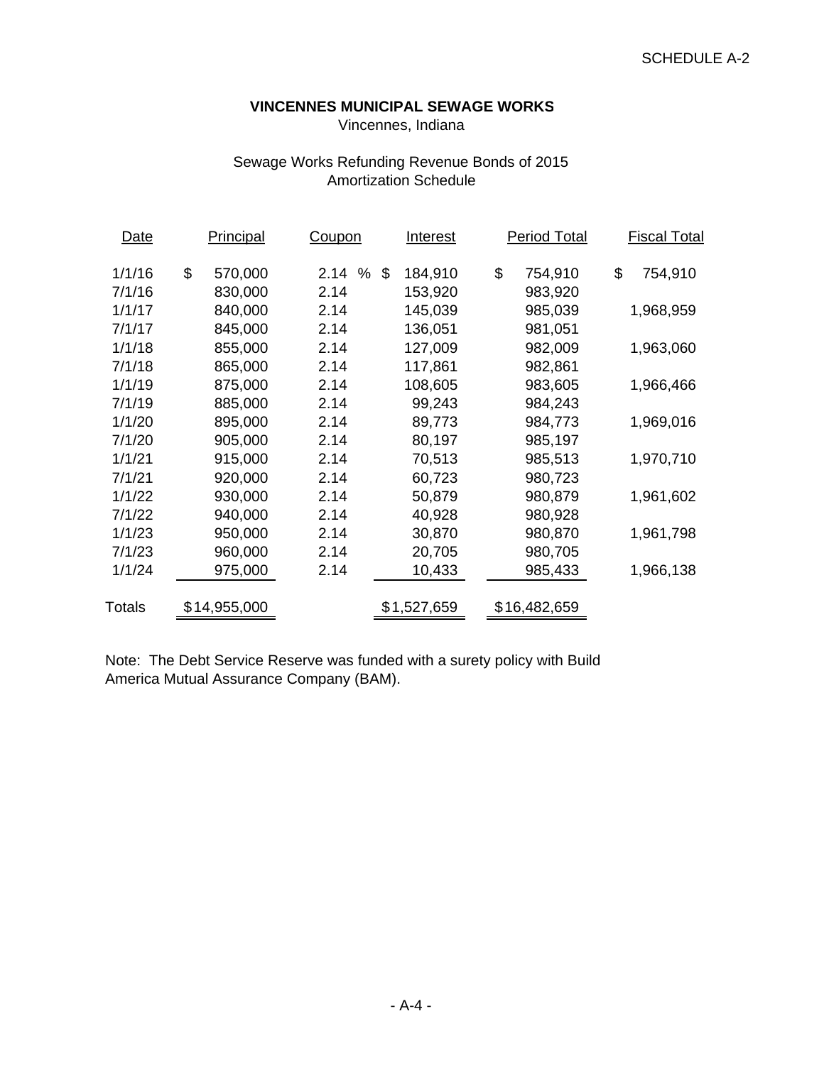SCHEDULE A-2

**VINCENNES MUNICIPAL SEWAGE WORKS**
Vincennes, Indiana

Sewage Works Refunding Revenue Bonds of 2015
Amortization Schedule

| Date | Principal | Coupon | Interest | Period Total | Fiscal Total |
|---|---|---|---|---|---|
| 1/1/16 | $ 570,000 | 2.14 % | $ 184,910 | $ 754,910 | $ 754,910 |
| 7/1/16 | 830,000 | 2.14 | 153,920 | 983,920 | |
| 1/1/17 | 840,000 | 2.14 | 145,039 | 985,039 | 1,968,959 |
| 7/1/17 | 845,000 | 2.14 | 136,051 | 981,051 | |
| 1/1/18 | 855,000 | 2.14 | 127,009 | 982,009 | 1,963,060 |
| 7/1/18 | 865,000 | 2.14 | 117,861 | 982,861 | |
| 1/1/19 | 875,000 | 2.14 | 108,605 | 983,605 | 1,966,466 |
| 7/1/19 | 885,000 | 2.14 | 99,243 | 984,243 | |
| 1/1/20 | 895,000 | 2.14 | 89,773 | 984,773 | 1,969,016 |
| 7/1/20 | 905,000 | 2.14 | 80,197 | 985,197 | |
| 1/1/21 | 915,000 | 2.14 | 70,513 | 985,513 | 1,970,710 |
| 7/1/21 | 920,000 | 2.14 | 60,723 | 980,723 | |
| 1/1/22 | 930,000 | 2.14 | 50,879 | 980,879 | 1,961,602 |
| 7/1/22 | 940,000 | 2.14 | 40,928 | 980,928 | |
| 1/1/23 | 950,000 | 2.14 | 30,870 | 980,870 | 1,961,798 |
| 7/1/23 | 960,000 | 2.14 | 20,705 | 980,705 | |
| 1/1/24 | 975,000 | 2.14 | 10,433 | 985,433 | 1,966,138 |
| Totals | $14,955,000 | | $1,527,659 | $16,482,659 | |

Note: The Debt Service Reserve was funded with a surety policy with Build America Mutual Assurance Company (BAM).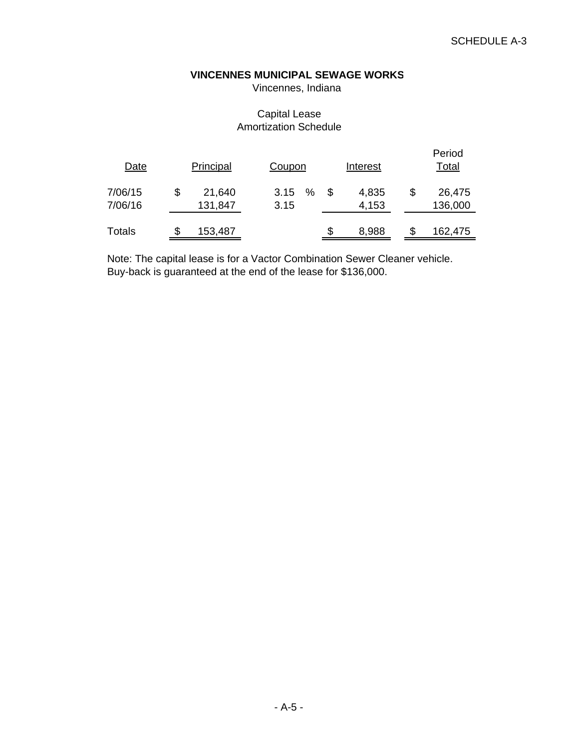SCHEDULE A-3

**VINCENNES MUNICIPAL SEWAGE WORKS**
Vincennes, Indiana

Capital Lease
Amortization Schedule

| Date | Principal | Coupon | Interest | Period Total |
|---|---|---|---|---|
| 7/06/15 | $ 21,640 | 3.15 % | $ 4,835 | $ 26,475 |
| 7/06/16 | 131,847 | 3.15 | 4,153 | 136,000 |
| Totals | $ 153,487 | | $ 8,988 | $ 162,475 |

Note: The capital lease is for a Vactor Combination Sewer Cleaner vehicle.
Buy-back is guaranteed at the end of the lease for $136,000.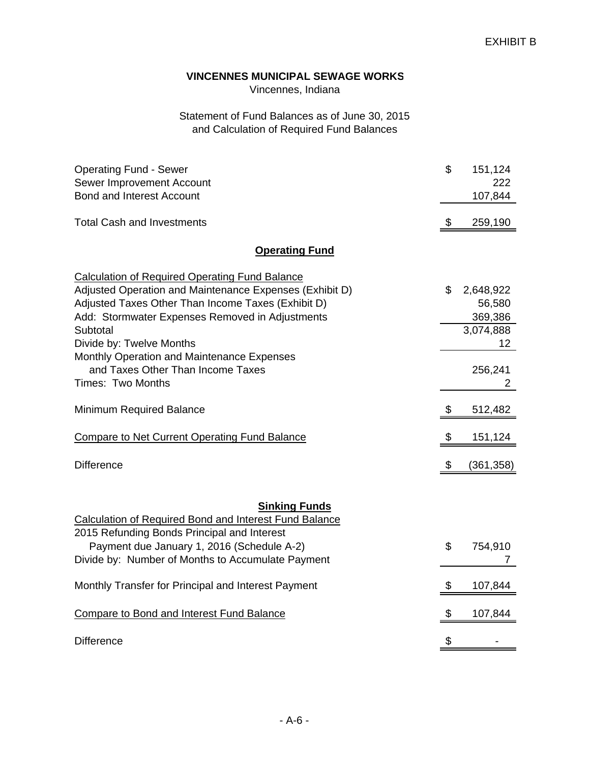EXHIBIT B

**VINCENNES MUNICIPAL SEWAGE WORKS**
Vincennes, Indiana

Statement of Fund Balances as of June 30, 2015
and Calculation of Required Fund Balances

| | | |
|---|---|---|
| Operating Fund - Sewer | $ | 151,124 |
| Sewer Improvement Account | | 222 |
| Bond and Interest Account | | 107,844 |
| Total Cash and Investments | $ | 259,190 |

**Operating Fund**

| | | |
|---|---|---|
| Calculation of Required Operating Fund Balance | | |
| Adjusted Operation and Maintenance Expenses (Exhibit D) | $ | 2,648,922 |
| Adjusted Taxes Other Than Income Taxes (Exhibit D) | | 56,580 |
| Add: Stormwater Expenses Removed in Adjustments | | 369,386 |
| Subtotal | | 3,074,888 |
| Divide by: Twelve Months | | 12 |
| Monthly Operation and Maintenance Expenses and Taxes Other Than Income Taxes | | 256,241 |
| Times: Two Months | | 2 |
| Minimum Required Balance | $ | 512,482 |
| Compare to Net Current Operating Fund Balance | $ | 151,124 |
| Difference | $ | (361,358) |

**Sinking Funds**

| | | |
|---|---|---|
| Calculation of Required Bond and Interest Fund Balance | | |
| 2015 Refunding Bonds Principal and Interest Payment due January 1, 2016 (Schedule A-2) | $ | 754,910 |
| Divide by: Number of Months to Accumulate Payment | | 7 |
| Monthly Transfer for Principal and Interest Payment | $ | 107,844 |
| Compare to Bond and Interest Fund Balance | $ | 107,844 |
| Difference | $ | - |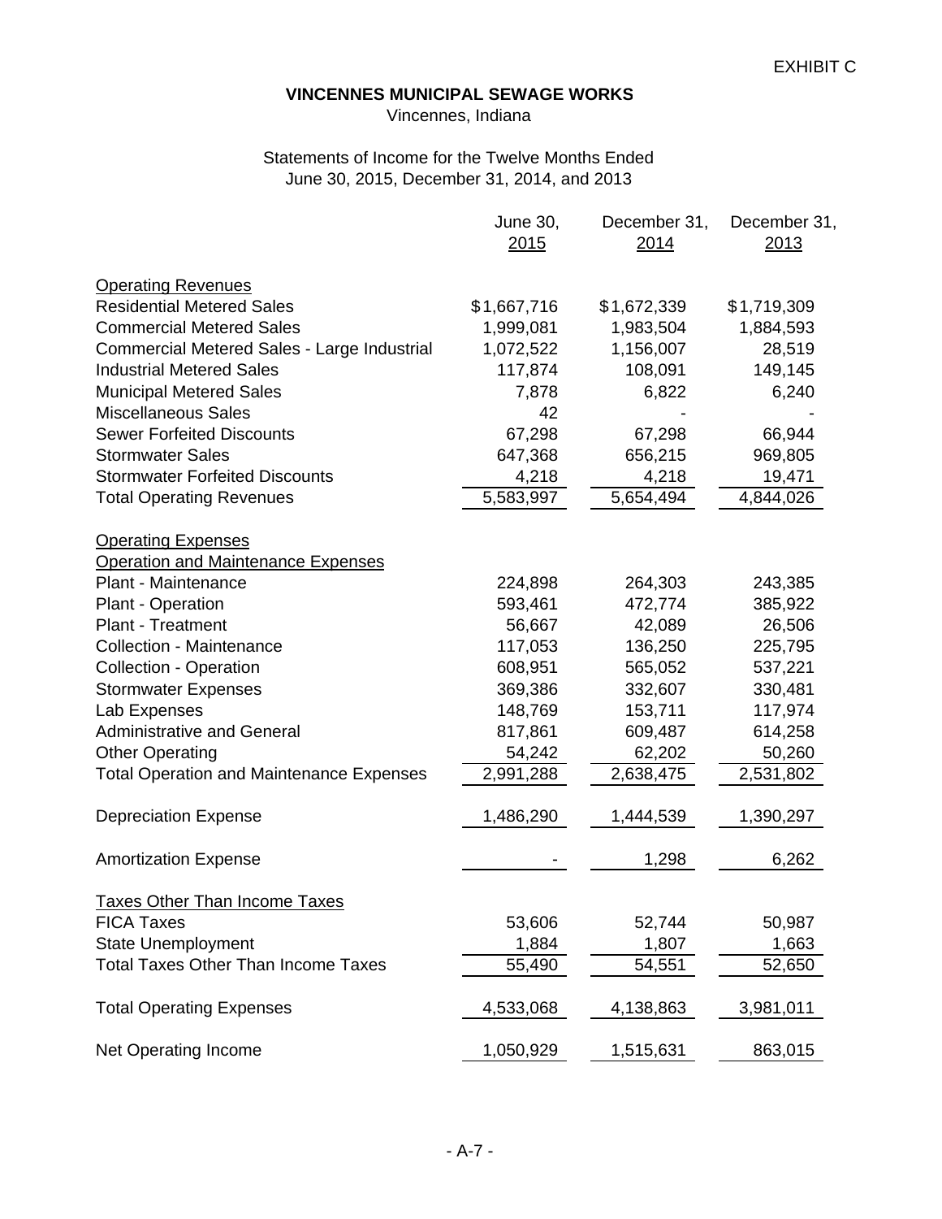EXHIBIT C

# VINCENNES MUNICIPAL SEWAGE WORKS

Vincennes, Indiana

Statements of Income for the Twelve Months Ended
June 30, 2015, December 31, 2014, and 2013

| | June 30, 2015 | December 31, 2014 | December 31, 2013 |
|---|---|---|---|
| Operating Revenues | | | |
| Residential Metered Sales | $1,667,716 | $1,672,339 | $1,719,309 |
| Commercial Metered Sales | 1,999,081 | 1,983,504 | 1,884,593 |
| Commercial Metered Sales - Large Industrial | 1,072,522 | 1,156,007 | 28,519 |
| Industrial Metered Sales | 117,874 | 108,091 | 149,145 |
| Municipal Metered Sales | 7,878 | 6,822 | 6,240 |
| Miscellaneous Sales | 42 | - | - |
| Sewer Forfeited Discounts | 67,298 | 67,298 | 66,944 |
| Stormwater Sales | 647,368 | 656,215 | 969,805 |
| Stormwater Forfeited Discounts | 4,218 | 4,218 | 19,471 |
| Total Operating Revenues | 5,583,997 | 5,654,494 | 4,844,026 |
| Operating Expenses | | | |
| Operation and Maintenance Expenses | | | |
| Plant - Maintenance | 224,898 | 264,303 | 243,385 |
| Plant - Operation | 593,461 | 472,774 | 385,922 |
| Plant - Treatment | 56,667 | 42,089 | 26,506 |
| Collection - Maintenance | 117,053 | 136,250 | 225,795 |
| Collection - Operation | 608,951 | 565,052 | 537,221 |
| Stormwater Expenses | 369,386 | 332,607 | 330,481 |
| Lab Expenses | 148,769 | 153,711 | 117,974 |
| Administrative and General | 817,861 | 609,487 | 614,258 |
| Other Operating | 54,242 | 62,202 | 50,260 |
| Total Operation and Maintenance Expenses | 2,991,288 | 2,638,475 | 2,531,802 |
| Depreciation Expense | 1,486,290 | 1,444,539 | 1,390,297 |
| Amortization Expense | - | 1,298 | 6,262 |
| Taxes Other Than Income Taxes | | | |
| FICA Taxes | 53,606 | 52,744 | 50,987 |
| State Unemployment | 1,884 | 1,807 | 1,663 |
| Total Taxes Other Than Income Taxes | 55,490 | 54,551 | 52,650 |
| Total Operating Expenses | 4,533,068 | 4,138,863 | 3,981,011 |
| Net Operating Income | 1,050,929 | 1,515,631 | 863,015 |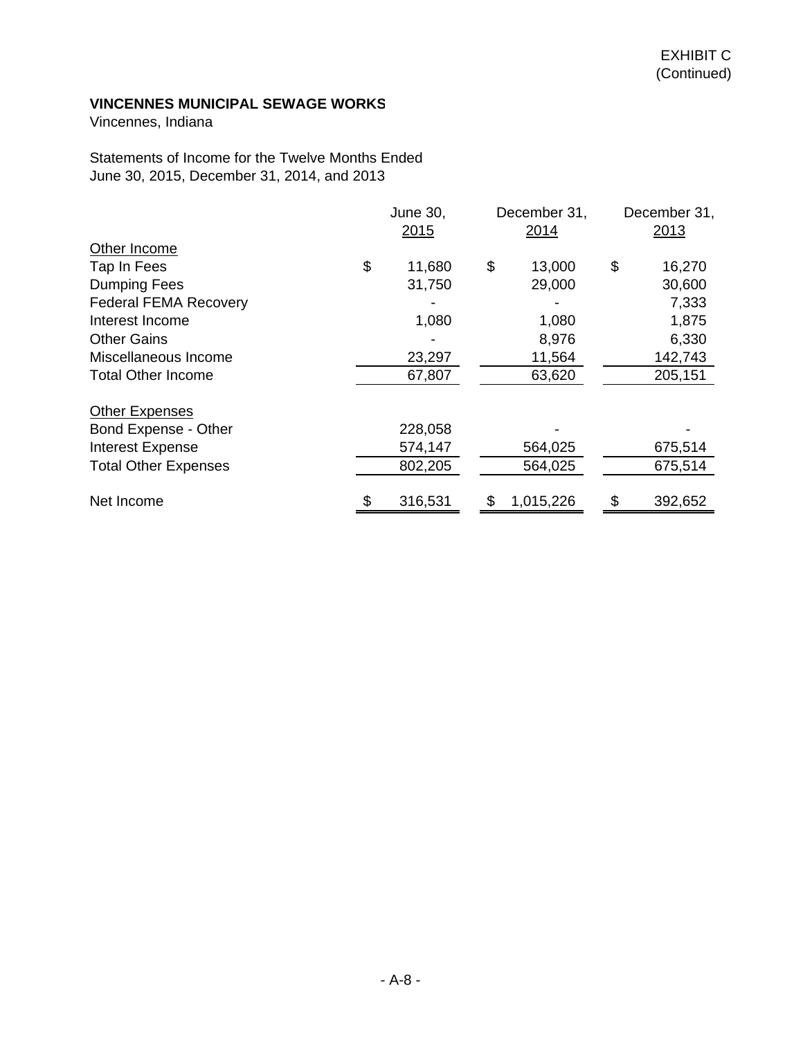EXHIBIT C
(Continued)

**VINCENNES MUNICIPAL SEWAGE WORKS**
Vincennes, Indiana

Statements of Income for the Twelve Months Ended
June 30, 2015, December 31, 2014, and 2013

| | June 30, 2015 | December 31, 2014 | December 31, 2013 |
|---|---|---|---|
| Other Income | | | |
| Tap In Fees | $ 11,680 | $ 13,000 | $ 16,270 |
| Dumping Fees | 31,750 | 29,000 | 30,600 |
| Federal FEMA Recovery | - | - | 7,333 |
| Interest Income | 1,080 | 1,080 | 1,875 |
| Other Gains | - | 8,976 | 6,330 |
| Miscellaneous Income | 23,297 | 11,564 | 142,743 |
| Total Other Income | 67,807 | 63,620 | 205,151 |
| Other Expenses | | | |
| Bond Expense - Other | 228,058 | - | - |
| Interest Expense | 574,147 | 564,025 | 675,514 |
| Total Other Expenses | 802,205 | 564,025 | 675,514 |
| Net Income | $ 316,531 | $ 1,015,226 | $ 392,652 |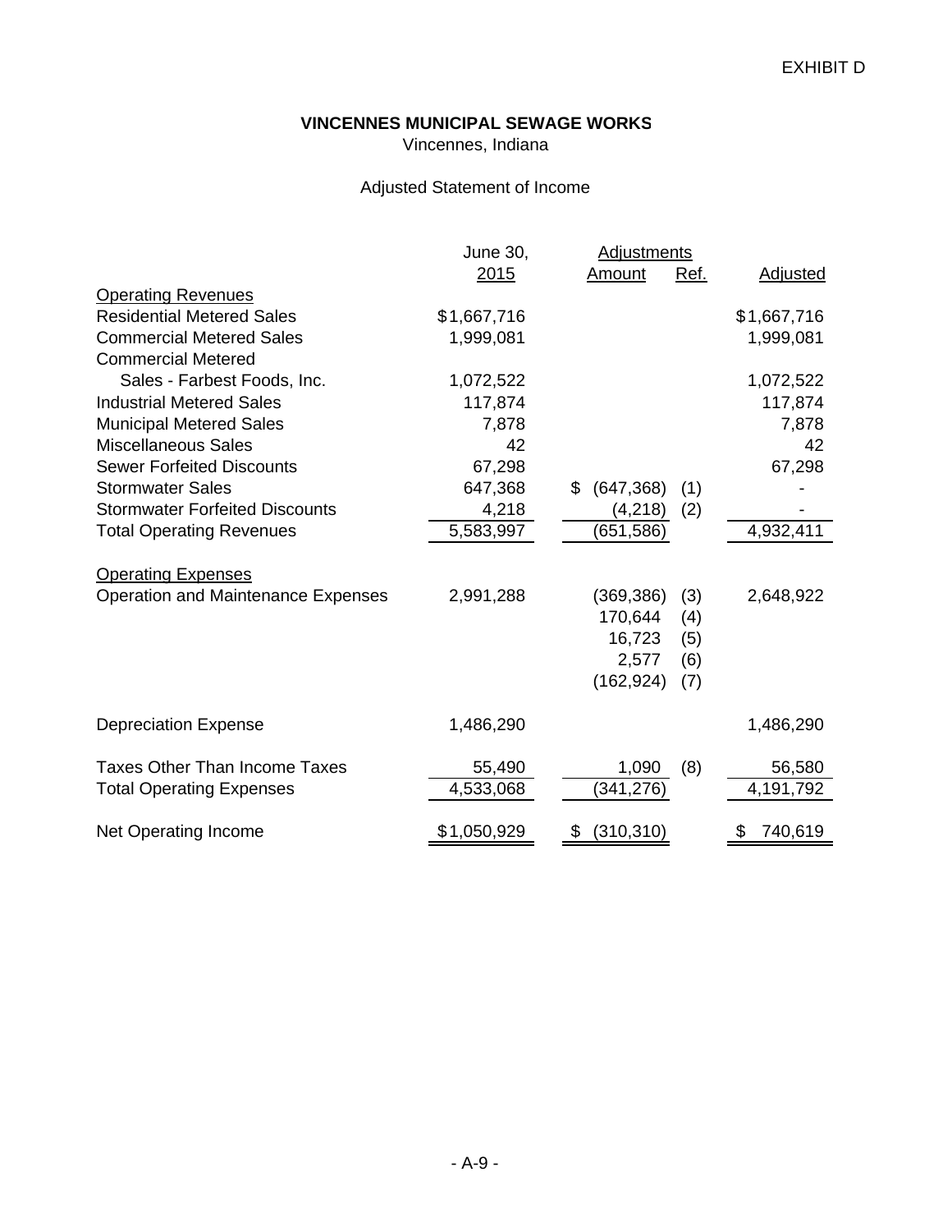EXHIBIT D

**VINCENNES MUNICIPAL SEWAGE WORKS**

Vincennes, Indiana

Adjusted Statement of Income

| | June 30, 2015 | Adjustments Amount | Ref. | Adjusted |
|---|---|---|---|---|
| Operating Revenues | | | | |
| Residential Metered Sales | $1,667,716 | | | $1,667,716 |
| Commercial Metered Sales | 1,999,081 | | | 1,999,081 |
| Commercial Metered Sales - Farbest Foods, Inc. | 1,072,522 | | | 1,072,522 |
| Industrial Metered Sales | 117,874 | | | 117,874 |
| Municipal Metered Sales | 7,878 | | | 7,878 |
| Miscellaneous Sales | 42 | | | 42 |
| Sewer Forfeited Discounts | 67,298 | | | 67,298 |
| Stormwater Sales | 647,368 | $ (647,368) | (1) | - |
| Stormwater Forfeited Discounts | 4,218 | (4,218) | (2) | - |
| Total Operating Revenues | 5,583,997 | (651,586) | | 4,932,411 |
| | | | | |
| Operating Expenses | | | | |
| Operation and Maintenance Expenses | 2,991,288 | (369,386) | (3) | 2,648,922 |
| | | 170,644 | (4) | |
| | | 16,723 | (5) | |
| | | 2,577 | (6) | |
| | | (162,924) | (7) | |
| | | | | |
| Depreciation Expense | 1,486,290 | | | 1,486,290 |
| | | | | |
| Taxes Other Than Income Taxes | 55,490 | 1,090 | (8) | 56,580 |
| Total Operating Expenses | 4,533,068 | (341,276) | | 4,191,792 |
| | | | | |
| Net Operating Income | $1,050,929 | $ (310,310) | | $ 740,619 |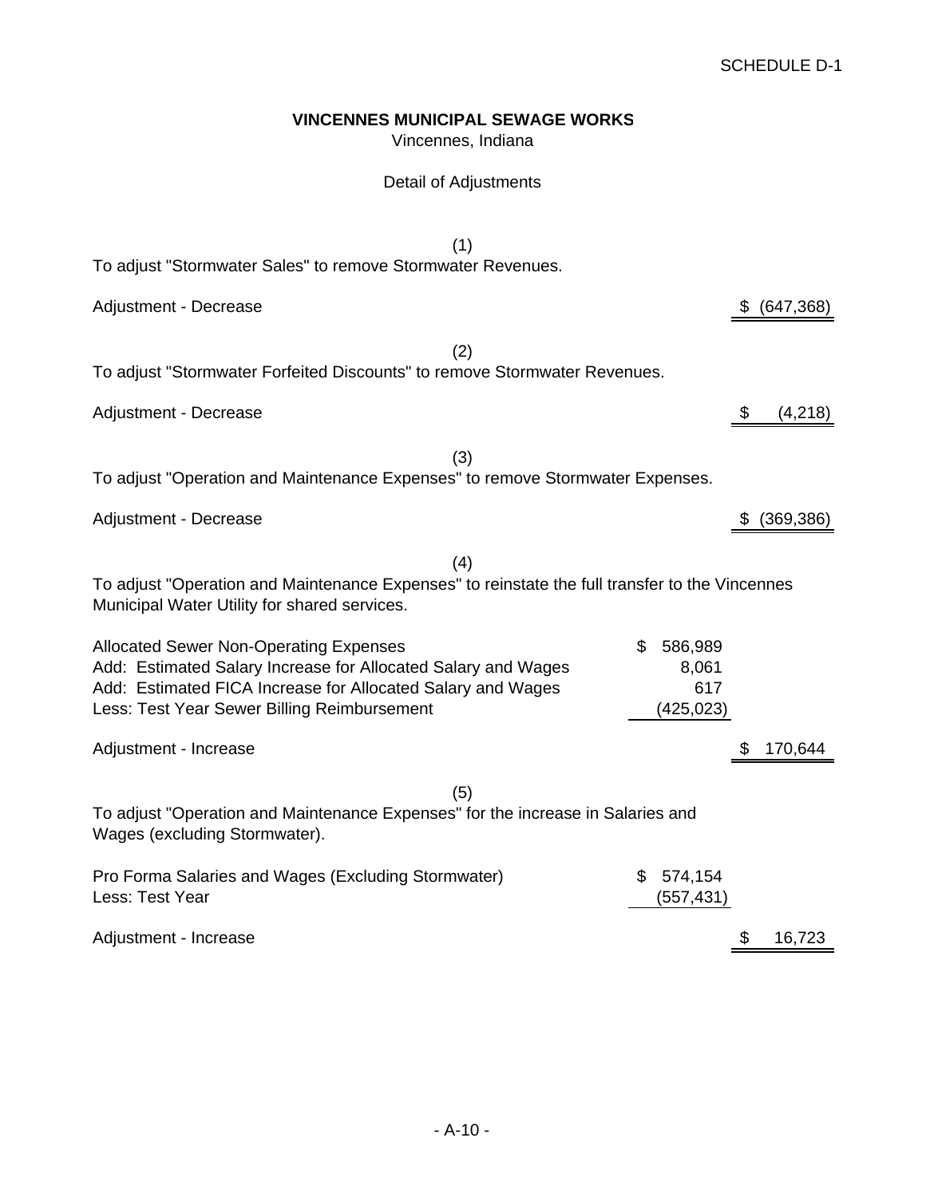SCHEDULE D-1

**VINCENNES MUNICIPAL SEWAGE WORKS**
Vincennes, Indiana

Detail of Adjustments

(1)

To adjust "Stormwater Sales" to remove Stormwater Revenues.

| | | |
|---|---|---|
| Adjustment - Decrease | | $ (647,368) |

(2)

To adjust "Stormwater Forfeited Discounts" to remove Stormwater Revenues.

| | | |
|---|---|---|
| Adjustment - Decrease | | $ (4,218) |

(3)

To adjust "Operation and Maintenance Expenses" to remove Stormwater Expenses.

| | | |
|---|---|---|
| Adjustment - Decrease | | $ (369,386) |

(4)

To adjust "Operation and Maintenance Expenses" to reinstate the full transfer to the Vincennes Municipal Water Utility for shared services.

| | | |
|---|---|---|
| Allocated Sewer Non-Operating Expenses | $ 586,989 | |
| Add: Estimated Salary Increase for Allocated Salary and Wages | 8,061 | |
| Add: Estimated FICA Increase for Allocated Salary and Wages | 617 | |
| Less: Test Year Sewer Billing Reimbursement | (425,023) | |
| Adjustment - Increase | | $ 170,644 |

(5)

To adjust "Operation and Maintenance Expenses" for the increase in Salaries and Wages (excluding Stormwater).

| | | |
|---|---|---|
| Pro Forma Salaries and Wages (Excluding Stormwater) | $ 574,154 | |
| Less: Test Year | (557,431) | |
| Adjustment - Increase | | $ 16,723 |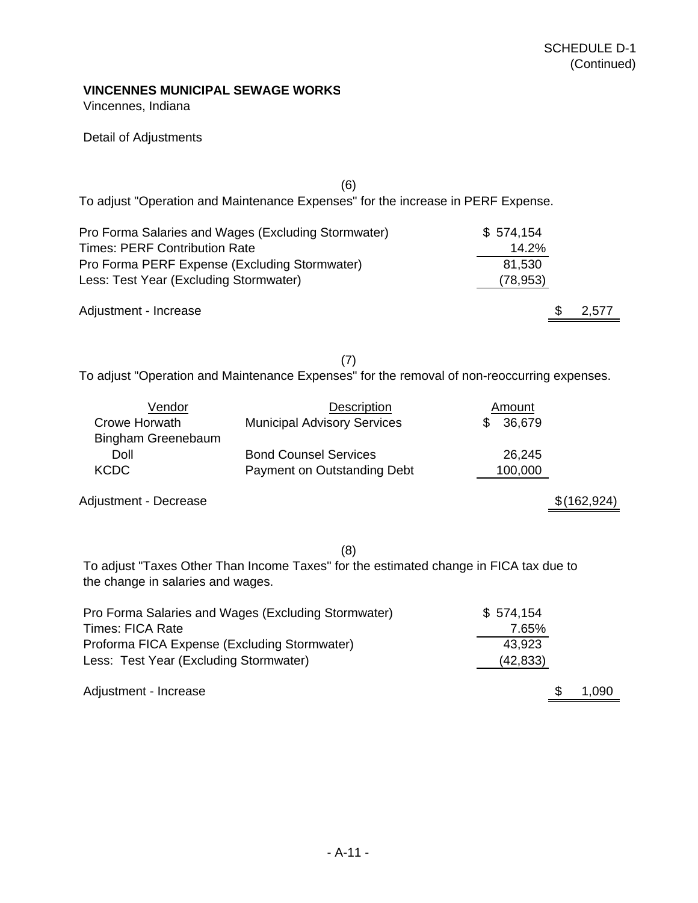SCHEDULE D-1
(Continued)

**VINCENNES MUNICIPAL SEWAGE WORKS**
Vincennes, Indiana

Detail of Adjustments

(6)

To adjust "Operation and Maintenance Expenses" for the increase in PERF Expense.

| | | |
|---|---|---|
| Pro Forma Salaries and Wages (Excluding Stormwater) | $ 574,154 | |
| Times: PERF Contribution Rate | 14.2% | |
| Pro Forma PERF Expense (Excluding Stormwater) | 81,530 | |
| Less: Test Year (Excluding Stormwater) | (78,953) | |
| Adjustment - Increase | | $ 2,577 |

(7)

To adjust "Operation and Maintenance Expenses" for the removal of non-reoccurring expenses.

| Vendor | Description | Amount | |
|---|---|---|---|
| Crowe Horwath | Municipal Advisory Services | $ 36,679 | |
| Bingham Greenebaum Doll | Bond Counsel Services | 26,245 | |
| KCDC | Payment on Outstanding Debt | 100,000 | |
| Adjustment - Decrease | | | $ (162,924) |

(8)

To adjust "Taxes Other Than Income Taxes" for the estimated change in FICA tax due to the change in salaries and wages.

| | | |
|---|---|---|
| Pro Forma Salaries and Wages (Excluding Stormwater) | $ 574,154 | |
| Times: FICA Rate | 7.65% | |
| Proforma FICA Expense (Excluding Stormwater) | 43,923 | |
| Less: Test Year (Excluding Stormwater) | (42,833) | |
| Adjustment - Increase | | $ 1,090 |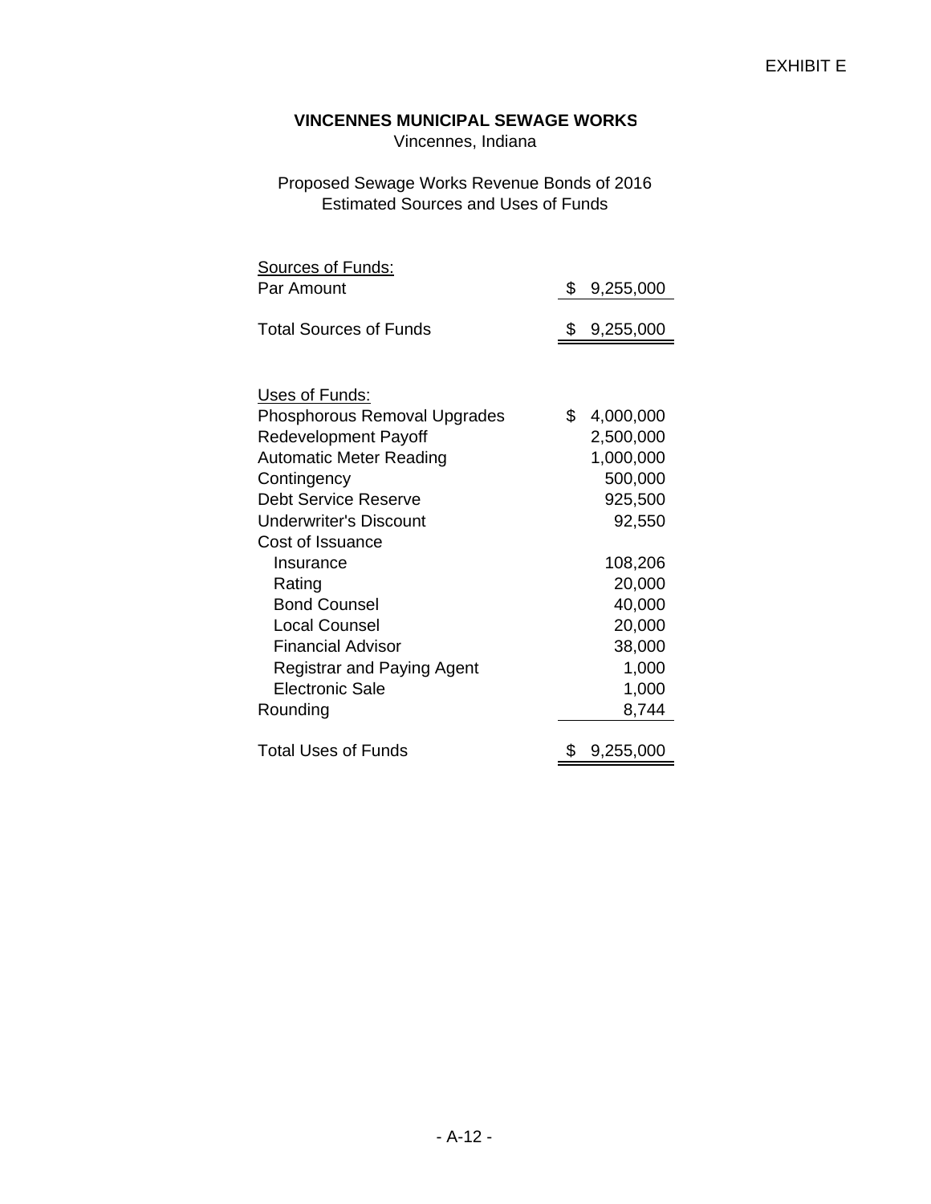EXHIBIT E

**VINCENNES MUNICIPAL SEWAGE WORKS**

Vincennes, Indiana

Proposed Sewage Works Revenue Bonds of 2016

Estimated Sources and Uses of Funds

| Sources of Funds: | |
|---|---|
| Par Amount | $ 9,255,000 |
| Total Sources of Funds | $ 9,255,000 |

| Uses of Funds: | |
|---|---|
| Phosphorous Removal Upgrades | $ 4,000,000 |
| Redevelopment Payoff | 2,500,000 |
| Automatic Meter Reading | 1,000,000 |
| Contingency | 500,000 |
| Debt Service Reserve | 925,500 |
| Underwriter's Discount | 92,550 |
| Cost of Issuance | |
| Insurance | 108,206 |
| Rating | 20,000 |
| Bond Counsel | 40,000 |
| Local Counsel | 20,000 |
| Financial Advisor | 38,000 |
| Registrar and Paying Agent | 1,000 |
| Electronic Sale | 1,000 |
| Rounding | 8,744 |
| Total Uses of Funds | $ 9,255,000 |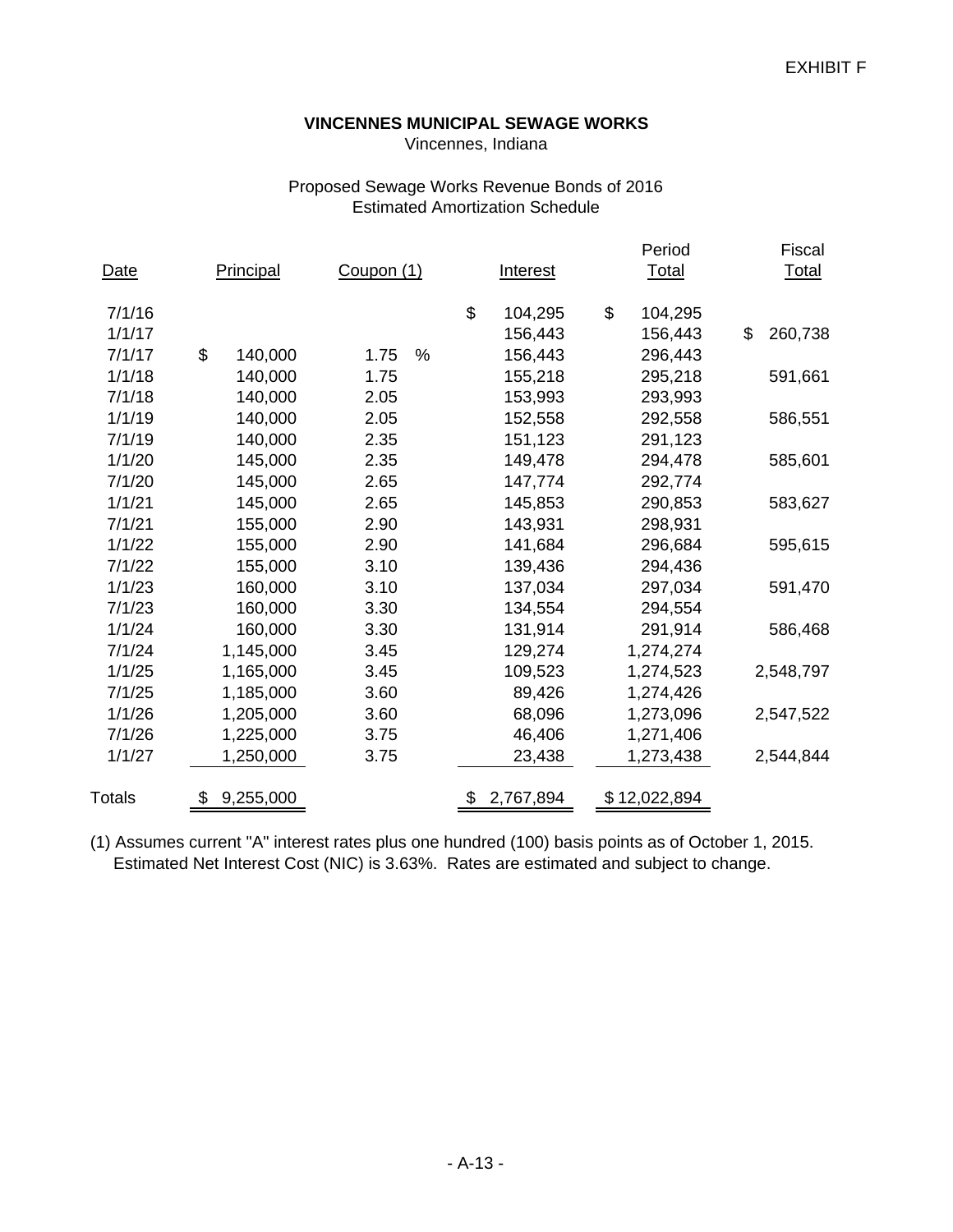EXHIBIT F

**VINCENNES MUNICIPAL SEWAGE WORKS**
Vincennes, Indiana

Proposed Sewage Works Revenue Bonds of 2016
Estimated Amortization Schedule

| Date | Principal | Coupon (1) | Interest | Period Total | Fiscal Total |
|---|---|---|---|---|---|
| 7/1/16 | | | $ 104,295 | $ 104,295 | |
| 1/1/17 | | | 156,443 | 156,443 | $ 260,738 |
| 7/1/17 | $ 140,000 | 1.75 % | 156,443 | 296,443 | |
| 1/1/18 | 140,000 | 1.75 | 155,218 | 295,218 | 591,661 |
| 7/1/18 | 140,000 | 2.05 | 153,993 | 293,993 | |
| 1/1/19 | 140,000 | 2.05 | 152,558 | 292,558 | 586,551 |
| 7/1/19 | 140,000 | 2.35 | 151,123 | 291,123 | |
| 1/1/20 | 145,000 | 2.35 | 149,478 | 294,478 | 585,601 |
| 7/1/20 | 145,000 | 2.65 | 147,774 | 292,774 | |
| 1/1/21 | 145,000 | 2.65 | 145,853 | 290,853 | 583,627 |
| 7/1/21 | 155,000 | 2.90 | 143,931 | 298,931 | |
| 1/1/22 | 155,000 | 2.90 | 141,684 | 296,684 | 595,615 |
| 7/1/22 | 155,000 | 3.10 | 139,436 | 294,436 | |
| 1/1/23 | 160,000 | 3.10 | 137,034 | 297,034 | 591,470 |
| 7/1/23 | 160,000 | 3.30 | 134,554 | 294,554 | |
| 1/1/24 | 160,000 | 3.30 | 131,914 | 291,914 | 586,468 |
| 7/1/24 | 1,145,000 | 3.45 | 129,274 | 1,274,274 | |
| 1/1/25 | 1,165,000 | 3.45 | 109,523 | 1,274,523 | 2,548,797 |
| 7/1/25 | 1,185,000 | 3.60 | 89,426 | 1,274,426 | |
| 1/1/26 | 1,205,000 | 3.60 | 68,096 | 1,273,096 | 2,547,522 |
| 7/1/26 | 1,225,000 | 3.75 | 46,406 | 1,271,406 | |
| 1/1/27 | 1,250,000 | 3.75 | 23,438 | 1,273,438 | 2,544,844 |
| Totals | $ 9,255,000 | | $ 2,767,894 | $ 12,022,894 | |

(1) Assumes current "A" interest rates plus one hundred (100) basis points as of October 1, 2015. Estimated Net Interest Cost (NIC) is 3.63%. Rates are estimated and subject to change.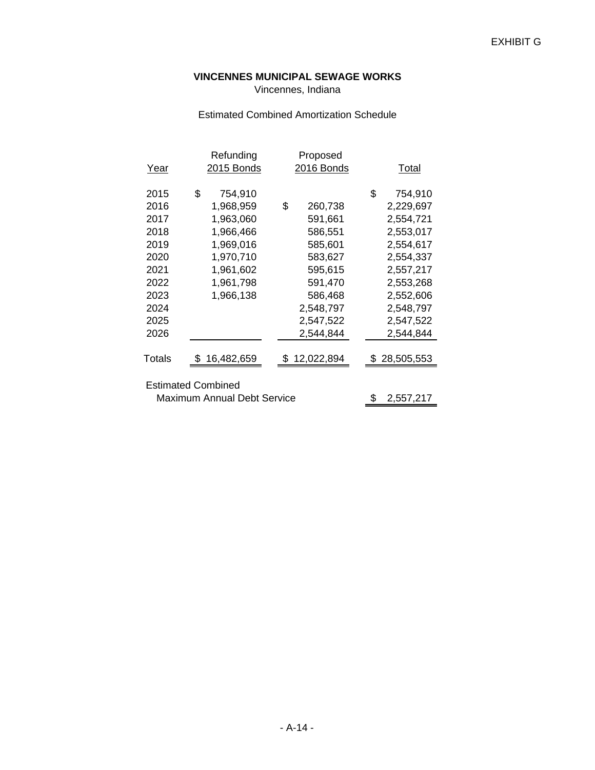EXHIBIT G

**VINCENNES MUNICIPAL SEWAGE WORKS**

Vincennes, Indiana

Estimated Combined Amortization Schedule

| Year | Refunding 2015 Bonds | Proposed 2016 Bonds | Total |
|---|---|---|---|
| 2015 | $ 754,910 | | $ 754,910 |
| 2016 | 1,968,959 | $ 260,738 | 2,229,697 |
| 2017 | 1,963,060 | 591,661 | 2,554,721 |
| 2018 | 1,966,466 | 586,551 | 2,553,017 |
| 2019 | 1,969,016 | 585,601 | 2,554,617 |
| 2020 | 1,970,710 | 583,627 | 2,554,337 |
| 2021 | 1,961,602 | 595,615 | 2,557,217 |
| 2022 | 1,961,798 | 591,470 | 2,553,268 |
| 2023 | 1,966,138 | 586,468 | 2,552,606 |
| 2024 | | 2,548,797 | 2,548,797 |
| 2025 | | 2,547,522 | 2,547,522 |
| 2026 | | 2,544,844 | 2,544,844 |
| Totals | $ 16,482,659 | $ 12,022,894 | $ 28,505,553 |

Estimated Combined Maximum Annual Debt Service $ 2,557,217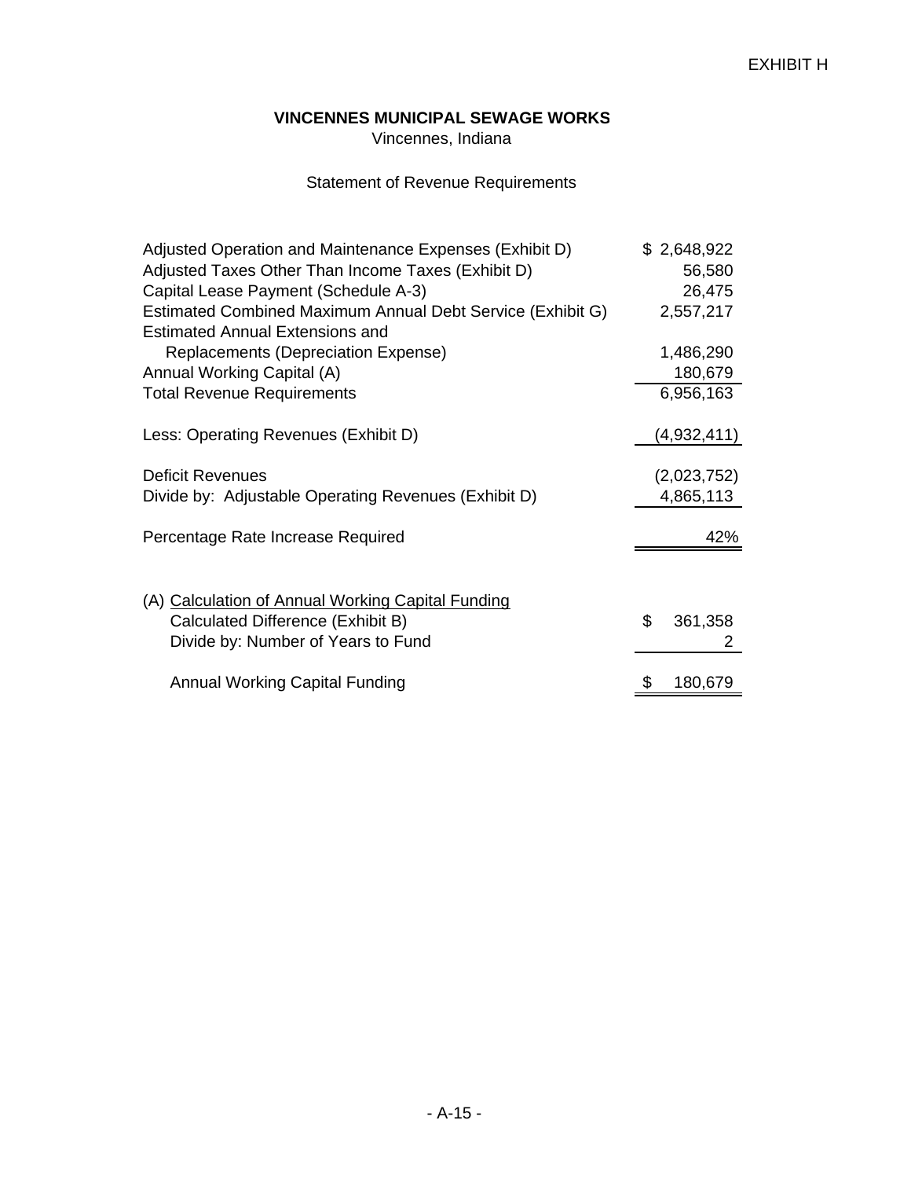EXHIBIT H

**VINCENNES MUNICIPAL SEWAGE WORKS**
Vincennes, Indiana

Statement of Revenue Requirements

| | |
|---|---|
| Adjusted Operation and Maintenance Expenses (Exhibit D) | $ 2,648,922 |
| Adjusted Taxes Other Than Income Taxes (Exhibit D) | 56,580 |
| Capital Lease Payment (Schedule A-3) | 26,475 |
| Estimated Combined Maximum Annual Debt Service (Exhibit G) | 2,557,217 |
| Estimated Annual Extensions and Replacements (Depreciation Expense) | 1,486,290 |
| Annual Working Capital (A) | 180,679 |
| Total Revenue Requirements | 6,956,163 |
| Less: Operating Revenues (Exhibit D) | (4,932,411) |
| Deficit Revenues | (2,023,752) |
| Divide by: Adjustable Operating Revenues (Exhibit D) | 4,865,113 |
| Percentage Rate Increase Required | 42% |

(A) Calculation of Annual Working Capital Funding

| | |
|---|---|
| Calculated Difference (Exhibit B) | $ 361,358 |
| Divide by: Number of Years to Fund | 2 |
| Annual Working Capital Funding | $ 180,679 |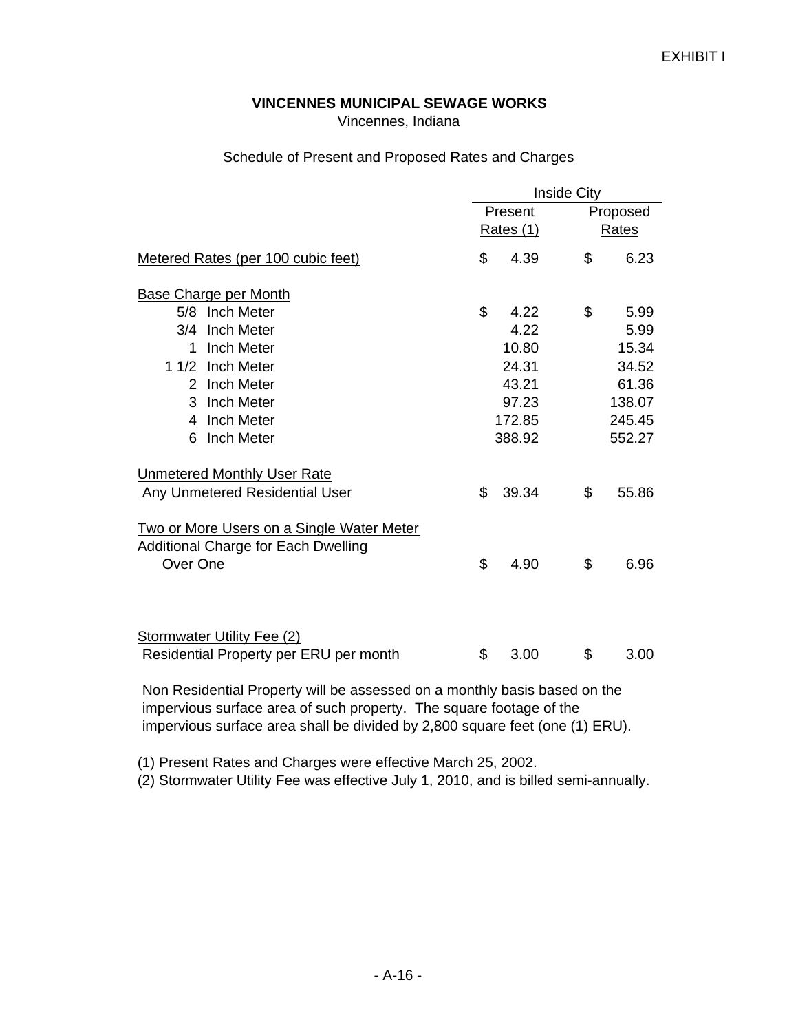EXHIBIT I

**VINCENNES MUNICIPAL SEWAGE WORKS**
Vincennes, Indiana

Schedule of Present and Proposed Rates and Charges

| | Inside City | |
|---|---|---|
| | Present Rates (1) | Proposed Rates |
| Metered Rates (per 100 cubic feet) | $ 4.39 | $ 6.23 |
| **Base Charge per Month** | | |
| 5/8 Inch Meter | $ 4.22 | $ 5.99 |
| 3/4 Inch Meter | 4.22 | 5.99 |
| 1 Inch Meter | 10.80 | 15.34 |
| 1 1/2 Inch Meter | 24.31 | 34.52 |
| 2 Inch Meter | 43.21 | 61.36 |
| 3 Inch Meter | 97.23 | 138.07 |
| 4 Inch Meter | 172.85 | 245.45 |
| 6 Inch Meter | 388.92 | 552.27 |
| **Unmetered Monthly User Rate** | | |
| Any Unmetered Residential User | $ 39.34 | $ 55.86 |
| **Two or More Users on a Single Water Meter** | | |
| Additional Charge for Each Dwelling Over One | $ 4.90 | $ 6.96 |
| **Stormwater Utility Fee (2)** | | |
| Residential Property per ERU per month | $ 3.00 | $ 3.00 |

Non Residential Property will be assessed on a monthly basis based on the impervious surface area of such property. The square footage of the impervious surface area shall be divided by 2,800 square feet (one (1) ERU).

(1) Present Rates and Charges were effective March 25, 2002.
(2) Stormwater Utility Fee was effective July 1, 2010, and is billed semi-annually.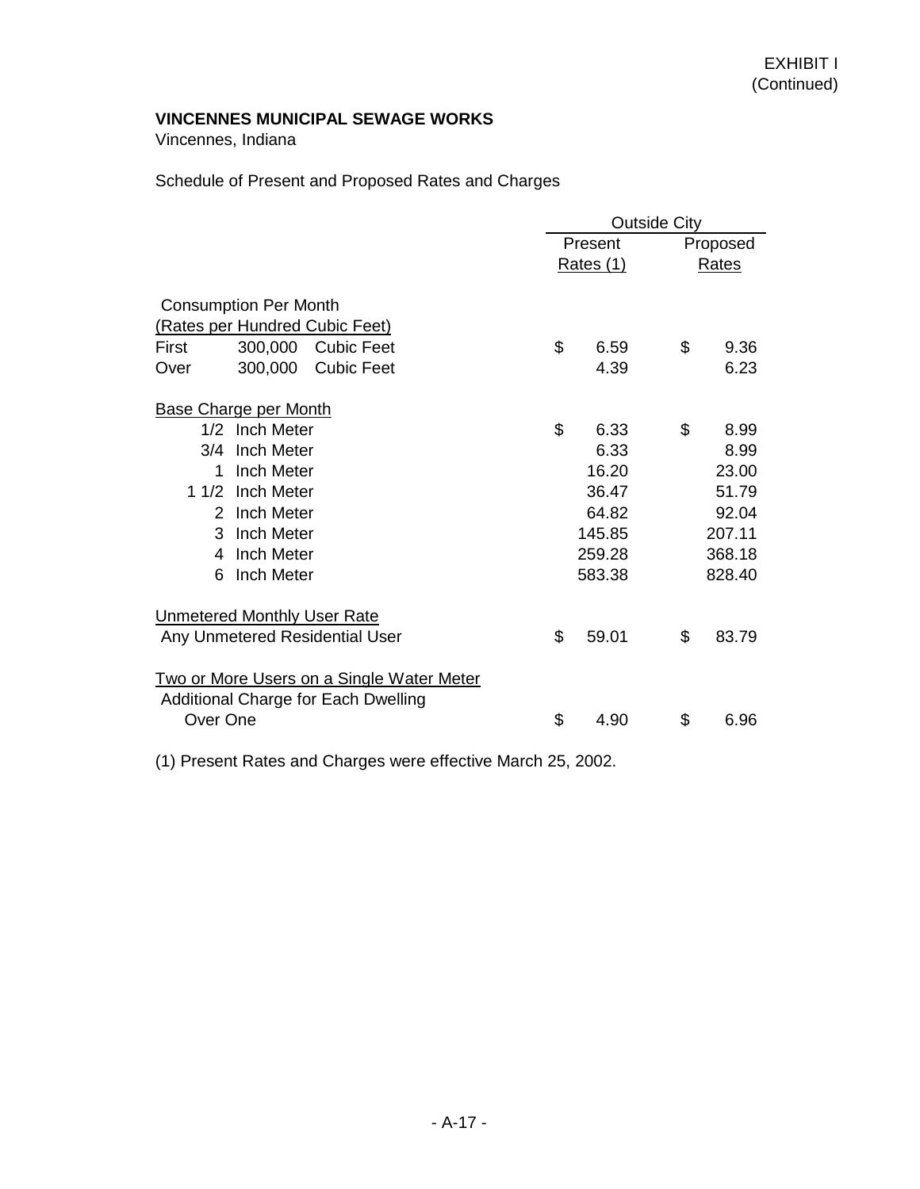EXHIBIT I
(Continued)

**VINCENNES MUNICIPAL SEWAGE WORKS**
Vincennes, Indiana

Schedule of Present and Proposed Rates and Charges

| | Outside City | |
|---|---|---|
| | Present Rates (1) | Proposed Rates |
| **Consumption Per Month** | | |
| (Rates per Hundred Cubic Feet) | | |
| First 300,000 Cubic Feet | $ 6.59 | $ 9.36 |
| Over 300,000 Cubic Feet | 4.39 | 6.23 |
| **Base Charge per Month** | | |
| 1/2 Inch Meter | $ 6.33 | $ 8.99 |
| 3/4 Inch Meter | 6.33 | 8.99 |
| 1 Inch Meter | 16.20 | 23.00 |
| 1 1/2 Inch Meter | 36.47 | 51.79 |
| 2 Inch Meter | 64.82 | 92.04 |
| 3 Inch Meter | 145.85 | 207.11 |
| 4 Inch Meter | 259.28 | 368.18 |
| 6 Inch Meter | 583.38 | 828.40 |
| **Unmetered Monthly User Rate** | | |
| Any Unmetered Residential User | $ 59.01 | $ 83.79 |
| **Two or More Users on a Single Water Meter** | | |
| Additional Charge for Each Dwelling Over One | $ 4.90 | $ 6.96 |

(1) Present Rates and Charges were effective March 25, 2002.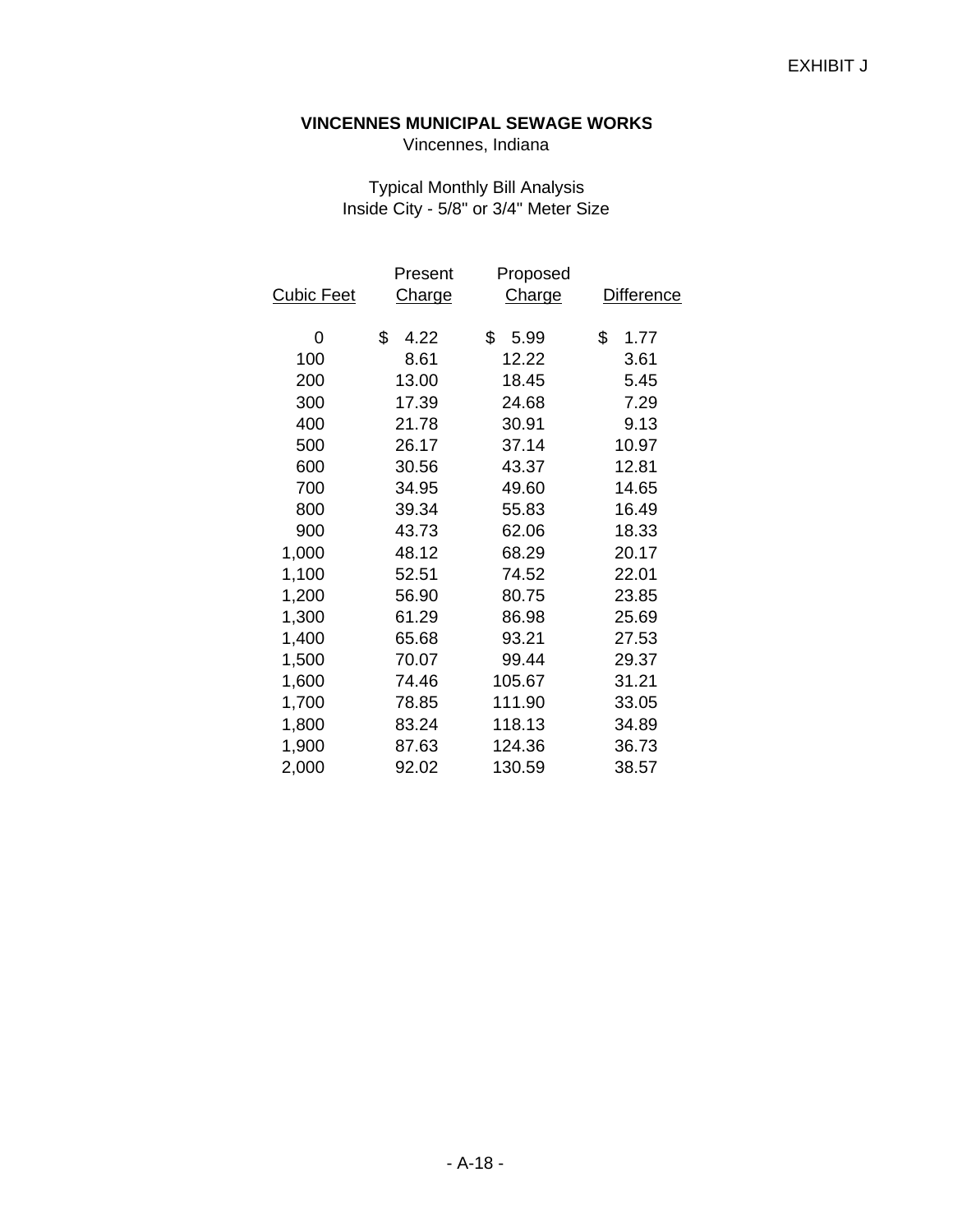EXHIBIT J

**VINCENNES MUNICIPAL SEWAGE WORKS**
Vincennes, Indiana

Typical Monthly Bill Analysis
Inside City - 5/8" or 3/4" Meter Size

| Cubic Feet | Present Charge | Proposed Charge | Difference |
|---|---|---|---|
| 0 | $ 4.22 | $ 5.99 | $ 1.77 |
| 100 | 8.61 | 12.22 | 3.61 |
| 200 | 13.00 | 18.45 | 5.45 |
| 300 | 17.39 | 24.68 | 7.29 |
| 400 | 21.78 | 30.91 | 9.13 |
| 500 | 26.17 | 37.14 | 10.97 |
| 600 | 30.56 | 43.37 | 12.81 |
| 700 | 34.95 | 49.60 | 14.65 |
| 800 | 39.34 | 55.83 | 16.49 |
| 900 | 43.73 | 62.06 | 18.33 |
| 1,000 | 48.12 | 68.29 | 20.17 |
| 1,100 | 52.51 | 74.52 | 22.01 |
| 1,200 | 56.90 | 80.75 | 23.85 |
| 1,300 | 61.29 | 86.98 | 25.69 |
| 1,400 | 65.68 | 93.21 | 27.53 |
| 1,500 | 70.07 | 99.44 | 29.37 |
| 1,600 | 74.46 | 105.67 | 31.21 |
| 1,700 | 78.85 | 111.90 | 33.05 |
| 1,800 | 83.24 | 118.13 | 34.89 |
| 1,900 | 87.63 | 124.36 | 36.73 |
| 2,000 | 92.02 | 130.59 | 38.57 |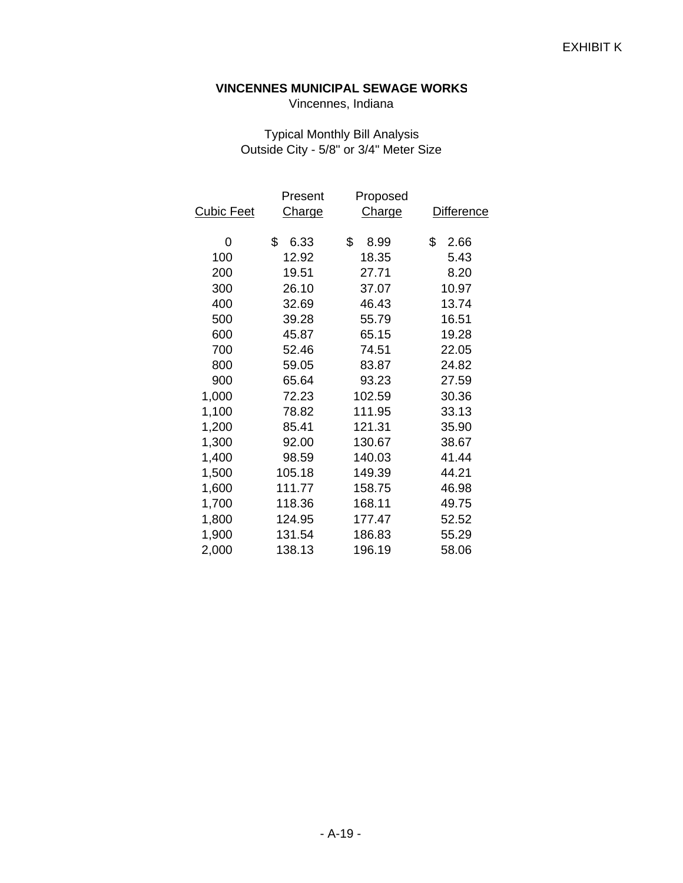EXHIBIT K

**VINCENNES MUNICIPAL SEWAGE WORKS**
Vincennes, Indiana

Typical Monthly Bill Analysis
Outside City - 5/8" or 3/4" Meter Size

| Cubic Feet | Present Charge | Proposed Charge | Difference |
|---|---|---|---|
| 0 | $ 6.33 | $ 8.99 | $ 2.66 |
| 100 | 12.92 | 18.35 | 5.43 |
| 200 | 19.51 | 27.71 | 8.20 |
| 300 | 26.10 | 37.07 | 10.97 |
| 400 | 32.69 | 46.43 | 13.74 |
| 500 | 39.28 | 55.79 | 16.51 |
| 600 | 45.87 | 65.15 | 19.28 |
| 700 | 52.46 | 74.51 | 22.05 |
| 800 | 59.05 | 83.87 | 24.82 |
| 900 | 65.64 | 93.23 | 27.59 |
| 1,000 | 72.23 | 102.59 | 30.36 |
| 1,100 | 78.82 | 111.95 | 33.13 |
| 1,200 | 85.41 | 121.31 | 35.90 |
| 1,300 | 92.00 | 130.67 | 38.67 |
| 1,400 | 98.59 | 140.03 | 41.44 |
| 1,500 | 105.18 | 149.39 | 44.21 |
| 1,600 | 111.77 | 158.75 | 46.98 |
| 1,700 | 118.36 | 168.11 | 49.75 |
| 1,800 | 124.95 | 177.47 | 52.52 |
| 1,900 | 131.54 | 186.83 | 55.29 |
| 2,000 | 138.13 | 196.19 | 58.06 |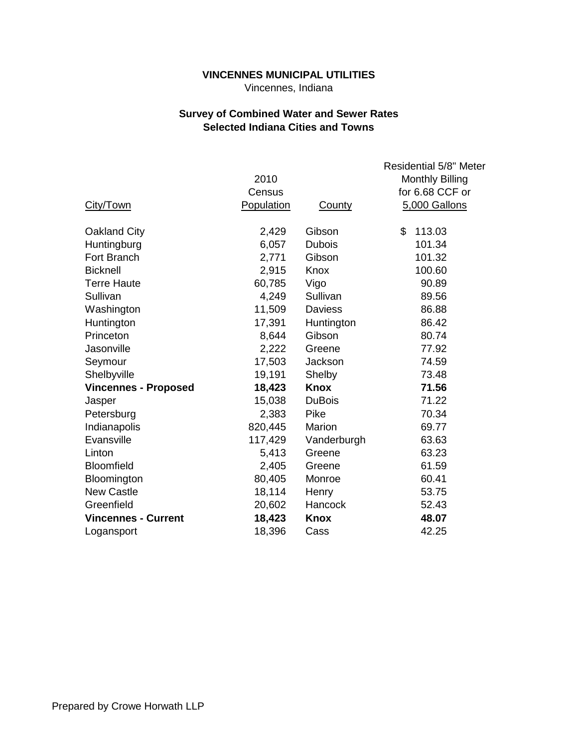**VINCENNES MUNICIPAL UTILITIES**
Vincennes, Indiana

**Survey of Combined Water and Sewer Rates**
**Selected Indiana Cities and Towns**

| City/Town | 2010 Census Population | County | Residential 5/8" Meter Monthly Billing for 6.68 CCF or 5,000 Gallons |
|---|---|---|---|
| Oakland City | 2,429 | Gibson | $ 113.03 |
| Huntingburg | 6,057 | Dubois | 101.34 |
| Fort Branch | 2,771 | Gibson | 101.32 |
| Bicknell | 2,915 | Knox | 100.60 |
| Terre Haute | 60,785 | Vigo | 90.89 |
| Sullivan | 4,249 | Sullivan | 89.56 |
| Washington | 11,509 | Daviess | 86.88 |
| Huntington | 17,391 | Huntington | 86.42 |
| Princeton | 8,644 | Gibson | 80.74 |
| Jasonville | 2,222 | Greene | 77.92 |
| Seymour | 17,503 | Jackson | 74.59 |
| Shelbyville | 19,191 | Shelby | 73.48 |
| **Vincennes - Proposed** | **18,423** | **Knox** | **71.56** |
| Jasper | 15,038 | DuBois | 71.22 |
| Petersburg | 2,383 | Pike | 70.34 |
| Indianapolis | 820,445 | Marion | 69.77 |
| Evansville | 117,429 | Vanderburgh | 63.63 |
| Linton | 5,413 | Greene | 63.23 |
| Bloomfield | 2,405 | Greene | 61.59 |
| Bloomington | 80,405 | Monroe | 60.41 |
| New Castle | 18,114 | Henry | 53.75 |
| Greenfield | 20,602 | Hancock | 52.43 |
| **Vincennes - Current** | **18,423** | **Knox** | **48.07** |
| Logansport | 18,396 | Cass | 42.25 |

Prepared by Crowe Horwath LLP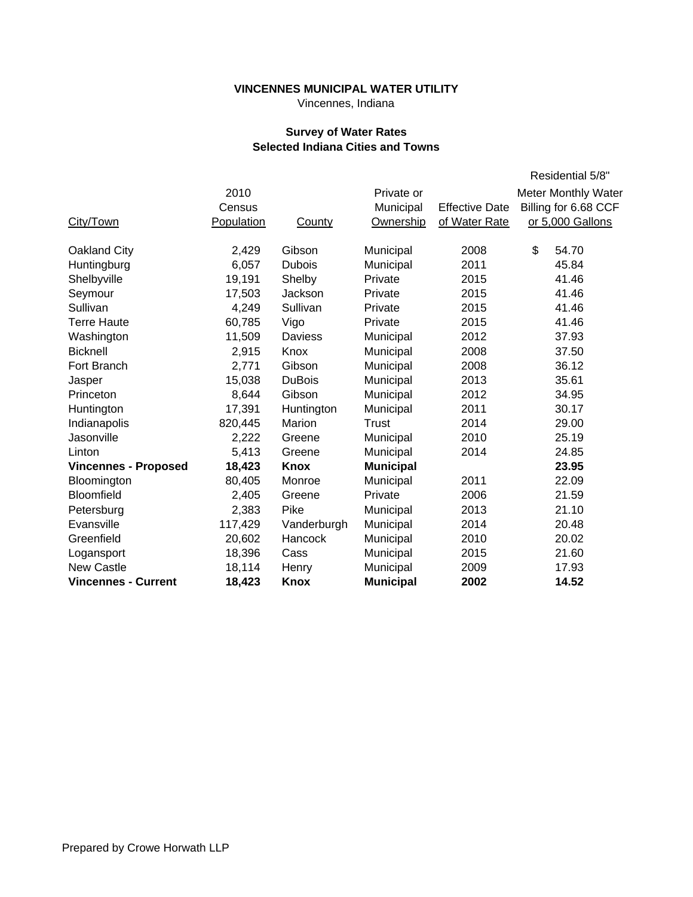**VINCENNES MUNICIPAL WATER UTILITY**

Vincennes, Indiana

**Survey of Water Rates**
**Selected Indiana Cities and Towns**

| City/Town | 2010 Census Population | County | Private or Municipal Ownership | Effective Date of Water Rate | Residential 5/8" Meter Monthly Water Billing for 6.68 CCF or 5,000 Gallons |
|---|---|---|---|---|---|
| Oakland City | 2,429 | Gibson | Municipal | 2008 | $ 54.70 |
| Huntingburg | 6,057 | Dubois | Municipal | 2011 | 45.84 |
| Shelbyville | 19,191 | Shelby | Private | 2015 | 41.46 |
| Seymour | 17,503 | Jackson | Private | 2015 | 41.46 |
| Sullivan | 4,249 | Sullivan | Private | 2015 | 41.46 |
| Terre Haute | 60,785 | Vigo | Private | 2015 | 41.46 |
| Washington | 11,509 | Daviess | Municipal | 2012 | 37.93 |
| Bicknell | 2,915 | Knox | Municipal | 2008 | 37.50 |
| Fort Branch | 2,771 | Gibson | Municipal | 2008 | 36.12 |
| Jasper | 15,038 | DuBois | Municipal | 2013 | 35.61 |
| Princeton | 8,644 | Gibson | Municipal | 2012 | 34.95 |
| Huntington | 17,391 | Huntington | Municipal | 2011 | 30.17 |
| Indianapolis | 820,445 | Marion | Trust | 2014 | 29.00 |
| Jasonville | 2,222 | Greene | Municipal | 2010 | 25.19 |
| Linton | 5,413 | Greene | Municipal | 2014 | 24.85 |
| **Vincennes - Proposed** | **18,423** | **Knox** | **Municipal** | | **23.95** |
| Bloomington | 80,405 | Monroe | Municipal | 2011 | 22.09 |
| Bloomfield | 2,405 | Greene | Private | 2006 | 21.59 |
| Petersburg | 2,383 | Pike | Municipal | 2013 | 21.10 |
| Evansville | 117,429 | Vanderburgh | Municipal | 2014 | 20.48 |
| Greenfield | 20,602 | Hancock | Municipal | 2010 | 20.02 |
| Logansport | 18,396 | Cass | Municipal | 2015 | 21.60 |
| New Castle | 18,114 | Henry | Municipal | 2009 | 17.93 |
| **Vincennes - Current** | **18,423** | **Knox** | **Municipal** | **2002** | **14.52** |

Prepared by Crowe Horwath LLP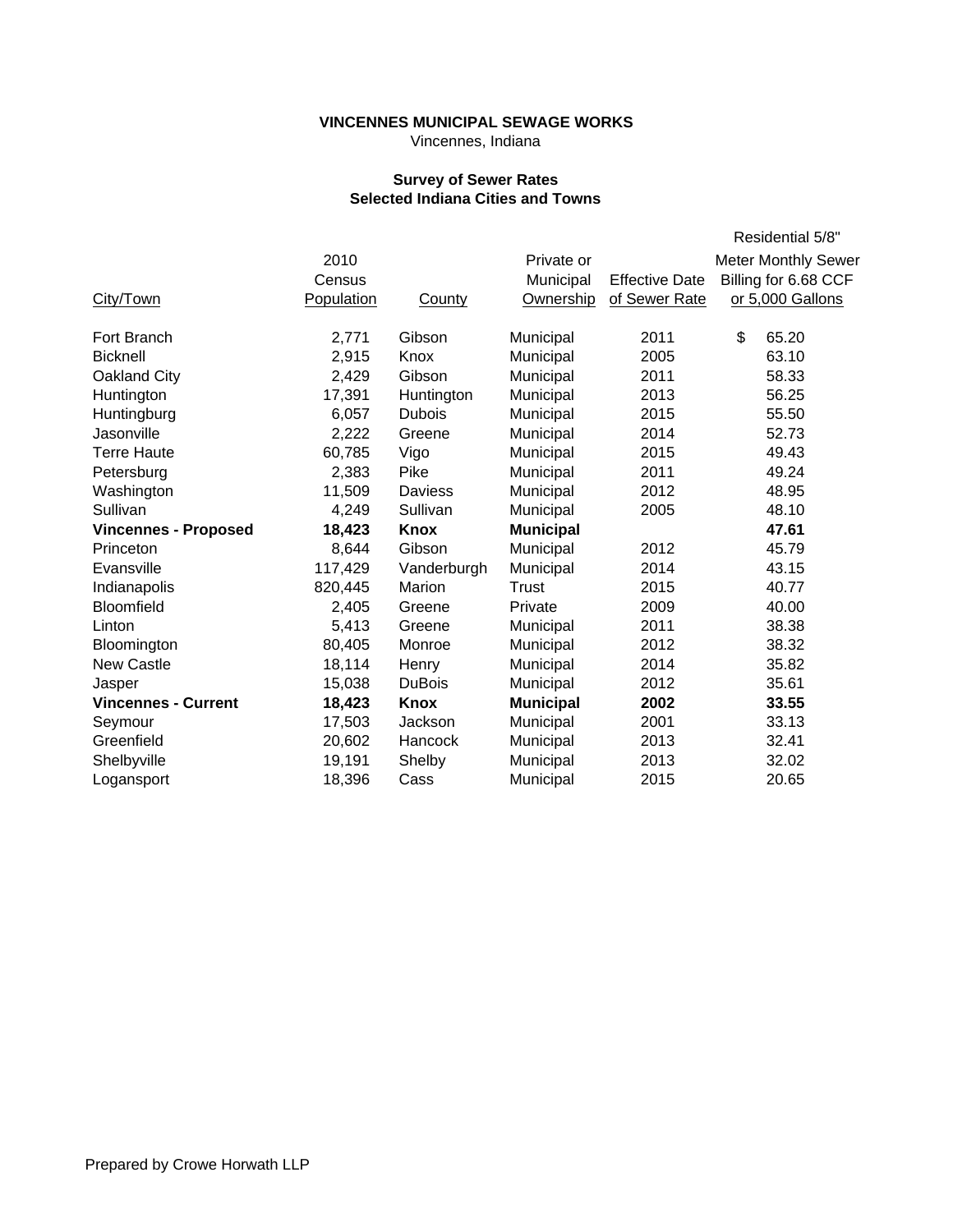**VINCENNES MUNICIPAL SEWAGE WORKS**
Vincennes, Indiana

**Survey of Sewer Rates**
**Selected Indiana Cities and Towns**

| City/Town | 2010 Census Population | County | Private or Municipal Ownership | Effective Date of Sewer Rate | Residential 5/8" Meter Monthly Sewer Billing for 6.68 CCF or 5,000 Gallons |
|---|---|---|---|---|---|
| Fort Branch | 2,771 | Gibson | Municipal | 2011 | $ 65.20 |
| Bicknell | 2,915 | Knox | Municipal | 2005 | 63.10 |
| Oakland City | 2,429 | Gibson | Municipal | 2011 | 58.33 |
| Huntington | 17,391 | Huntington | Municipal | 2013 | 56.25 |
| Huntingburg | 6,057 | Dubois | Municipal | 2015 | 55.50 |
| Jasonville | 2,222 | Greene | Municipal | 2014 | 52.73 |
| Terre Haute | 60,785 | Vigo | Municipal | 2015 | 49.43 |
| Petersburg | 2,383 | Pike | Municipal | 2011 | 49.24 |
| Washington | 11,509 | Daviess | Municipal | 2012 | 48.95 |
| Sullivan | 4,249 | Sullivan | Municipal | 2005 | 48.10 |
| **Vincennes - Proposed** | **18,423** | **Knox** | **Municipal** | | **47.61** |
| Princeton | 8,644 | Gibson | Municipal | 2012 | 45.79 |
| Evansville | 117,429 | Vanderburgh | Municipal | 2014 | 43.15 |
| Indianapolis | 820,445 | Marion | Trust | 2015 | 40.77 |
| Bloomfield | 2,405 | Greene | Private | 2009 | 40.00 |
| Linton | 5,413 | Greene | Municipal | 2011 | 38.38 |
| Bloomington | 80,405 | Monroe | Municipal | 2012 | 38.32 |
| New Castle | 18,114 | Henry | Municipal | 2014 | 35.82 |
| Jasper | 15,038 | DuBois | Municipal | 2012 | 35.61 |
| **Vincennes - Current** | **18,423** | **Knox** | **Municipal** | **2002** | **33.55** |
| Seymour | 17,503 | Jackson | Municipal | 2001 | 33.13 |
| Greenfield | 20,602 | Hancock | Municipal | 2013 | 32.41 |
| Shelbyville | 19,191 | Shelby | Municipal | 2013 | 32.02 |
| Logansport | 18,396 | Cass | Municipal | 2015 | 20.65 |

Prepared by Crowe Horwath LLP